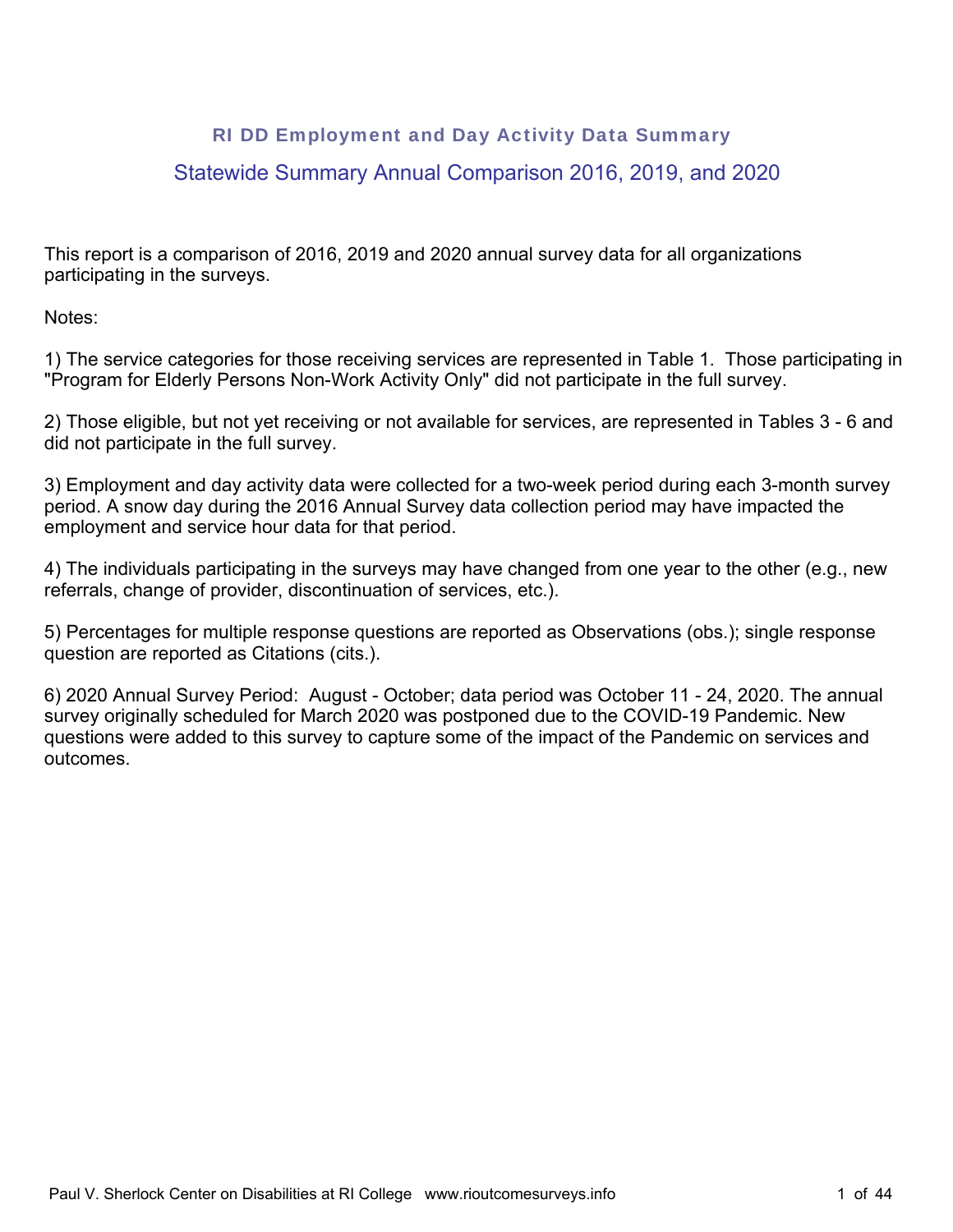# RI DD Employment and Day Activity Data Summary

## Statewide Summary Annual Comparison 2016, 2019, and 2020

This report is a comparison of 2016, 2019 and 2020 annual survey data for all organizations participating in the surveys.

Notes:

1) The service categories for those receiving services are represented in Table 1. Those participating in "Program for Elderly Persons Non-Work Activity Only" did not participate in the full survey.

2) Those eligible, but not yet receiving or not available for services, are represented in Tables 3 - 6 and did not participate in the full survey.

3) Employment and day activity data were collected for a two-week period during each 3-month survey period. A snow day during the 2016 Annual Survey data collection period may have impacted the employment and service hour data for that period.

4) The individuals participating in the surveys may have changed from one year to the other (e.g., new referrals, change of provider, discontinuation of services, etc.).

5) Percentages for multiple response questions are reported as Observations (obs.); single response question are reported as Citations (cits.).

6) 2020 Annual Survey Period: August - October; data period was October 11 - 24, 2020. The annual survey originally scheduled for March 2020 was postponed due to the COVID-19 Pandemic. New questions were added to this survey to capture some of the impact of the Pandemic on services and outcomes.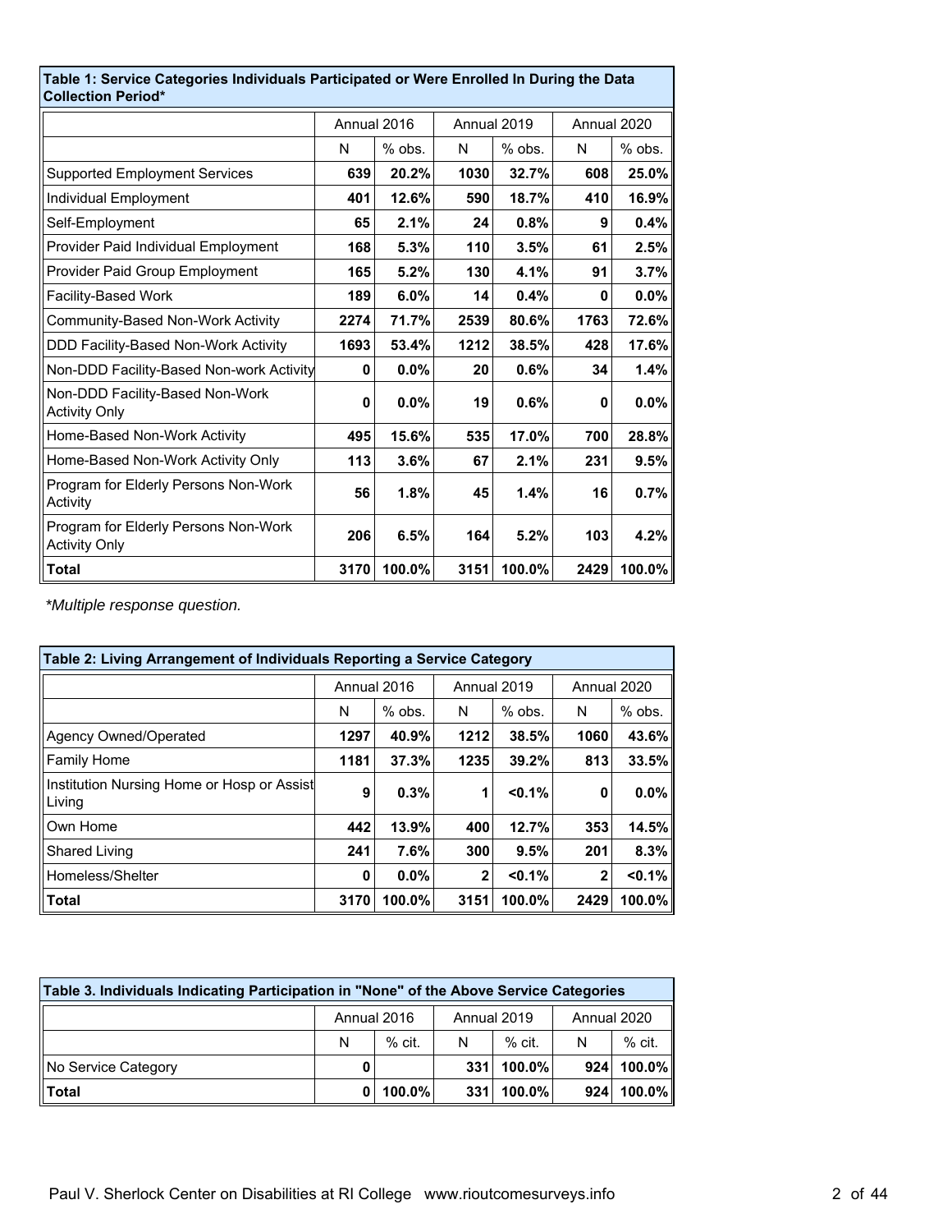| Table 1: Service Categories Individuals Participated or Were Enrolled In During the Data Collection Period* | | | | | | |
|---|---|---|---|---|---|---|
| | Annual 2016 | | Annual 2019 | | Annual 2020 | |
| | N | % obs. | N | % obs. | N | % obs. |
| Supported Employment Services | **639** | **20.2%** | **1030** | **32.7%** | **608** | **25.0%** |
| Individual Employment | **401** | **12.6%** | **590** | **18.7%** | **410** | **16.9%** |
| Self-Employment | **65** | **2.1%** | **24** | **0.8%** | **9** | **0.4%** |
| Provider Paid Individual Employment | **168** | **5.3%** | **110** | **3.5%** | **61** | **2.5%** |
| Provider Paid Group Employment | **165** | **5.2%** | **130** | **4.1%** | **91** | **3.7%** |
| Facility-Based Work | **189** | **6.0%** | **14** | **0.4%** | **0** | **0.0%** |
| Community-Based Non-Work Activity | **2274** | **71.7%** | **2539** | **80.6%** | **1763** | **72.6%** |
| DDD Facility-Based Non-Work Activity | **1693** | **53.4%** | **1212** | **38.5%** | **428** | **17.6%** |
| Non-DDD Facility-Based Non-work Activity | **0** | **0.0%** | **20** | **0.6%** | **34** | **1.4%** |
| Non-DDD Facility-Based Non-Work Activity Only | **0** | **0.0%** | **19** | **0.6%** | **0** | **0.0%** |
| Home-Based Non-Work Activity | **495** | **15.6%** | **535** | **17.0%** | **700** | **28.8%** |
| Home-Based Non-Work Activity Only | **113** | **3.6%** | **67** | **2.1%** | **231** | **9.5%** |
| Program for Elderly Persons Non-Work Activity | **56** | **1.8%** | **45** | **1.4%** | **16** | **0.7%** |
| Program for Elderly Persons Non-Work Activity Only | **206** | **6.5%** | **164** | **5.2%** | **103** | **4.2%** |
| **Total** | **3170** | **100.0%** | **3151** | **100.0%** | **2429** | **100.0%** |

*\*Multiple response question.*

| Table 2: Living Arrangement of Individuals Reporting a Service Category | | | | | | |
|---|---|---|---|---|---|---|
| | Annual 2016 | | Annual 2019 | | Annual 2020 | |
| | N | % obs. | N | % obs. | N | % obs. |
| Agency Owned/Operated | **1297** | **40.9%** | **1212** | **38.5%** | **1060** | **43.6%** |
| Family Home | **1181** | **37.3%** | **1235** | **39.2%** | **813** | **33.5%** |
| Institution Nursing Home or Hosp or Assist Living | **9** | **0.3%** | **1** | **<0.1%** | **0** | **0.0%** |
| Own Home | **442** | **13.9%** | **400** | **12.7%** | **353** | **14.5%** |
| Shared Living | **241** | **7.6%** | **300** | **9.5%** | **201** | **8.3%** |
| Homeless/Shelter | **0** | **0.0%** | **2** | **<0.1%** | **2** | **<0.1%** |
| **Total** | **3170** | **100.0%** | **3151** | **100.0%** | **2429** | **100.0%** |

| Table 3. Individuals Indicating Participation in "None" of the Above Service Categories | | | | | | |
|---|---|---|---|---|---|---|
| | Annual 2016 | | Annual 2019 | | Annual 2020 | |
| | N | % cit. | N | % cit. | N | % cit. |
| No Service Category | **0** | | **331** | **100.0%** | **924** | **100.0%** |
| **Total** | **0** | **100.0%** | **331** | **100.0%** | **924** | **100.0%** |

Paul V. Sherlock Center on Disabilities at RI College www.rioutcomesurveys.info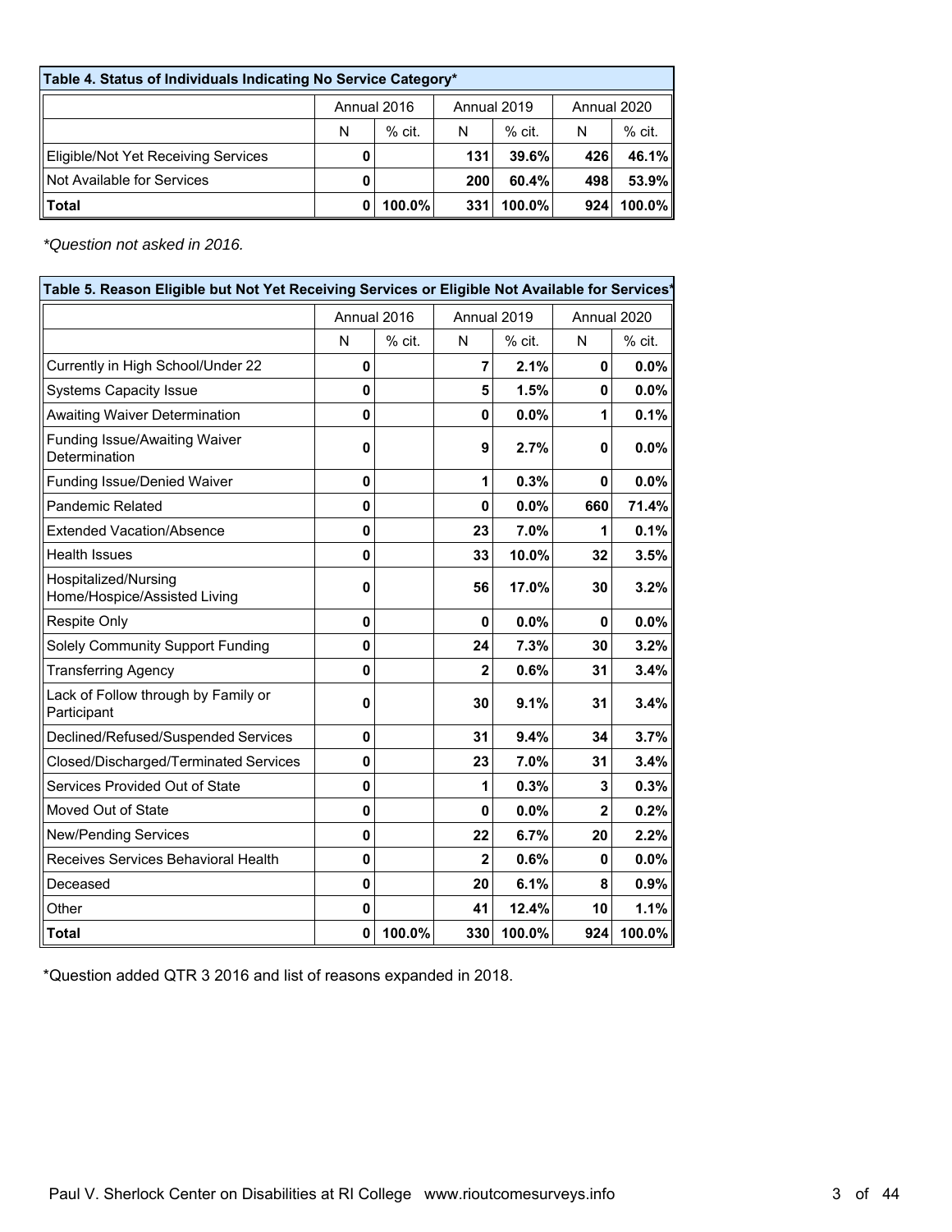| Table 4. Status of Individuals Indicating No Service Category* | | | | | | |
|---|---|---|---|---|---|---|
| | Annual 2016 | | Annual 2019 | | Annual 2020 | |
| | N | % cit. | N | % cit. | N | % cit. |
| Eligible/Not Yet Receiving Services | **0** | | **131** | **39.6%** | **426** | **46.1%** |
| Not Available for Services | **0** | | **200** | **60.4%** | **498** | **53.9%** |
| **Total** | **0** | **100.0%** | **331** | **100.0%** | **924** | **100.0%** |

*Question not asked in 2016.*

| Table 5. Reason Eligible but Not Yet Receiving Services or Eligible Not Available for Services* | | | | | | |
|---|---|---|---|---|---|---|
| | Annual 2016 | | Annual 2019 | | Annual 2020 | |
| | N | % cit. | N | % cit. | N | % cit. |
| Currently in High School/Under 22 | **0** | | **7** | **2.1%** | **0** | **0.0%** |
| Systems Capacity Issue | **0** | | **5** | **1.5%** | **0** | **0.0%** |
| Awaiting Waiver Determination | **0** | | **0** | **0.0%** | **1** | **0.1%** |
| Funding Issue/Awaiting Waiver Determination | **0** | | **9** | **2.7%** | **0** | **0.0%** |
| Funding Issue/Denied Waiver | **0** | | **1** | **0.3%** | **0** | **0.0%** |
| Pandemic Related | **0** | | **0** | **0.0%** | **660** | **71.4%** |
| Extended Vacation/Absence | **0** | | **23** | **7.0%** | **1** | **0.1%** |
| Health Issues | **0** | | **33** | **10.0%** | **32** | **3.5%** |
| Hospitalized/Nursing Home/Hospice/Assisted Living | **0** | | **56** | **17.0%** | **30** | **3.2%** |
| Respite Only | **0** | | **0** | **0.0%** | **0** | **0.0%** |
| Solely Community Support Funding | **0** | | **24** | **7.3%** | **30** | **3.2%** |
| Transferring Agency | **0** | | **2** | **0.6%** | **31** | **3.4%** |
| Lack of Follow through by Family or Participant | **0** | | **30** | **9.1%** | **31** | **3.4%** |
| Declined/Refused/Suspended Services | **0** | | **31** | **9.4%** | **34** | **3.7%** |
| Closed/Discharged/Terminated Services | **0** | | **23** | **7.0%** | **31** | **3.4%** |
| Services Provided Out of State | **0** | | **1** | **0.3%** | **3** | **0.3%** |
| Moved Out of State | **0** | | **0** | **0.0%** | **2** | **0.2%** |
| New/Pending Services | **0** | | **22** | **6.7%** | **20** | **2.2%** |
| Receives Services Behavioral Health | **0** | | **2** | **0.6%** | **0** | **0.0%** |
| Deceased | **0** | | **20** | **6.1%** | **8** | **0.9%** |
| Other | **0** | | **41** | **12.4%** | **10** | **1.1%** |
| **Total** | **0** | **100.0%** | **330** | **100.0%** | **924** | **100.0%** |

*Question added QTR 3 2016 and list of reasons expanded in 2018.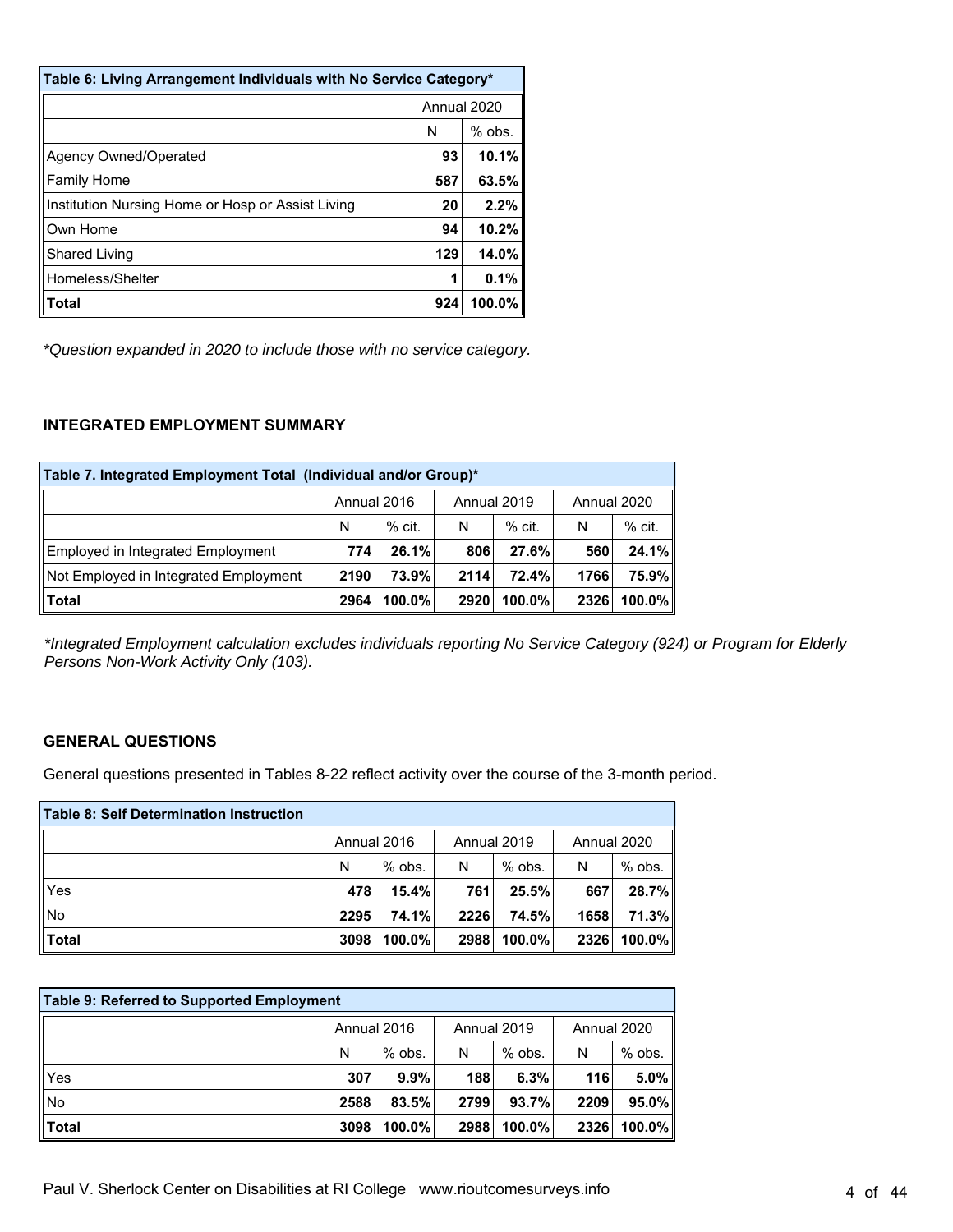| Table 6: Living Arrangement Individuals with No Service Category* | | |
|---|---|---|
| | Annual 2020 | |
| | N | % obs. |
| Agency Owned/Operated | **93** | **10.1%** |
| Family Home | **587** | **63.5%** |
| Institution Nursing Home or Hosp or Assist Living | **20** | **2.2%** |
| Own Home | **94** | **10.2%** |
| Shared Living | **129** | **14.0%** |
| Homeless/Shelter | **1** | **0.1%** |
| **Total** | **924** | **100.0%** |

*\*Question expanded in 2020 to include those with no service category.*

### INTEGRATED EMPLOYMENT SUMMARY

| Table 7. Integrated Employment Total (Individual and/or Group)* | | | | | | |
|---|---|---|---|---|---|---|
| | Annual 2016 | | Annual 2019 | | Annual 2020 | |
| | N | % cit. | N | % cit. | N | % cit. |
| Employed in Integrated Employment | **774** | **26.1%** | **806** | **27.6%** | **560** | **24.1%** |
| Not Employed in Integrated Employment | **2190** | **73.9%** | **2114** | **72.4%** | **1766** | **75.9%** |
| **Total** | **2964** | **100.0%** | **2920** | **100.0%** | **2326** | **100.0%** |

*\*Integrated Employment calculation excludes individuals reporting No Service Category (924) or Program for Elderly Persons Non-Work Activity Only (103).*

### GENERAL QUESTIONS

General questions presented in Tables 8-22 reflect activity over the course of the 3-month period.

| Table 8: Self Determination Instruction | | | | | | |
|---|---|---|---|---|---|---|
| | Annual 2016 | | Annual 2019 | | Annual 2020 | |
| | N | % obs. | N | % obs. | N | % obs. |
| Yes | **478** | **15.4%** | **761** | **25.5%** | **667** | **28.7%** |
| No | **2295** | **74.1%** | **2226** | **74.5%** | **1658** | **71.3%** |
| **Total** | **3098** | **100.0%** | **2988** | **100.0%** | **2326** | **100.0%** |

| Table 9: Referred to Supported Employment | | | | | | |
|---|---|---|---|---|---|---|
| | Annual 2016 | | Annual 2019 | | Annual 2020 | |
| | N | % obs. | N | % obs. | N | % obs. |
| Yes | **307** | **9.9%** | **188** | **6.3%** | **116** | **5.0%** |
| No | **2588** | **83.5%** | **2799** | **93.7%** | **2209** | **95.0%** |
| **Total** | **3098** | **100.0%** | **2988** | **100.0%** | **2326** | **100.0%** |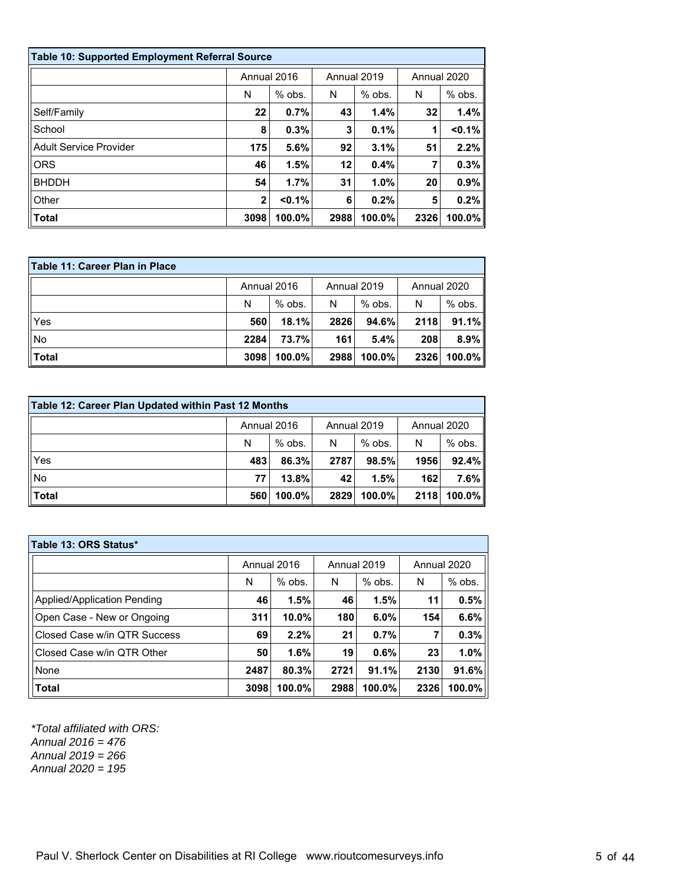| Table 10: Supported Employment Referral Source | | | | | | |
|---|---|---|---|---|---|---|
| | Annual 2016 | | Annual 2019 | | Annual 2020 | |
| | N | % obs. | N | % obs. | N | % obs. |
| Self/Family | **22** | **0.7%** | **43** | **1.4%** | **32** | **1.4%** |
| School | **8** | **0.3%** | **3** | **0.1%** | **1** | **<0.1%** |
| Adult Service Provider | **175** | **5.6%** | **92** | **3.1%** | **51** | **2.2%** |
| ORS | **46** | **1.5%** | **12** | **0.4%** | **7** | **0.3%** |
| BHDDH | **54** | **1.7%** | **31** | **1.0%** | **20** | **0.9%** |
| Other | **2** | **<0.1%** | **6** | **0.2%** | **5** | **0.2%** |
| **Total** | **3098** | **100.0%** | **2988** | **100.0%** | **2326** | **100.0%** |

| Table 11: Career Plan in Place | | | | | | |
|---|---|---|---|---|---|---|
| | Annual 2016 | | Annual 2019 | | Annual 2020 | |
| | N | % obs. | N | % obs. | N | % obs. |
| Yes | **560** | **18.1%** | **2826** | **94.6%** | **2118** | **91.1%** |
| No | **2284** | **73.7%** | **161** | **5.4%** | **208** | **8.9%** |
| **Total** | **3098** | **100.0%** | **2988** | **100.0%** | **2326** | **100.0%** |

| Table 12: Career Plan Updated within Past 12 Months | | | | | | |
|---|---|---|---|---|---|---|
| | Annual 2016 | | Annual 2019 | | Annual 2020 | |
| | N | % obs. | N | % obs. | N | % obs. |
| Yes | **483** | **86.3%** | **2787** | **98.5%** | **1956** | **92.4%** |
| No | **77** | **13.8%** | **42** | **1.5%** | **162** | **7.6%** |
| **Total** | **560** | **100.0%** | **2829** | **100.0%** | **2118** | **100.0%** |

| Table 13: ORS Status* | | | | | | |
|---|---|---|---|---|---|---|
| | Annual 2016 | | Annual 2019 | | Annual 2020 | |
| | N | % obs. | N | % obs. | N | % obs. |
| Applied/Application Pending | **46** | **1.5%** | **46** | **1.5%** | **11** | **0.5%** |
| Open Case - New or Ongoing | **311** | **10.0%** | **180** | **6.0%** | **154** | **6.6%** |
| Closed Case w/in QTR Success | **69** | **2.2%** | **21** | **0.7%** | **7** | **0.3%** |
| Closed Case w/in QTR Other | **50** | **1.6%** | **19** | **0.6%** | **23** | **1.0%** |
| None | **2487** | **80.3%** | **2721** | **91.1%** | **2130** | **91.6%** |
| **Total** | **3098** | **100.0%** | **2988** | **100.0%** | **2326** | **100.0%** |

*\*Total affiliated with ORS:*
*Annual 2016 = 476*
*Annual 2019 = 266*
*Annual 2020 = 195*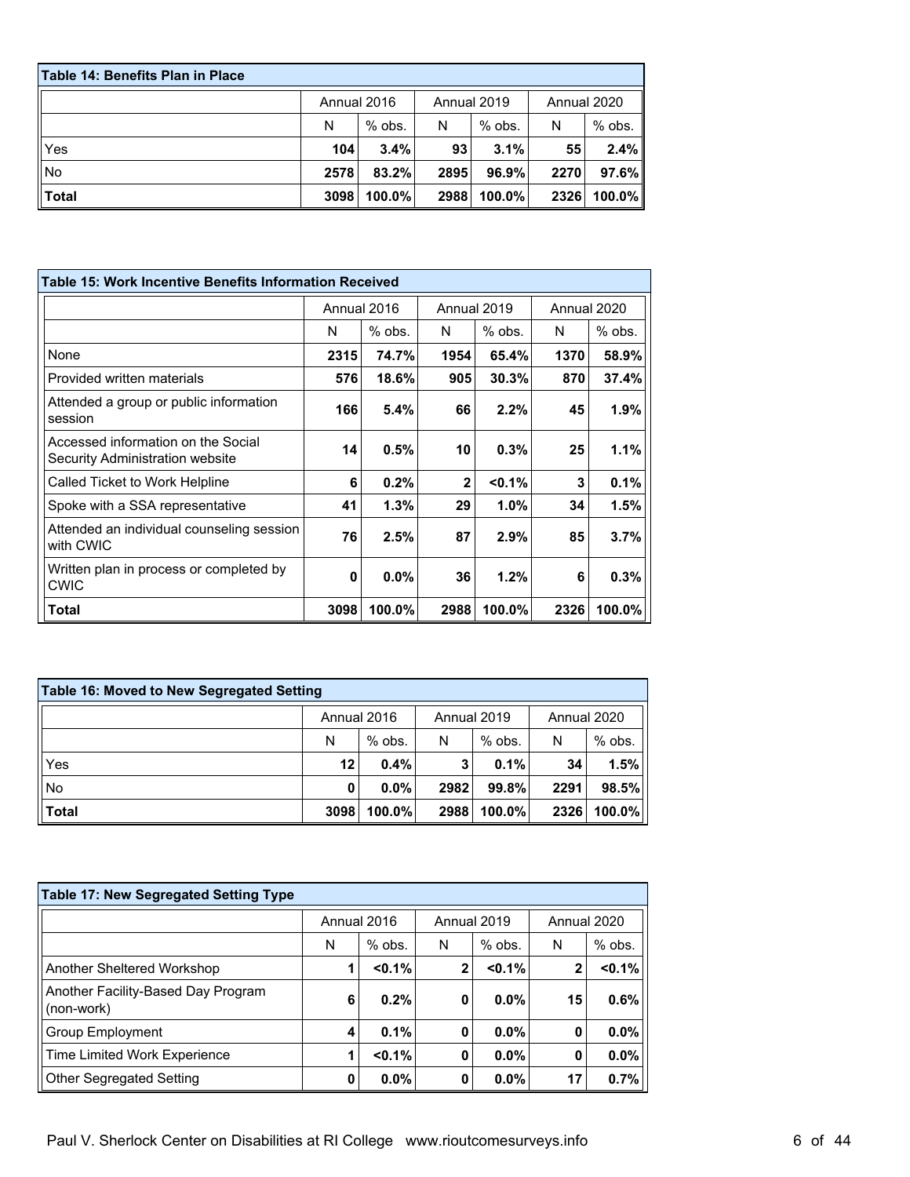**Table 14: Benefits Plan in Place**

| | Annual 2016 | | Annual 2019 | | Annual 2020 | |
|---|---|---|---|---|---|---|
| | N | % obs. | N | % obs. | N | % obs. |
| Yes | **104** | **3.4%** | **93** | **3.1%** | **55** | **2.4%** |
| No | **2578** | **83.2%** | **2895** | **96.9%** | **2270** | **97.6%** |
| **Total** | **3098** | **100.0%** | **2988** | **100.0%** | **2326** | **100.0%** |

**Table 15: Work Incentive Benefits Information Received**

| | Annual 2016 | | Annual 2019 | | Annual 2020 | |
|---|---|---|---|---|---|---|
| | N | % obs. | N | % obs. | N | % obs. |
| None | **2315** | **74.7%** | **1954** | **65.4%** | **1370** | **58.9%** |
| Provided written materials | **576** | **18.6%** | **905** | **30.3%** | **870** | **37.4%** |
| Attended a group or public information session | **166** | **5.4%** | **66** | **2.2%** | **45** | **1.9%** |
| Accessed information on the Social Security Administration website | **14** | **0.5%** | **10** | **0.3%** | **25** | **1.1%** |
| Called Ticket to Work Helpline | **6** | **0.2%** | **2** | **<0.1%** | **3** | **0.1%** |
| Spoke with a SSA representative | **41** | **1.3%** | **29** | **1.0%** | **34** | **1.5%** |
| Attended an individual counseling session with CWIC | **76** | **2.5%** | **87** | **2.9%** | **85** | **3.7%** |
| Written plan in process or completed by CWIC | **0** | **0.0%** | **36** | **1.2%** | **6** | **0.3%** |
| **Total** | **3098** | **100.0%** | **2988** | **100.0%** | **2326** | **100.0%** |

**Table 16: Moved to New Segregated Setting**

| | Annual 2016 | | Annual 2019 | | Annual 2020 | |
|---|---|---|---|---|---|---|
| | N | % obs. | N | % obs. | N | % obs. |
| Yes | **12** | **0.4%** | **3** | **0.1%** | **34** | **1.5%** |
| No | **0** | **0.0%** | **2982** | **99.8%** | **2291** | **98.5%** |
| **Total** | **3098** | **100.0%** | **2988** | **100.0%** | **2326** | **100.0%** |

**Table 17: New Segregated Setting Type**

| | Annual 2016 | | Annual 2019 | | Annual 2020 | |
|---|---|---|---|---|---|---|
| | N | % obs. | N | % obs. | N | % obs. |
| Another Sheltered Workshop | **1** | **<0.1%** | **2** | **<0.1%** | **2** | **<0.1%** |
| Another Facility-Based Day Program (non-work) | **6** | **0.2%** | **0** | **0.0%** | **15** | **0.6%** |
| Group Employment | **4** | **0.1%** | **0** | **0.0%** | **0** | **0.0%** |
| Time Limited Work Experience | **1** | **<0.1%** | **0** | **0.0%** | **0** | **0.0%** |
| Other Segregated Setting | **0** | **0.0%** | **0** | **0.0%** | **17** | **0.7%** |

Paul V. Sherlock Center on Disabilities at RI College www.rioutcomesurveys.info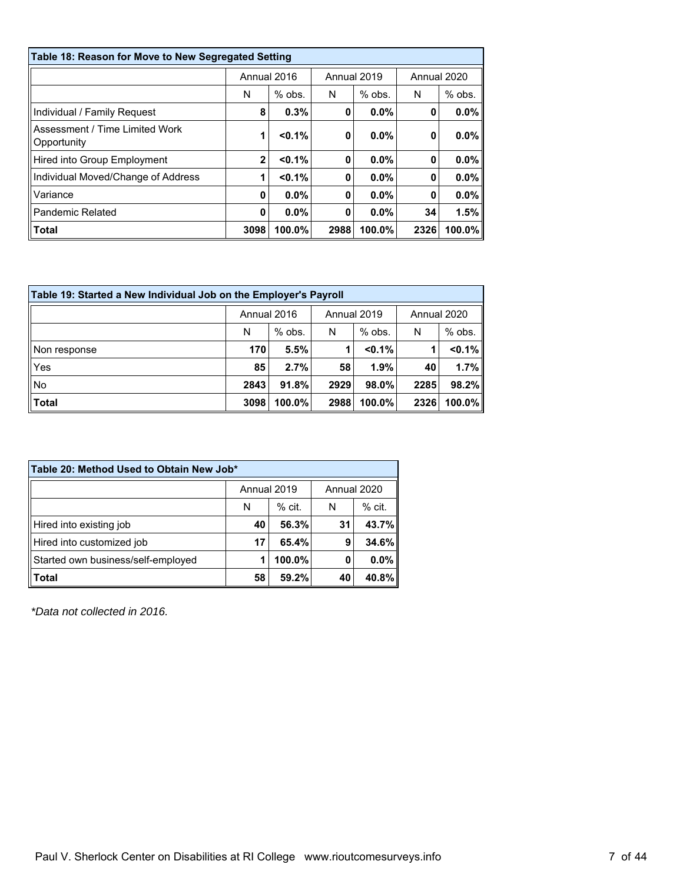| Table 18: Reason for Move to New Segregated Setting | | | | | | |
|---|---|---|---|---|---|---|
| | Annual 2016 | | Annual 2019 | | Annual 2020 | |
| | N | % obs. | N | % obs. | N | % obs. |
| Individual / Family Request | **8** | **0.3%** | **0** | **0.0%** | **0** | **0.0%** |
| Assessment / Time Limited Work Opportunity | **1** | **<0.1%** | **0** | **0.0%** | **0** | **0.0%** |
| Hired into Group Employment | **2** | **<0.1%** | **0** | **0.0%** | **0** | **0.0%** |
| Individual Moved/Change of Address | **1** | **<0.1%** | **0** | **0.0%** | **0** | **0.0%** |
| Variance | **0** | **0.0%** | **0** | **0.0%** | **0** | **0.0%** |
| Pandemic Related | **0** | **0.0%** | **0** | **0.0%** | **34** | **1.5%** |
| **Total** | **3098** | **100.0%** | **2988** | **100.0%** | **2326** | **100.0%** |

| Table 19: Started a New Individual Job on the Employer's Payroll | | | | | | |
|---|---|---|---|---|---|---|
| | Annual 2016 | | Annual 2019 | | Annual 2020 | |
| | N | % obs. | N | % obs. | N | % obs. |
| Non response | **170** | **5.5%** | **1** | **<0.1%** | **1** | **<0.1%** |
| Yes | **85** | **2.7%** | **58** | **1.9%** | **40** | **1.7%** |
| No | **2843** | **91.8%** | **2929** | **98.0%** | **2285** | **98.2%** |
| **Total** | **3098** | **100.0%** | **2988** | **100.0%** | **2326** | **100.0%** |

| Table 20: Method Used to Obtain New Job* | | | | |
|---|---|---|---|---|
| | Annual 2019 | | Annual 2020 | |
| | N | % cit. | N | % cit. |
| Hired into existing job | **40** | **56.3%** | **31** | **43.7%** |
| Hired into customized job | **17** | **65.4%** | **9** | **34.6%** |
| Started own business/self-employed | **1** | **100.0%** | **0** | **0.0%** |
| **Total** | **58** | **59.2%** | **40** | **40.8%** |

*\*Data not collected in 2016.*

Paul V. Sherlock Center on Disabilities at RI College www.rioutcomesurveys.info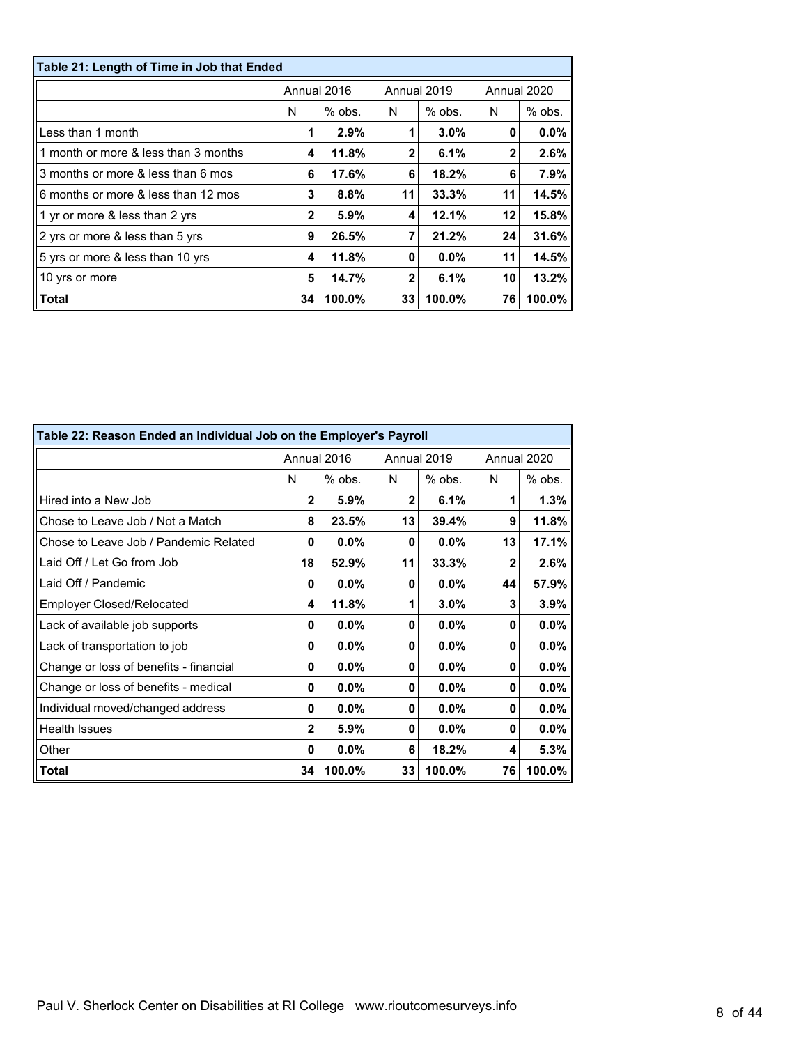| Table 21: Length of Time in Job that Ended | | | | | | |
|---|---|---|---|---|---|---|
| | Annual 2016 | | Annual 2019 | | Annual 2020 | |
| | N | % obs. | N | % obs. | N | % obs. |
| Less than 1 month | 1 | 2.9% | 1 | 3.0% | 0 | 0.0% |
| 1 month or more & less than 3 months | 4 | 11.8% | 2 | 6.1% | 2 | 2.6% |
| 3 months or more & less than 6 mos | 6 | 17.6% | 6 | 18.2% | 6 | 7.9% |
| 6 months or more & less than 12 mos | 3 | 8.8% | 11 | 33.3% | 11 | 14.5% |
| 1 yr or more & less than 2 yrs | 2 | 5.9% | 4 | 12.1% | 12 | 15.8% |
| 2 yrs or more & less than 5 yrs | 9 | 26.5% | 7 | 21.2% | 24 | 31.6% |
| 5 yrs or more & less than 10 yrs | 4 | 11.8% | 0 | 0.0% | 11 | 14.5% |
| 10 yrs or more | 5 | 14.7% | 2 | 6.1% | 10 | 13.2% |
| **Total** | 34 | 100.0% | 33 | 100.0% | 76 | 100.0% |

| Table 22: Reason Ended an Individual Job on the Employer's Payroll | | | | | | |
|---|---|---|---|---|---|---|
| | Annual 2016 | | Annual 2019 | | Annual 2020 | |
| | N | % obs. | N | % obs. | N | % obs. |
| Hired into a New Job | 2 | 5.9% | 2 | 6.1% | 1 | 1.3% |
| Chose to Leave Job / Not a Match | 8 | 23.5% | 13 | 39.4% | 9 | 11.8% |
| Chose to Leave Job / Pandemic Related | 0 | 0.0% | 0 | 0.0% | 13 | 17.1% |
| Laid Off / Let Go from Job | 18 | 52.9% | 11 | 33.3% | 2 | 2.6% |
| Laid Off / Pandemic | 0 | 0.0% | 0 | 0.0% | 44 | 57.9% |
| Employer Closed/Relocated | 4 | 11.8% | 1 | 3.0% | 3 | 3.9% |
| Lack of available job supports | 0 | 0.0% | 0 | 0.0% | 0 | 0.0% |
| Lack of transportation to job | 0 | 0.0% | 0 | 0.0% | 0 | 0.0% |
| Change or loss of benefits - financial | 0 | 0.0% | 0 | 0.0% | 0 | 0.0% |
| Change or loss of benefits - medical | 0 | 0.0% | 0 | 0.0% | 0 | 0.0% |
| Individual moved/changed address | 0 | 0.0% | 0 | 0.0% | 0 | 0.0% |
| Health Issues | 2 | 5.9% | 0 | 0.0% | 0 | 0.0% |
| Other | 0 | 0.0% | 6 | 18.2% | 4 | 5.3% |
| **Total** | 34 | 100.0% | 33 | 100.0% | 76 | 100.0% |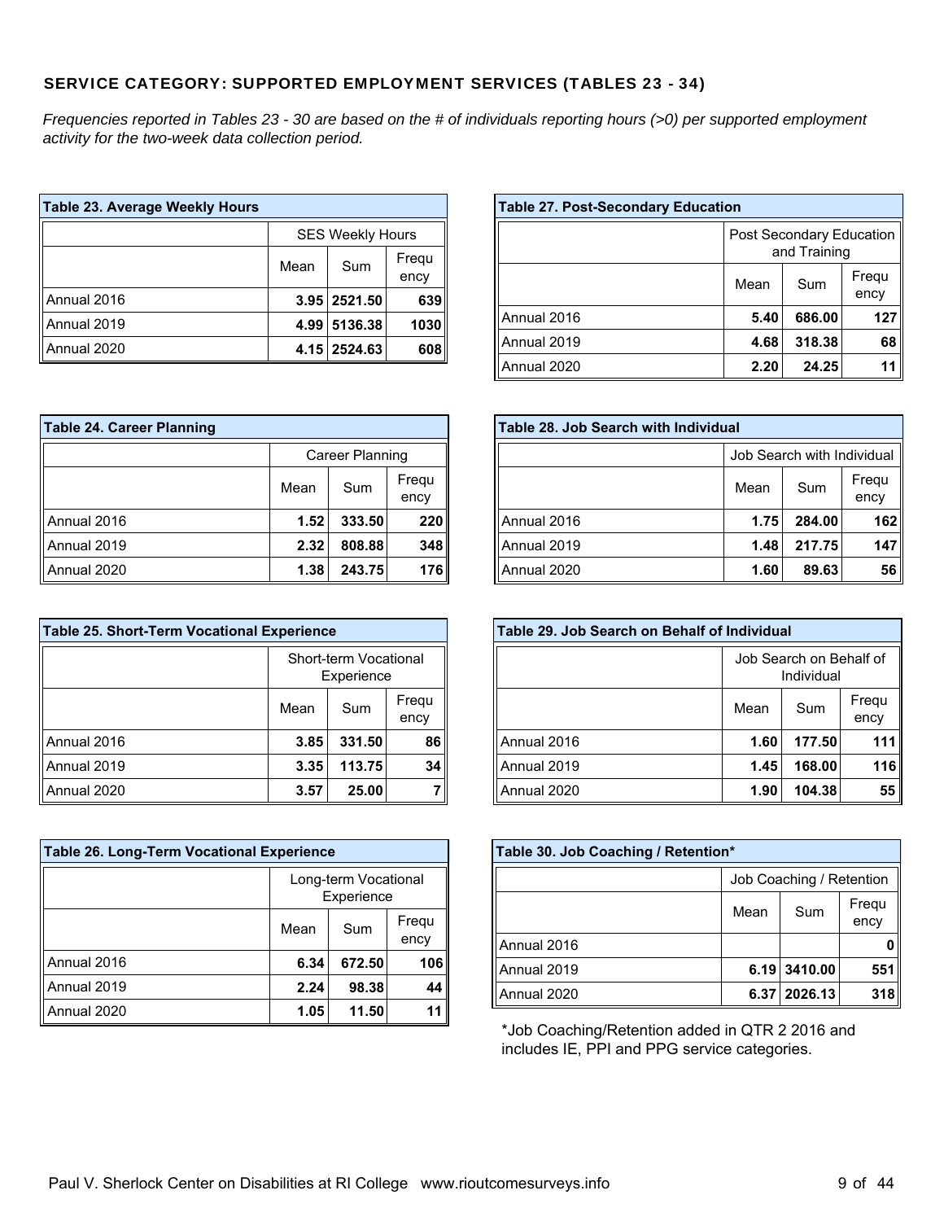## SERVICE CATEGORY: SUPPORTED EMPLOYMENT SERVICES (TABLES 23 - 34)

*Frequencies reported in Tables 23 - 30 are based on the # of individuals reporting hours (>0) per supported employment activity for the two-week data collection period.*

**Table 23. Average Weekly Hours**

| | SES Weekly Hours | | |
|---|---|---|---|
| | Mean | Sum | Frequency |
| Annual 2016 | 3.95 | 2521.50 | 639 |
| Annual 2019 | 4.99 | 5136.38 | 1030 |
| Annual 2020 | 4.15 | 2524.63 | 608 |

**Table 24. Career Planning**

| | Career Planning | | |
|---|---|---|---|
| | Mean | Sum | Frequency |
| Annual 2016 | 1.52 | 333.50 | 220 |
| Annual 2019 | 2.32 | 808.88 | 348 |
| Annual 2020 | 1.38 | 243.75 | 176 |

**Table 25. Short-Term Vocational Experience**

| | Short-term Vocational Experience | | |
|---|---|---|---|
| | Mean | Sum | Frequency |
| Annual 2016 | 3.85 | 331.50 | 86 |
| Annual 2019 | 3.35 | 113.75 | 34 |
| Annual 2020 | 3.57 | 25.00 | 7 |

**Table 26. Long-Term Vocational Experience**

| | Long-term Vocational Experience | | |
|---|---|---|---|
| | Mean | Sum | Frequency |
| Annual 2016 | 6.34 | 672.50 | 106 |
| Annual 2019 | 2.24 | 98.38 | 44 |
| Annual 2020 | 1.05 | 11.50 | 11 |

**Table 27. Post-Secondary Education**

| | Post Secondary Education and Training | | |
|---|---|---|---|
| | Mean | Sum | Frequency |
| Annual 2016 | 5.40 | 686.00 | 127 |
| Annual 2019 | 4.68 | 318.38 | 68 |
| Annual 2020 | 2.20 | 24.25 | 11 |

**Table 28. Job Search with Individual**

| | Job Search with Individual | | |
|---|---|---|---|
| | Mean | Sum | Frequency |
| Annual 2016 | 1.75 | 284.00 | 162 |
| Annual 2019 | 1.48 | 217.75 | 147 |
| Annual 2020 | 1.60 | 89.63 | 56 |

**Table 29. Job Search on Behalf of Individual**

| | Job Search on Behalf of Individual | | |
|---|---|---|---|
| | Mean | Sum | Frequency |
| Annual 2016 | 1.60 | 177.50 | 111 |
| Annual 2019 | 1.45 | 168.00 | 116 |
| Annual 2020 | 1.90 | 104.38 | 55 |

**Table 30. Job Coaching / Retention***

| | Job Coaching / Retention | | |
|---|---|---|---|
| | Mean | Sum | Frequency |
| Annual 2016 | | | 0 |
| Annual 2019 | 6.19 | 3410.00 | 551 |
| Annual 2020 | 6.37 | 2026.13 | 318 |

*Job Coaching/Retention added in QTR 2 2016 and includes IE, PPI and PPG service categories.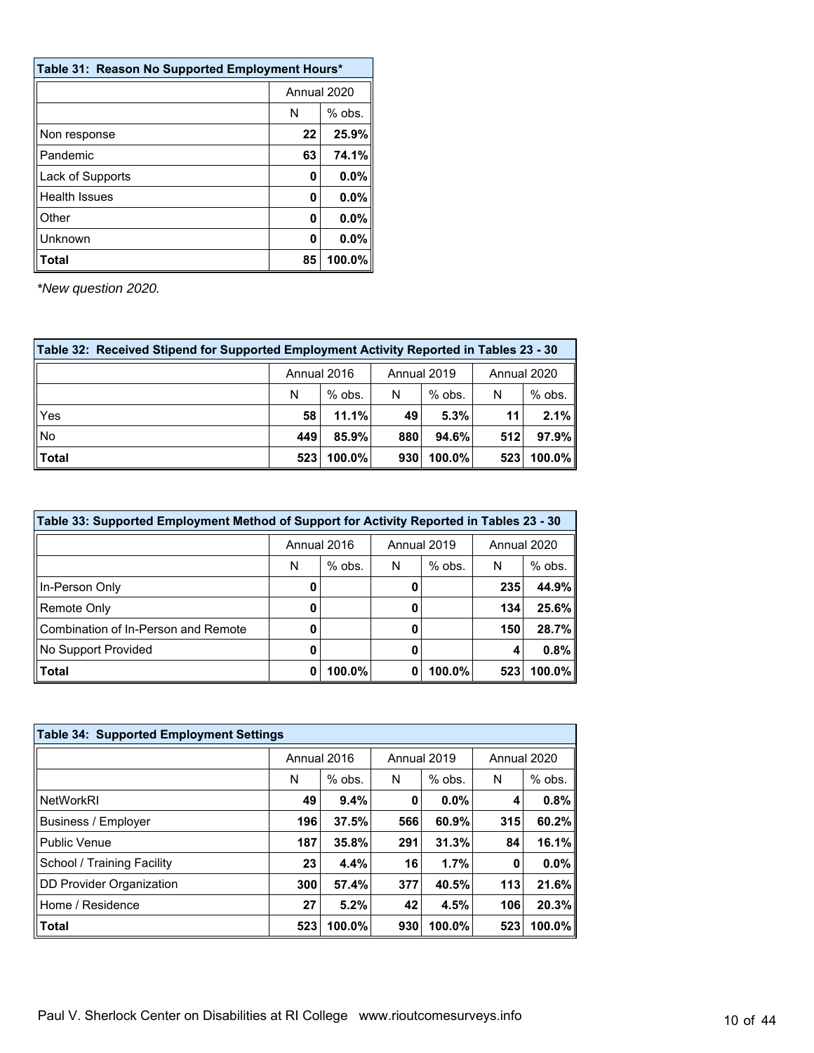| Table 31: Reason No Supported Employment Hours* | | |
|---|---|---|
| | Annual 2020 | |
| | N | % obs. |
| Non response | **22** | **25.9%** |
| Pandemic | **63** | **74.1%** |
| Lack of Supports | **0** | **0.0%** |
| Health Issues | **0** | **0.0%** |
| Other | **0** | **0.0%** |
| Unknown | **0** | **0.0%** |
| **Total** | **85** | **100.0%** |

*\*New question 2020.*

| Table 32: Received Stipend for Supported Employment Activity Reported in Tables 23 - 30 | | | | | | |
|---|---|---|---|---|---|---|
| | Annual 2016 | | Annual 2019 | | Annual 2020 | |
| | N | % obs. | N | % obs. | N | % obs. |
| Yes | **58** | **11.1%** | **49** | **5.3%** | **11** | **2.1%** |
| No | **449** | **85.9%** | **880** | **94.6%** | **512** | **97.9%** |
| **Total** | **523** | **100.0%** | **930** | **100.0%** | **523** | **100.0%** |

| Table 33: Supported Employment Method of Support for Activity Reported in Tables 23 - 30 | | | | | | |
|---|---|---|---|---|---|---|
| | Annual 2016 | | Annual 2019 | | Annual 2020 | |
| | N | % obs. | N | % obs. | N | % obs. |
| In-Person Only | **0** | | **0** | | **235** | **44.9%** |
| Remote Only | **0** | | **0** | | **134** | **25.6%** |
| Combination of In-Person and Remote | **0** | | **0** | | **150** | **28.7%** |
| No Support Provided | **0** | | **0** | | **4** | **0.8%** |
| **Total** | **0** | **100.0%** | **0** | **100.0%** | **523** | **100.0%** |

| Table 34: Supported Employment Settings | | | | | | |
|---|---|---|---|---|---|---|
| | Annual 2016 | | Annual 2019 | | Annual 2020 | |
| | N | % obs. | N | % obs. | N | % obs. |
| NetWorkRI | **49** | **9.4%** | **0** | **0.0%** | **4** | **0.8%** |
| Business / Employer | **196** | **37.5%** | **566** | **60.9%** | **315** | **60.2%** |
| Public Venue | **187** | **35.8%** | **291** | **31.3%** | **84** | **16.1%** |
| School / Training Facility | **23** | **4.4%** | **16** | **1.7%** | **0** | **0.0%** |
| DD Provider Organization | **300** | **57.4%** | **377** | **40.5%** | **113** | **21.6%** |
| Home / Residence | **27** | **5.2%** | **42** | **4.5%** | **106** | **20.3%** |
| **Total** | **523** | **100.0%** | **930** | **100.0%** | **523** | **100.0%** |

Paul V. Sherlock Center on Disabilities at RI College www.rioutcomesurveys.info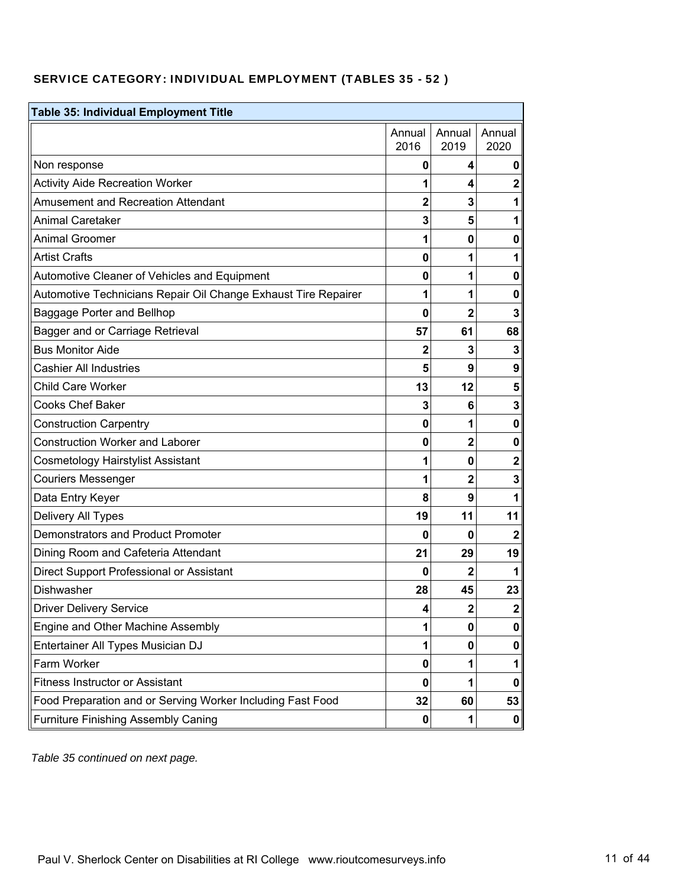### SERVICE CATEGORY: INDIVIDUAL EMPLOYMENT (TABLES 35 - 52 )

**Table 35: Individual Employment Title**

| | Annual 2016 | Annual 2019 | Annual 2020 |
|---|---|---|---|
| Non response | **0** | **4** | **0** |
| Activity Aide Recreation Worker | **1** | **4** | **2** |
| Amusement and Recreation Attendant | **2** | **3** | **1** |
| Animal Caretaker | **3** | **5** | **1** |
| Animal Groomer | **1** | **0** | **0** |
| Artist Crafts | **0** | **1** | **1** |
| Automotive Cleaner of Vehicles and Equipment | **0** | **1** | **0** |
| Automotive Technicians Repair Oil Change Exhaust Tire Repairer | **1** | **1** | **0** |
| Baggage Porter and Bellhop | **0** | **2** | **3** |
| Bagger and or Carriage Retrieval | **57** | **61** | **68** |
| Bus Monitor Aide | **2** | **3** | **3** |
| Cashier All Industries | **5** | **9** | **9** |
| Child Care Worker | **13** | **12** | **5** |
| Cooks Chef Baker | **3** | **6** | **3** |
| Construction Carpentry | **0** | **1** | **0** |
| Construction Worker and Laborer | **0** | **2** | **0** |
| Cosmetology Hairstylist Assistant | **1** | **0** | **2** |
| Couriers Messenger | **1** | **2** | **3** |
| Data Entry Keyer | **8** | **9** | **1** |
| Delivery All Types | **19** | **11** | **11** |
| Demonstrators and Product Promoter | **0** | **0** | **2** |
| Dining Room and Cafeteria Attendant | **21** | **29** | **19** |
| Direct Support Professional or Assistant | **0** | **2** | **1** |
| Dishwasher | **28** | **45** | **23** |
| Driver Delivery Service | **4** | **2** | **2** |
| Engine and Other Machine Assembly | **1** | **0** | **0** |
| Entertainer All Types Musician DJ | **1** | **0** | **0** |
| Farm Worker | **0** | **1** | **1** |
| Fitness Instructor or Assistant | **0** | **1** | **0** |
| Food Preparation and or Serving Worker Including Fast Food | **32** | **60** | **53** |
| Furniture Finishing Assembly Caning | **0** | **1** | **0** |

*Table 35 continued on next page.*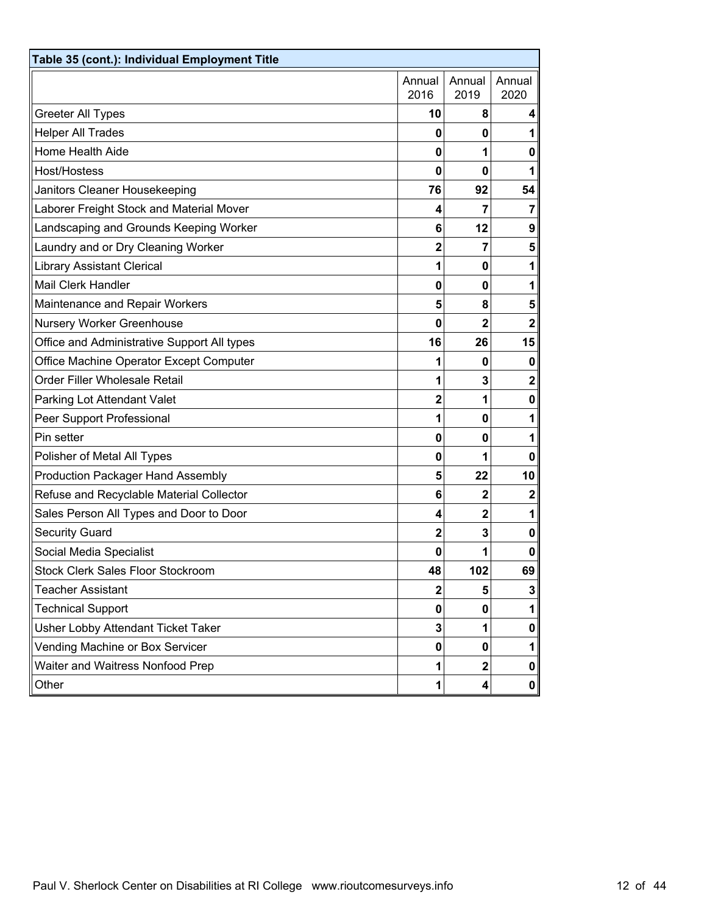| Table 35 (cont.): Individual Employment Title | | | |
|---|---|---|---|
| | Annual 2016 | Annual 2019 | Annual 2020 |
| Greeter All Types | **10** | **8** | **4** |
| Helper All Trades | **0** | **0** | **1** |
| Home Health Aide | **0** | **1** | **0** |
| Host/Hostess | **0** | **0** | **1** |
| Janitors Cleaner Housekeeping | **76** | **92** | **54** |
| Laborer Freight Stock and Material Mover | **4** | **7** | **7** |
| Landscaping and Grounds Keeping Worker | **6** | **12** | **9** |
| Laundry and or Dry Cleaning Worker | **2** | **7** | **5** |
| Library Assistant Clerical | **1** | **0** | **1** |
| Mail Clerk Handler | **0** | **0** | **1** |
| Maintenance and Repair Workers | **5** | **8** | **5** |
| Nursery Worker Greenhouse | **0** | **2** | **2** |
| Office and Administrative Support All types | **16** | **26** | **15** |
| Office Machine Operator Except Computer | **1** | **0** | **0** |
| Order Filler Wholesale Retail | **1** | **3** | **2** |
| Parking Lot Attendant Valet | **2** | **1** | **0** |
| Peer Support Professional | **1** | **0** | **1** |
| Pin setter | **0** | **0** | **1** |
| Polisher of Metal All Types | **0** | **1** | **0** |
| Production Packager Hand Assembly | **5** | **22** | **10** |
| Refuse and Recyclable Material Collector | **6** | **2** | **2** |
| Sales Person All Types and Door to Door | **4** | **2** | **1** |
| Security Guard | **2** | **3** | **0** |
| Social Media Specialist | **0** | **1** | **0** |
| Stock Clerk Sales Floor Stockroom | **48** | **102** | **69** |
| Teacher Assistant | **2** | **5** | **3** |
| Technical Support | **0** | **0** | **1** |
| Usher Lobby Attendant Ticket Taker | **3** | **1** | **0** |
| Vending Machine or Box Servicer | **0** | **0** | **1** |
| Waiter and Waitress Nonfood Prep | **1** | **2** | **0** |
| Other | **1** | **4** | **0** |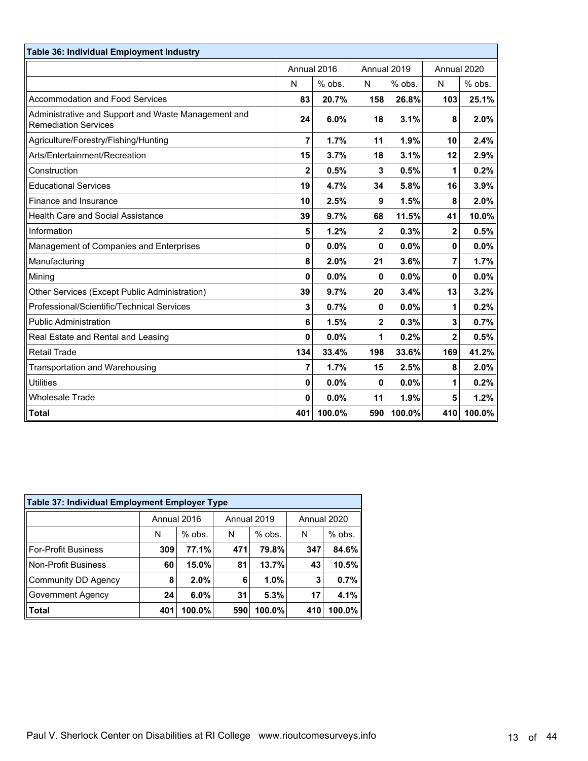| Table 36: Individual Employment Industry | | | | | | |
|---|---|---|---|---|---|---|
| | Annual 2016 | | Annual 2019 | | Annual 2020 | |
| | N | % obs. | N | % obs. | N | % obs. |
| Accommodation and Food Services | **83** | **20.7%** | **158** | **26.8%** | **103** | **25.1%** |
| Administrative and Support and Waste Management and Remediation Services | **24** | **6.0%** | **18** | **3.1%** | **8** | **2.0%** |
| Agriculture/Forestry/Fishing/Hunting | **7** | **1.7%** | **11** | **1.9%** | **10** | **2.4%** |
| Arts/Entertainment/Recreation | **15** | **3.7%** | **18** | **3.1%** | **12** | **2.9%** |
| Construction | **2** | **0.5%** | **3** | **0.5%** | **1** | **0.2%** |
| Educational Services | **19** | **4.7%** | **34** | **5.8%** | **16** | **3.9%** |
| Finance and Insurance | **10** | **2.5%** | **9** | **1.5%** | **8** | **2.0%** |
| Health Care and Social Assistance | **39** | **9.7%** | **68** | **11.5%** | **41** | **10.0%** |
| Information | **5** | **1.2%** | **2** | **0.3%** | **2** | **0.5%** |
| Management of Companies and Enterprises | **0** | **0.0%** | **0** | **0.0%** | **0** | **0.0%** |
| Manufacturing | **8** | **2.0%** | **21** | **3.6%** | **7** | **1.7%** |
| Mining | **0** | **0.0%** | **0** | **0.0%** | **0** | **0.0%** |
| Other Services (Except Public Administration) | **39** | **9.7%** | **20** | **3.4%** | **13** | **3.2%** |
| Professional/Scientific/Technical Services | **3** | **0.7%** | **0** | **0.0%** | **1** | **0.2%** |
| Public Administration | **6** | **1.5%** | **2** | **0.3%** | **3** | **0.7%** |
| Real Estate and Rental and Leasing | **0** | **0.0%** | **1** | **0.2%** | **2** | **0.5%** |
| Retail Trade | **134** | **33.4%** | **198** | **33.6%** | **169** | **41.2%** |
| Transportation and Warehousing | **7** | **1.7%** | **15** | **2.5%** | **8** | **2.0%** |
| Utilities | **0** | **0.0%** | **0** | **0.0%** | **1** | **0.2%** |
| Wholesale Trade | **0** | **0.0%** | **11** | **1.9%** | **5** | **1.2%** |
| **Total** | **401** | **100.0%** | **590** | **100.0%** | **410** | **100.0%** |

| Table 37: Individual Employment Employer Type | | | | | | |
|---|---|---|---|---|---|---|
| | Annual 2016 | | Annual 2019 | | Annual 2020 | |
| | N | % obs. | N | % obs. | N | % obs. |
| For-Profit Business | **309** | **77.1%** | **471** | **79.8%** | **347** | **84.6%** |
| Non-Profit Business | **60** | **15.0%** | **81** | **13.7%** | **43** | **10.5%** |
| Community DD Agency | **8** | **2.0%** | **6** | **1.0%** | **3** | **0.7%** |
| Government Agency | **24** | **6.0%** | **31** | **5.3%** | **17** | **4.1%** |
| **Total** | **401** | **100.0%** | **590** | **100.0%** | **410** | **100.0%** |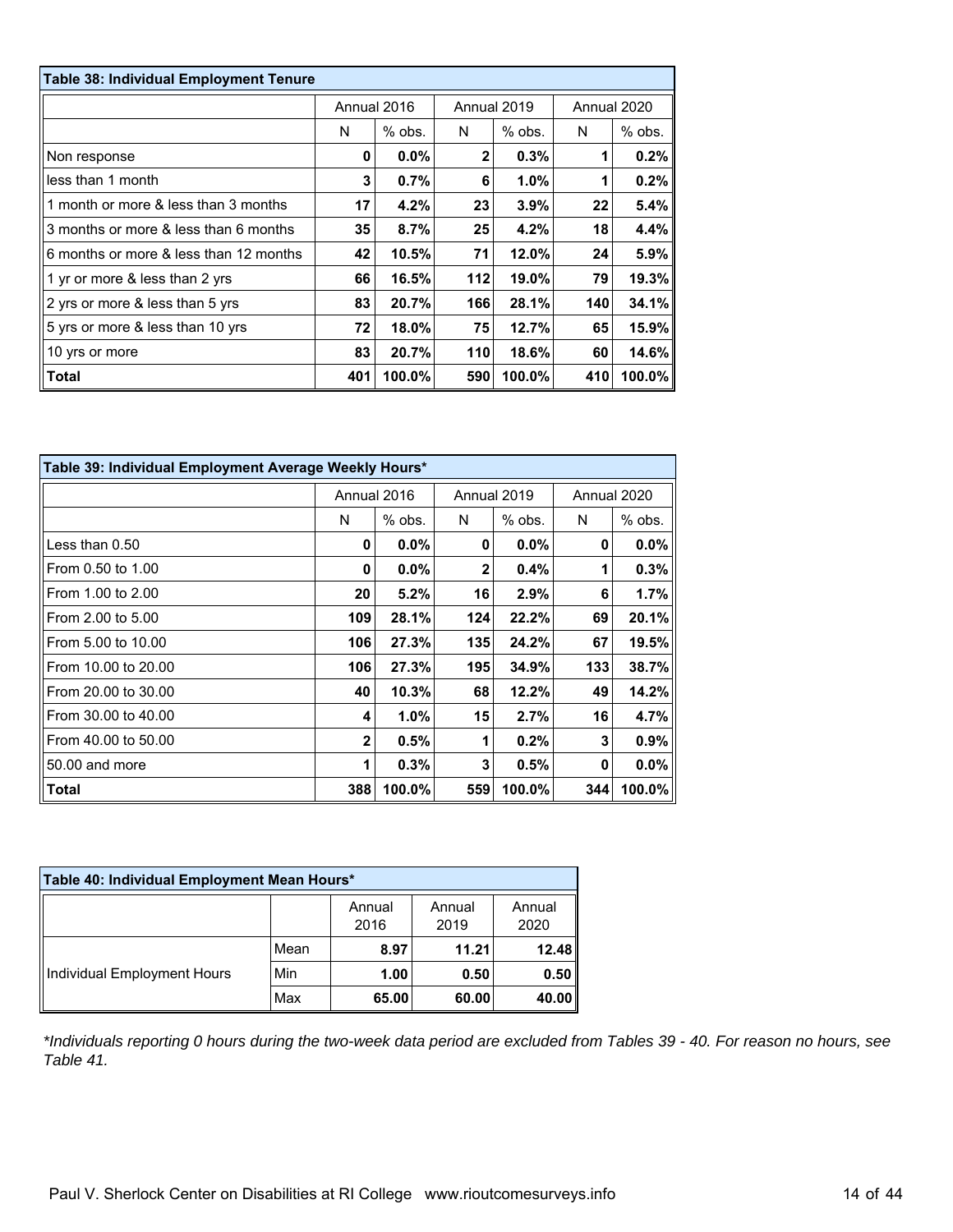| Table 38: Individual Employment Tenure | | | | | | |
|---|---|---|---|---|---|---|
| | Annual 2016 | | Annual 2019 | | Annual 2020 | |
| | N | % obs. | N | % obs. | N | % obs. |
| Non response | **0** | **0.0%** | **2** | **0.3%** | **1** | **0.2%** |
| less than 1 month | **3** | **0.7%** | **6** | **1.0%** | **1** | **0.2%** |
| 1 month or more & less than 3 months | **17** | **4.2%** | **23** | **3.9%** | **22** | **5.4%** |
| 3 months or more & less than 6 months | **35** | **8.7%** | **25** | **4.2%** | **18** | **4.4%** |
| 6 months or more & less than 12 months | **42** | **10.5%** | **71** | **12.0%** | **24** | **5.9%** |
| 1 yr or more & less than 2 yrs | **66** | **16.5%** | **112** | **19.0%** | **79** | **19.3%** |
| 2 yrs or more & less than 5 yrs | **83** | **20.7%** | **166** | **28.1%** | **140** | **34.1%** |
| 5 yrs or more & less than 10 yrs | **72** | **18.0%** | **75** | **12.7%** | **65** | **15.9%** |
| 10 yrs or more | **83** | **20.7%** | **110** | **18.6%** | **60** | **14.6%** |
| **Total** | **401** | **100.0%** | **590** | **100.0%** | **410** | **100.0%** |

| Table 39: Individual Employment Average Weekly Hours* | | | | | | |
|---|---|---|---|---|---|---|
| | Annual 2016 | | Annual 2019 | | Annual 2020 | |
| | N | % obs. | N | % obs. | N | % obs. |
| Less than 0.50 | **0** | **0.0%** | **0** | **0.0%** | **0** | **0.0%** |
| From 0.50 to 1.00 | **0** | **0.0%** | **2** | **0.4%** | **1** | **0.3%** |
| From 1.00 to 2.00 | **20** | **5.2%** | **16** | **2.9%** | **6** | **1.7%** |
| From 2.00 to 5.00 | **109** | **28.1%** | **124** | **22.2%** | **69** | **20.1%** |
| From 5.00 to 10.00 | **106** | **27.3%** | **135** | **24.2%** | **67** | **19.5%** |
| From 10.00 to 20.00 | **106** | **27.3%** | **195** | **34.9%** | **133** | **38.7%** |
| From 20.00 to 30.00 | **40** | **10.3%** | **68** | **12.2%** | **49** | **14.2%** |
| From 30.00 to 40.00 | **4** | **1.0%** | **15** | **2.7%** | **16** | **4.7%** |
| From 40.00 to 50.00 | **2** | **0.5%** | **1** | **0.2%** | **3** | **0.9%** |
| 50.00 and more | **1** | **0.3%** | **3** | **0.5%** | **0** | **0.0%** |
| **Total** | **388** | **100.0%** | **559** | **100.0%** | **344** | **100.0%** |

| Table 40: Individual Employment Mean Hours* | | | | |
|---|---|---|---|---|
| | | Annual 2016 | Annual 2019 | Annual 2020 |
| Individual Employment Hours | Mean | **8.97** | **11.21** | **12.48** |
| | Min | **1.00** | **0.50** | **0.50** |
| | Max | **65.00** | **60.00** | **40.00** |

*\*Individuals reporting 0 hours during the two-week data period are excluded from Tables 39 - 40. For reason no hours, see Table 41.*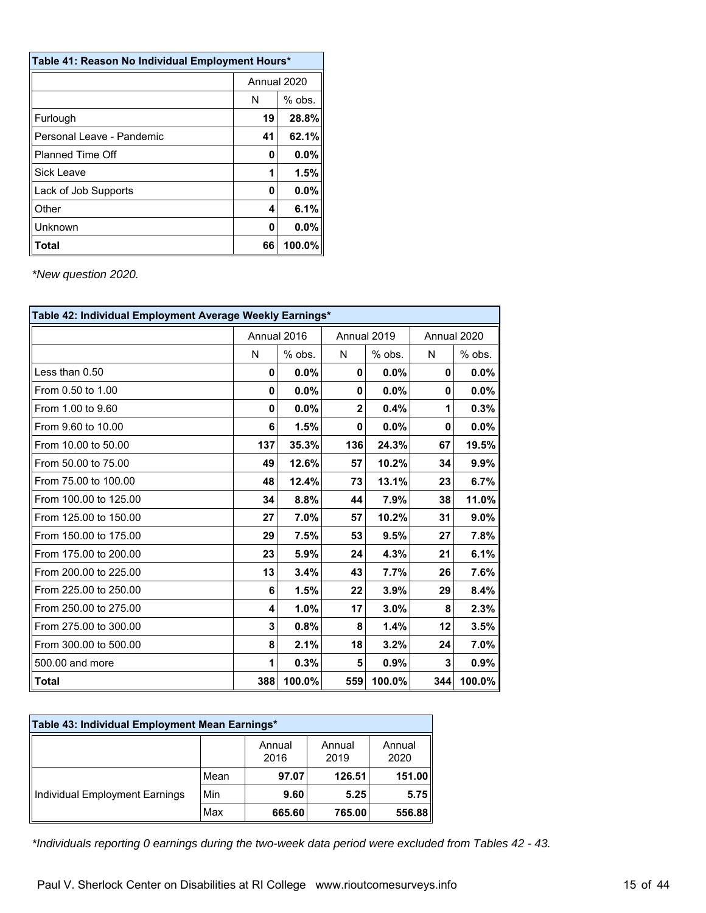**Table 41: Reason No Individual Employment Hours***

| | Annual 2020 | |
|---|---|---|
| | N | % obs. |
| Furlough | **19** | **28.8%** |
| Personal Leave - Pandemic | **41** | **62.1%** |
| Planned Time Off | **0** | **0.0%** |
| Sick Leave | **1** | **1.5%** |
| Lack of Job Supports | **0** | **0.0%** |
| Other | **4** | **6.1%** |
| Unknown | **0** | **0.0%** |
| **Total** | **66** | **100.0%** |

*\*New question 2020.*

**Table 42: Individual Employment Average Weekly Earnings***

| | Annual 2016 | | Annual 2019 | | Annual 2020 | |
|---|---|---|---|---|---|---|
| | N | % obs. | N | % obs. | N | % obs. |
| Less than 0.50 | **0** | **0.0%** | **0** | **0.0%** | **0** | **0.0%** |
| From 0.50 to 1.00 | **0** | **0.0%** | **0** | **0.0%** | **0** | **0.0%** |
| From 1.00 to 9.60 | **0** | **0.0%** | **2** | **0.4%** | **1** | **0.3%** |
| From 9.60 to 10.00 | **6** | **1.5%** | **0** | **0.0%** | **0** | **0.0%** |
| From 10.00 to 50.00 | **137** | **35.3%** | **136** | **24.3%** | **67** | **19.5%** |
| From 50.00 to 75.00 | **49** | **12.6%** | **57** | **10.2%** | **34** | **9.9%** |
| From 75.00 to 100.00 | **48** | **12.4%** | **73** | **13.1%** | **23** | **6.7%** |
| From 100.00 to 125.00 | **34** | **8.8%** | **44** | **7.9%** | **38** | **11.0%** |
| From 125.00 to 150.00 | **27** | **7.0%** | **57** | **10.2%** | **31** | **9.0%** |
| From 150.00 to 175.00 | **29** | **7.5%** | **53** | **9.5%** | **27** | **7.8%** |
| From 175.00 to 200.00 | **23** | **5.9%** | **24** | **4.3%** | **21** | **6.1%** |
| From 200.00 to 225.00 | **13** | **3.4%** | **43** | **7.7%** | **26** | **7.6%** |
| From 225.00 to 250.00 | **6** | **1.5%** | **22** | **3.9%** | **29** | **8.4%** |
| From 250.00 to 275.00 | **4** | **1.0%** | **17** | **3.0%** | **8** | **2.3%** |
| From 275.00 to 300.00 | **3** | **0.8%** | **8** | **1.4%** | **12** | **3.5%** |
| From 300.00 to 500.00 | **8** | **2.1%** | **18** | **3.2%** | **24** | **7.0%** |
| 500.00 and more | **1** | **0.3%** | **5** | **0.9%** | **3** | **0.9%** |
| **Total** | **388** | **100.0%** | **559** | **100.0%** | **344** | **100.0%** |

**Table 43: Individual Employment Mean Earnings***

| | | Annual 2016 | Annual 2019 | Annual 2020 |
|---|---|---|---|---|
| Individual Employment Earnings | Mean | **97.07** | **126.51** | **151.00** |
| | Min | **9.60** | **5.25** | **5.75** |
| | Max | **665.60** | **765.00** | **556.88** |

*\*Individuals reporting 0 earnings during the two-week data period were excluded from Tables 42 - 43.*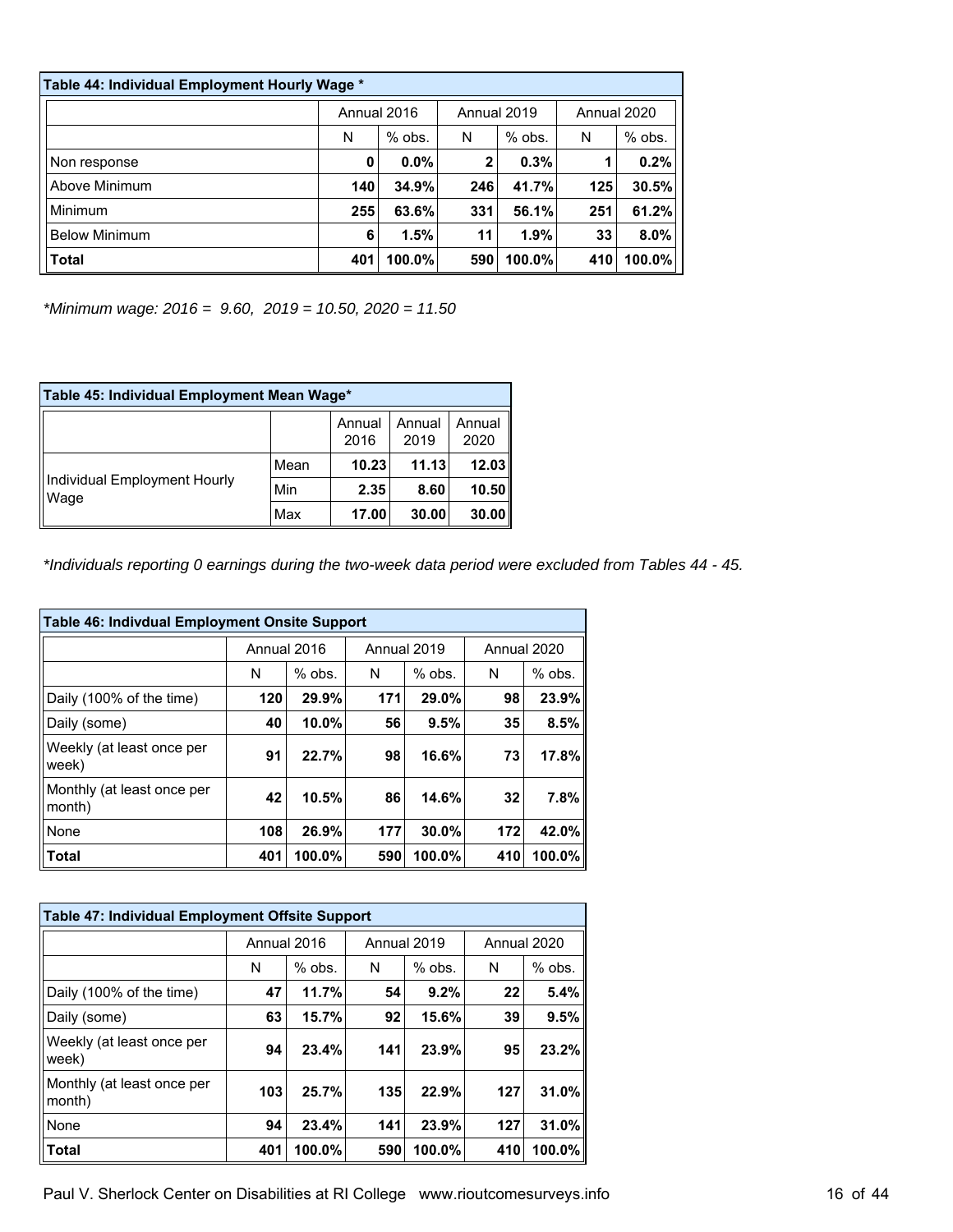| Table 44: Individual Employment Hourly Wage * | | | | | | |
|---|---|---|---|---|---|---|
| | Annual 2016 | | Annual 2019 | | Annual 2020 | |
| | N | % obs. | N | % obs. | N | % obs. |
| Non response | **0** | **0.0%** | **2** | **0.3%** | **1** | **0.2%** |
| Above Minimum | **140** | **34.9%** | **246** | **41.7%** | **125** | **30.5%** |
| Minimum | **255** | **63.6%** | **331** | **56.1%** | **251** | **61.2%** |
| Below Minimum | **6** | **1.5%** | **11** | **1.9%** | **33** | **8.0%** |
| **Total** | **401** | **100.0%** | **590** | **100.0%** | **410** | **100.0%** |

*\*Minimum wage: 2016 = 9.60, 2019 = 10.50, 2020 = 11.50*

| Table 45: Individual Employment Mean Wage* | | | | |
|---|---|---|---|---|
| | | Annual 2016 | Annual 2019 | Annual 2020 |
| Individual Employment Hourly Wage | Mean | **10.23** | **11.13** | **12.03** |
| | Min | **2.35** | **8.60** | **10.50** |
| | Max | **17.00** | **30.00** | **30.00** |

*\*Individuals reporting 0 earnings during the two-week data period were excluded from Tables 44 - 45.*

| Table 46: Indivdual Employment Onsite Support | | | | | | |
|---|---|---|---|---|---|---|
| | Annual 2016 | | Annual 2019 | | Annual 2020 | |
| | N | % obs. | N | % obs. | N | % obs. |
| Daily (100% of the time) | **120** | **29.9%** | **171** | **29.0%** | **98** | **23.9%** |
| Daily (some) | **40** | **10.0%** | **56** | **9.5%** | **35** | **8.5%** |
| Weekly (at least once per week) | **91** | **22.7%** | **98** | **16.6%** | **73** | **17.8%** |
| Monthly (at least once per month) | **42** | **10.5%** | **86** | **14.6%** | **32** | **7.8%** |
| None | **108** | **26.9%** | **177** | **30.0%** | **172** | **42.0%** |
| **Total** | **401** | **100.0%** | **590** | **100.0%** | **410** | **100.0%** |

| Table 47: Individual Employment Offsite Support | | | | | | |
|---|---|---|---|---|---|---|
| | Annual 2016 | | Annual 2019 | | Annual 2020 | |
| | N | % obs. | N | % obs. | N | % obs. |
| Daily (100% of the time) | **47** | **11.7%** | **54** | **9.2%** | **22** | **5.4%** |
| Daily (some) | **63** | **15.7%** | **92** | **15.6%** | **39** | **9.5%** |
| Weekly (at least once per week) | **94** | **23.4%** | **141** | **23.9%** | **95** | **23.2%** |
| Monthly (at least once per month) | **103** | **25.7%** | **135** | **22.9%** | **127** | **31.0%** |
| None | **94** | **23.4%** | **141** | **23.9%** | **127** | **31.0%** |
| **Total** | **401** | **100.0%** | **590** | **100.0%** | **410** | **100.0%** |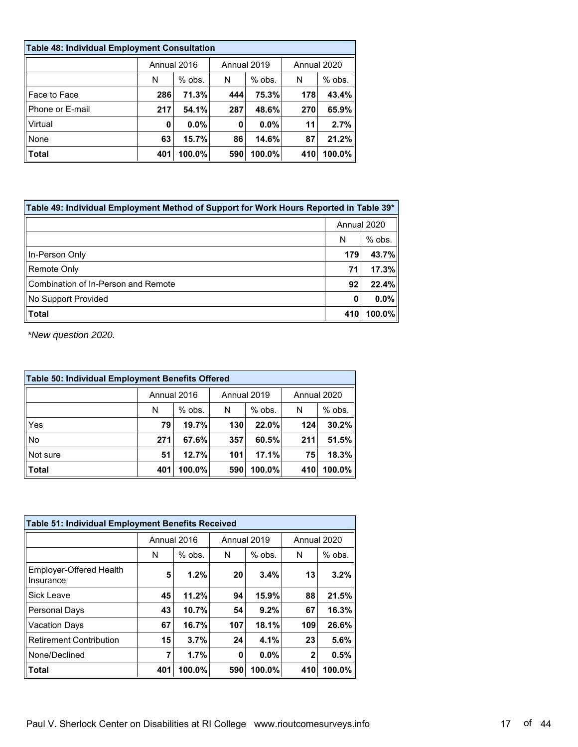| Table 48: Individual Employment Consultation | | | | | | |
|---|---|---|---|---|---|---|
| | Annual 2016 | | Annual 2019 | | Annual 2020 | |
| | N | % obs. | N | % obs. | N | % obs. |
| Face to Face | **286** | **71.3%** | **444** | **75.3%** | **178** | **43.4%** |
| Phone or E-mail | **217** | **54.1%** | **287** | **48.6%** | **270** | **65.9%** |
| Virtual | **0** | **0.0%** | **0** | **0.0%** | **11** | **2.7%** |
| None | **63** | **15.7%** | **86** | **14.6%** | **87** | **21.2%** |
| **Total** | 401 | 100.0% | 590 | 100.0% | 410 | 100.0% |

| Table 49: Individual Employment Method of Support for Work Hours Reported in Table 39* | | |
|---|---|---|
| | Annual 2020 | |
| | N | % obs. |
| In-Person Only | **179** | **43.7%** |
| Remote Only | **71** | **17.3%** |
| Combination of In-Person and Remote | **92** | **22.4%** |
| No Support Provided | **0** | **0.0%** |
| **Total** | 410 | 100.0% |

*\*New question 2020.*

| Table 50: Individual Employment Benefits Offered | | | | | | |
|---|---|---|---|---|---|---|
| | Annual 2016 | | Annual 2019 | | Annual 2020 | |
| | N | % obs. | N | % obs. | N | % obs. |
| Yes | **79** | **19.7%** | **130** | **22.0%** | **124** | **30.2%** |
| No | **271** | **67.6%** | **357** | **60.5%** | **211** | **51.5%** |
| Not sure | **51** | **12.7%** | **101** | **17.1%** | **75** | **18.3%** |
| **Total** | 401 | 100.0% | 590 | 100.0% | 410 | 100.0% |

| Table 51: Individual Employment Benefits Received | | | | | | |
|---|---|---|---|---|---|---|
| | Annual 2016 | | Annual 2019 | | Annual 2020 | |
| | N | % obs. | N | % obs. | N | % obs. |
| Employer-Offered Health Insurance | **5** | **1.2%** | **20** | **3.4%** | **13** | **3.2%** |
| Sick Leave | **45** | **11.2%** | **94** | **15.9%** | **88** | **21.5%** |
| Personal Days | **43** | **10.7%** | **54** | **9.2%** | **67** | **16.3%** |
| Vacation Days | **67** | **16.7%** | **107** | **18.1%** | **109** | **26.6%** |
| Retirement Contribution | **15** | **3.7%** | **24** | **4.1%** | **23** | **5.6%** |
| None/Declined | **7** | **1.7%** | **0** | **0.0%** | **2** | **0.5%** |
| **Total** | 401 | 100.0% | 590 | 100.0% | 410 | 100.0% |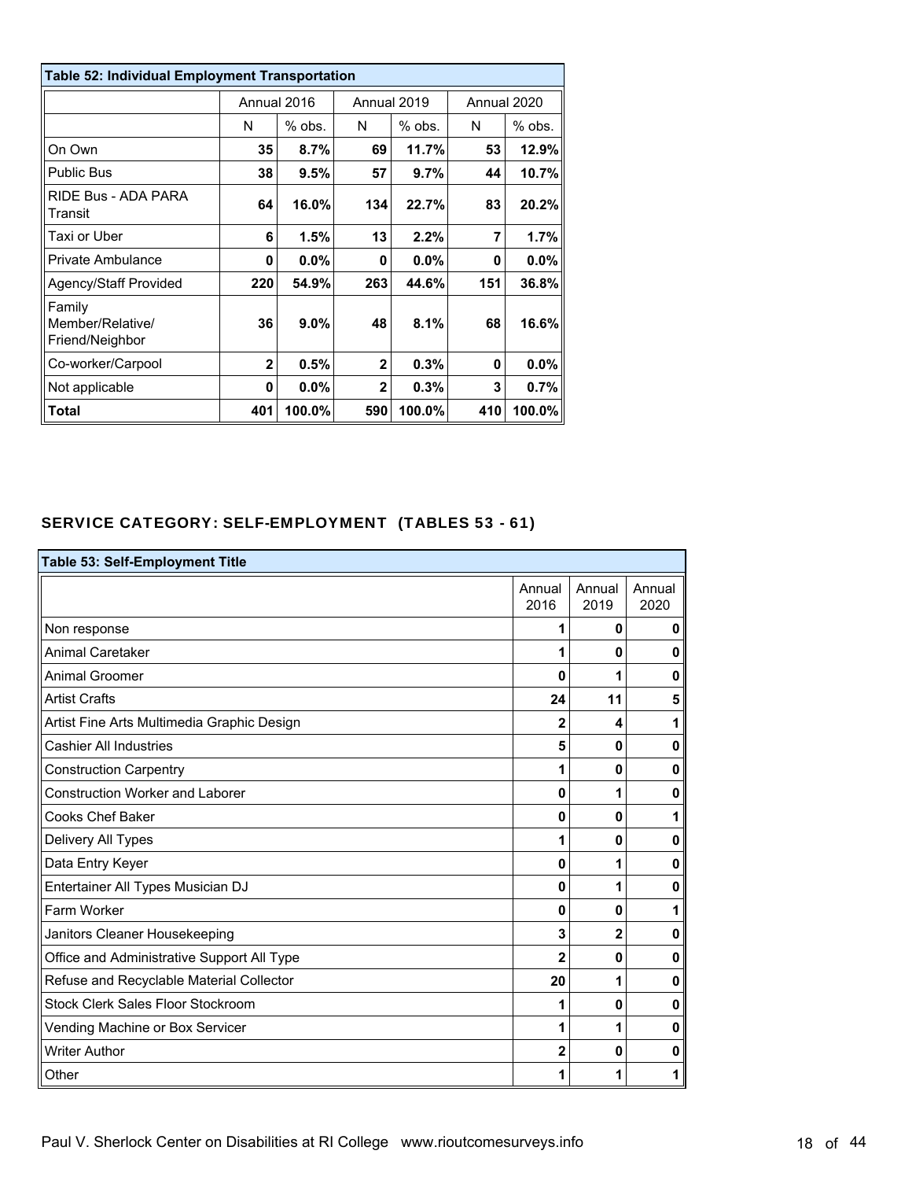| Table 52: Individual Employment Transportation | | | | | | |
|---|---|---|---|---|---|---|
| | Annual 2016 | | Annual 2019 | | Annual 2020 | |
| | N | % obs. | N | % obs. | N | % obs. |
| On Own | **35** | **8.7%** | **69** | **11.7%** | **53** | **12.9%** |
| Public Bus | **38** | **9.5%** | **57** | **9.7%** | **44** | **10.7%** |
| RIDE Bus - ADA PARA Transit | **64** | **16.0%** | **134** | **22.7%** | **83** | **20.2%** |
| Taxi or Uber | **6** | **1.5%** | **13** | **2.2%** | **7** | **1.7%** |
| Private Ambulance | **0** | **0.0%** | **0** | **0.0%** | **0** | **0.0%** |
| Agency/Staff Provided | **220** | **54.9%** | **263** | **44.6%** | **151** | **36.8%** |
| Family Member/Relative/ Friend/Neighbor | **36** | **9.0%** | **48** | **8.1%** | **68** | **16.6%** |
| Co-worker/Carpool | **2** | **0.5%** | **2** | **0.3%** | **0** | **0.0%** |
| Not applicable | **0** | **0.0%** | **2** | **0.3%** | **3** | **0.7%** |
| **Total** | **401** | **100.0%** | **590** | **100.0%** | **410** | **100.0%** |

## SERVICE CATEGORY: SELF-EMPLOYMENT (TABLES 53 - 61)

| Table 53: Self-Employment Title | Annual 2016 | Annual 2019 | Annual 2020 |
|---|---|---|---|
| Non response | **1** | **0** | **0** |
| Animal Caretaker | **1** | **0** | **0** |
| Animal Groomer | **0** | **1** | **0** |
| Artist Crafts | **24** | **11** | **5** |
| Artist Fine Arts Multimedia Graphic Design | **2** | **4** | **1** |
| Cashier All Industries | **5** | **0** | **0** |
| Construction Carpentry | **1** | **0** | **0** |
| Construction Worker and Laborer | **0** | **1** | **0** |
| Cooks Chef Baker | **0** | **0** | **1** |
| Delivery All Types | **1** | **0** | **0** |
| Data Entry Keyer | **0** | **1** | **0** |
| Entertainer All Types Musician DJ | **0** | **1** | **0** |
| Farm Worker | **0** | **0** | **1** |
| Janitors Cleaner Housekeeping | **3** | **2** | **0** |
| Office and Administrative Support All Type | **2** | **0** | **0** |
| Refuse and Recyclable Material Collector | **20** | **1** | **0** |
| Stock Clerk Sales Floor Stockroom | **1** | **0** | **0** |
| Vending Machine or Box Servicer | **1** | **1** | **0** |
| Writer Author | **2** | **0** | **0** |
| Other | **1** | **1** | **1** |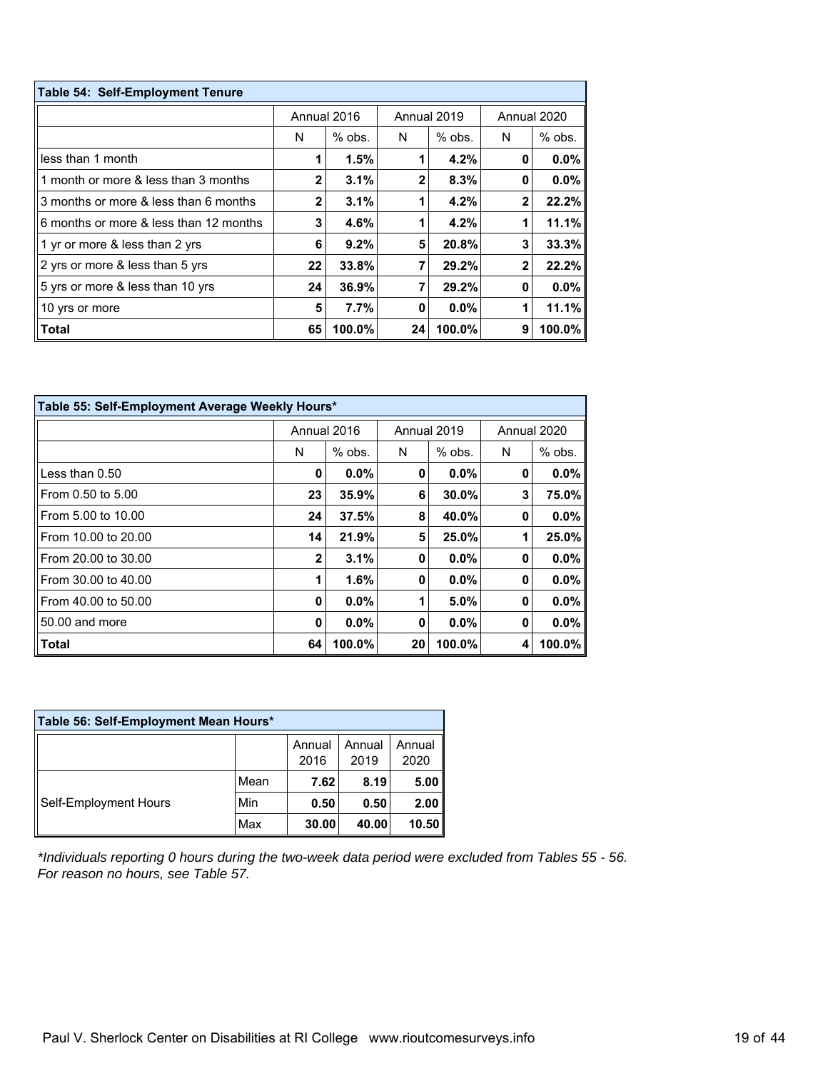| Table 54: Self-Employment Tenure | | | | | | |
|---|---|---|---|---|---|---|
| | Annual 2016 | | Annual 2019 | | Annual 2020 | |
| | N | % obs. | N | % obs. | N | % obs. |
| less than 1 month | 1 | **1.5%** | 1 | **4.2%** | 0 | **0.0%** |
| 1 month or more & less than 3 months | 2 | **3.1%** | 2 | **8.3%** | 0 | **0.0%** |
| 3 months or more & less than 6 months | 2 | **3.1%** | 1 | **4.2%** | 2 | **22.2%** |
| 6 months or more & less than 12 months | 3 | **4.6%** | 1 | **4.2%** | 1 | **11.1%** |
| 1 yr or more & less than 2 yrs | 6 | **9.2%** | 5 | **20.8%** | 3 | **33.3%** |
| 2 yrs or more & less than 5 yrs | 22 | **33.8%** | 7 | **29.2%** | 2 | **22.2%** |
| 5 yrs or more & less than 10 yrs | 24 | **36.9%** | 7 | **29.2%** | 0 | **0.0%** |
| 10 yrs or more | 5 | **7.7%** | 0 | **0.0%** | 1 | **11.1%** |
| **Total** | 65 | **100.0%** | 24 | **100.0%** | 9 | **100.0%** |

| Table 55: Self-Employment Average Weekly Hours* | | | | | | |
|---|---|---|---|---|---|---|
| | Annual 2016 | | Annual 2019 | | Annual 2020 | |
| | N | % obs. | N | % obs. | N | % obs. |
| Less than 0.50 | 0 | **0.0%** | 0 | **0.0%** | 0 | **0.0%** |
| From 0.50 to 5.00 | 23 | **35.9%** | 6 | **30.0%** | 3 | **75.0%** |
| From 5.00 to 10.00 | 24 | **37.5%** | 8 | **40.0%** | 0 | **0.0%** |
| From 10.00 to 20.00 | 14 | **21.9%** | 5 | **25.0%** | 1 | **25.0%** |
| From 20.00 to 30.00 | 2 | **3.1%** | 0 | **0.0%** | 0 | **0.0%** |
| From 30.00 to 40.00 | 1 | **1.6%** | 0 | **0.0%** | 0 | **0.0%** |
| From 40.00 to 50.00 | 0 | **0.0%** | 1 | **5.0%** | 0 | **0.0%** |
| 50.00 and more | 0 | **0.0%** | 0 | **0.0%** | 0 | **0.0%** |
| **Total** | 64 | **100.0%** | 20 | **100.0%** | 4 | **100.0%** |

| Table 56: Self-Employment Mean Hours* | | | | |
|---|---|---|---|---|
| | | Annual 2016 | Annual 2019 | Annual 2020 |
| Self-Employment Hours | Mean | **7.62** | **8.19** | **5.00** |
| | Min | **0.50** | **0.50** | **2.00** |
| | Max | **30.00** | **40.00** | **10.50** |

*\*Individuals reporting 0 hours during the two-week data period were excluded from Tables 55 - 56. For reason no hours, see Table 57.*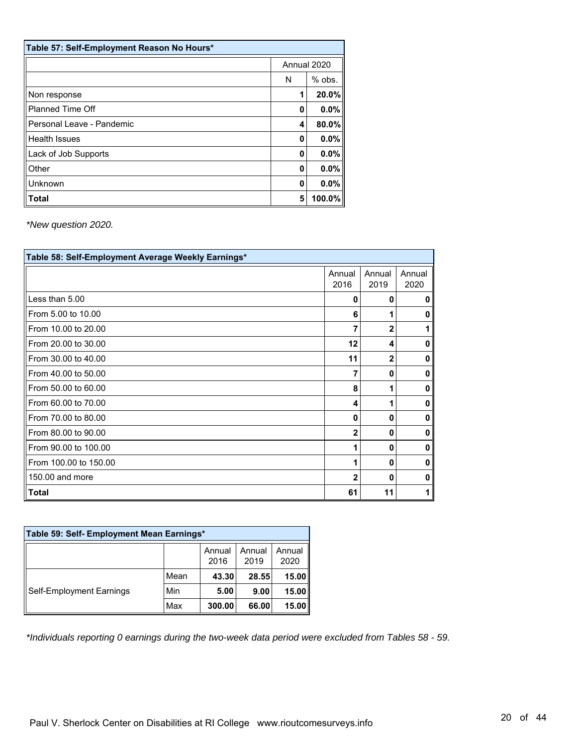| Table 57: Self-Employment Reason No Hours* | | |
|---|---|---|
| | Annual 2020 | |
| | N | % obs. |
| Non response | 1 | **20.0%** |
| Planned Time Off | 0 | **0.0%** |
| Personal Leave - Pandemic | 4 | **80.0%** |
| Health Issues | 0 | **0.0%** |
| Lack of Job Supports | 0 | **0.0%** |
| Other | 0 | **0.0%** |
| Unknown | 0 | **0.0%** |
| **Total** | 5 | **100.0%** |

*New question 2020.*

| Table 58: Self-Employment Average Weekly Earnings* | | | |
|---|---|---|---|
| | Annual 2016 | Annual 2019 | Annual 2020 |
| Less than 5.00 | 0 | 0 | 0 |
| From 5.00 to 10.00 | 6 | 1 | 0 |
| From 10.00 to 20.00 | 7 | 2 | 1 |
| From 20.00 to 30.00 | 12 | 4 | 0 |
| From 30.00 to 40.00 | 11 | 2 | 0 |
| From 40.00 to 50.00 | 7 | 0 | 0 |
| From 50.00 to 60.00 | 8 | 1 | 0 |
| From 60.00 to 70.00 | 4 | 1 | 0 |
| From 70.00 to 80.00 | 0 | 0 | 0 |
| From 80.00 to 90.00 | 2 | 0 | 0 |
| From 90.00 to 100.00 | 1 | 0 | 0 |
| From 100.00 to 150.00 | 1 | 0 | 0 |
| 150.00 and more | 2 | 0 | 0 |
| **Total** | 61 | 11 | 1 |

| Table 59: Self- Employment Mean Earnings* | | | | |
|---|---|---|---|---|
| | | Annual 2016 | Annual 2019 | Annual 2020 |
| Self-Employment Earnings | Mean | **43.30** | **28.55** | **15.00** |
| | Min | **5.00** | **9.00** | **15.00** |
| | Max | **300.00** | **66.00** | **15.00** |

*\*Individuals reporting 0 earnings during the two-week data period were excluded from Tables 58 - 59.*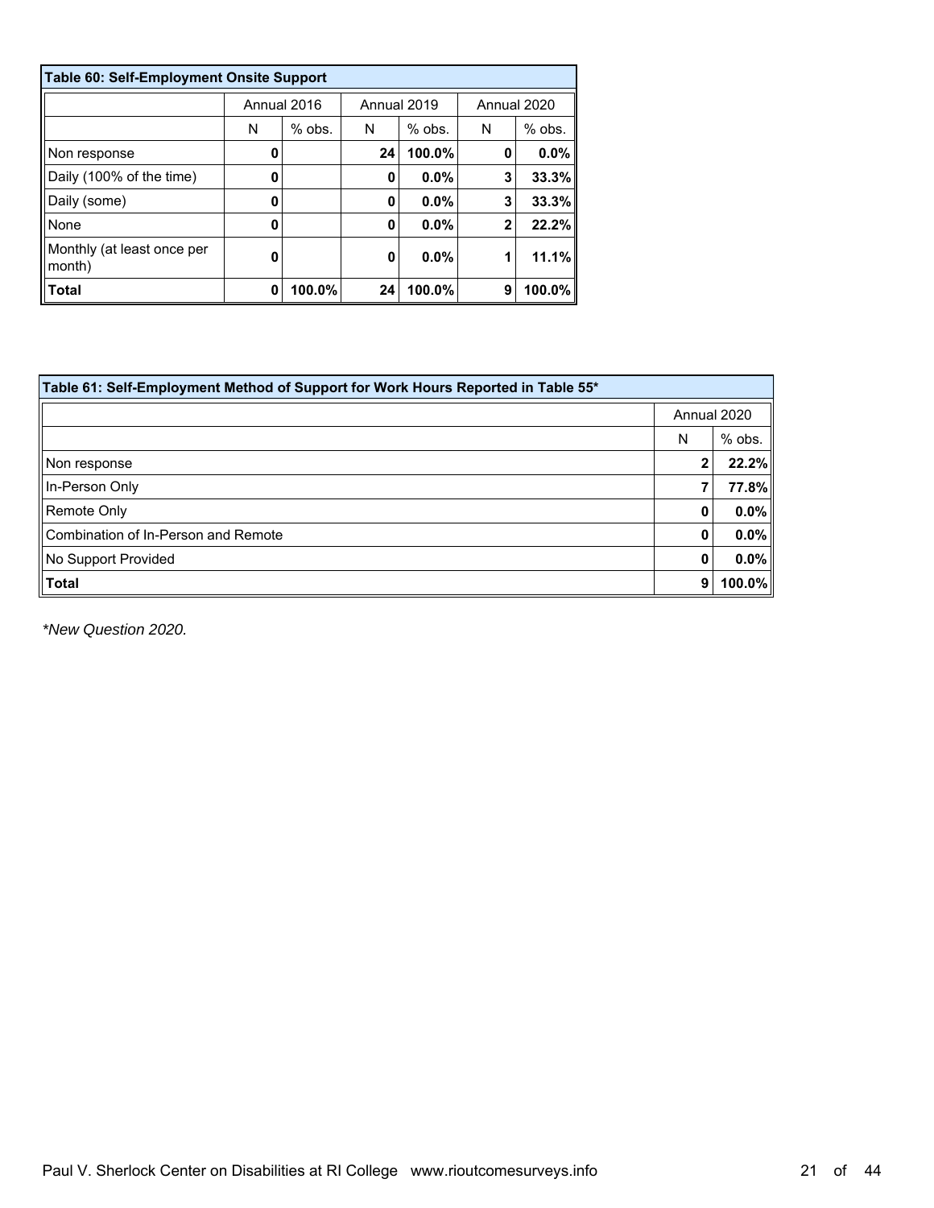| Table 60: Self-Employment Onsite Support | | | | | | |
|---|---|---|---|---|---|---|
| | Annual 2016 | | Annual 2019 | | Annual 2020 | |
| | N | % obs. | N | % obs. | N | % obs. |
| Non response | **0** | | **24** | **100.0%** | **0** | **0.0%** |
| Daily (100% of the time) | **0** | | **0** | **0.0%** | **3** | **33.3%** |
| Daily (some) | **0** | | **0** | **0.0%** | **3** | **33.3%** |
| None | **0** | | **0** | **0.0%** | **2** | **22.2%** |
| Monthly (at least once per month) | **0** | | **0** | **0.0%** | **1** | **11.1%** |
| **Total** | **0** | **100.0%** | **24** | **100.0%** | **9** | **100.0%** |

| Table 61: Self-Employment Method of Support for Work Hours Reported in Table 55* | | |
|---|---|---|
| | Annual 2020 | |
| | N | % obs. |
| Non response | **2** | **22.2%** |
| In-Person Only | **7** | **77.8%** |
| Remote Only | **0** | **0.0%** |
| Combination of In-Person and Remote | **0** | **0.0%** |
| No Support Provided | **0** | **0.0%** |
| **Total** | **9** | **100.0%** |

*\*New Question 2020.*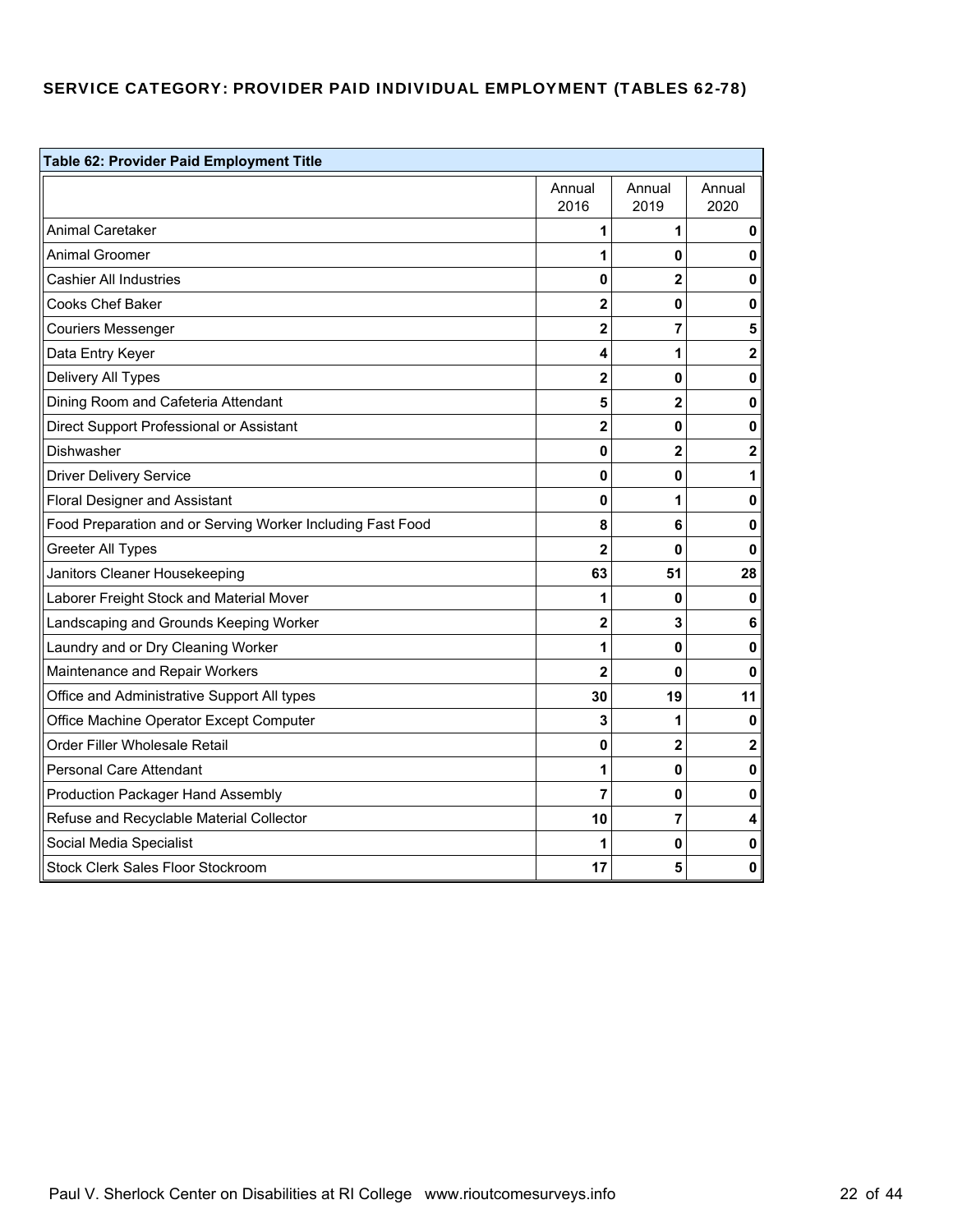## SERVICE CATEGORY: PROVIDER PAID INDIVIDUAL EMPLOYMENT (TABLES 62-78)

**Table 62: Provider Paid Employment Title**

| | Annual 2016 | Annual 2019 | Annual 2020 |
|---|---|---|---|
| Animal Caretaker | **1** | **1** | **0** |
| Animal Groomer | **1** | **0** | **0** |
| Cashier All Industries | **0** | **2** | **0** |
| Cooks Chef Baker | **2** | **0** | **0** |
| Couriers Messenger | **2** | **7** | **5** |
| Data Entry Keyer | **4** | **1** | **2** |
| Delivery All Types | **2** | **0** | **0** |
| Dining Room and Cafeteria Attendant | **5** | **2** | **0** |
| Direct Support Professional or Assistant | **2** | **0** | **0** |
| Dishwasher | **0** | **2** | **2** |
| Driver Delivery Service | **0** | **0** | **1** |
| Floral Designer and Assistant | **0** | **1** | **0** |
| Food Preparation and or Serving Worker Including Fast Food | **8** | **6** | **0** |
| Greeter All Types | **2** | **0** | **0** |
| Janitors Cleaner Housekeeping | **63** | **51** | **28** |
| Laborer Freight Stock and Material Mover | **1** | **0** | **0** |
| Landscaping and Grounds Keeping Worker | **2** | **3** | **6** |
| Laundry and or Dry Cleaning Worker | **1** | **0** | **0** |
| Maintenance and Repair Workers | **2** | **0** | **0** |
| Office and Administrative Support All types | **30** | **19** | **11** |
| Office Machine Operator Except Computer | **3** | **1** | **0** |
| Order Filler Wholesale Retail | **0** | **2** | **2** |
| Personal Care Attendant | **1** | **0** | **0** |
| Production Packager Hand Assembly | **7** | **0** | **0** |
| Refuse and Recyclable Material Collector | **10** | **7** | **4** |
| Social Media Specialist | **1** | **0** | **0** |
| Stock Clerk Sales Floor Stockroom | **17** | **5** | **0** |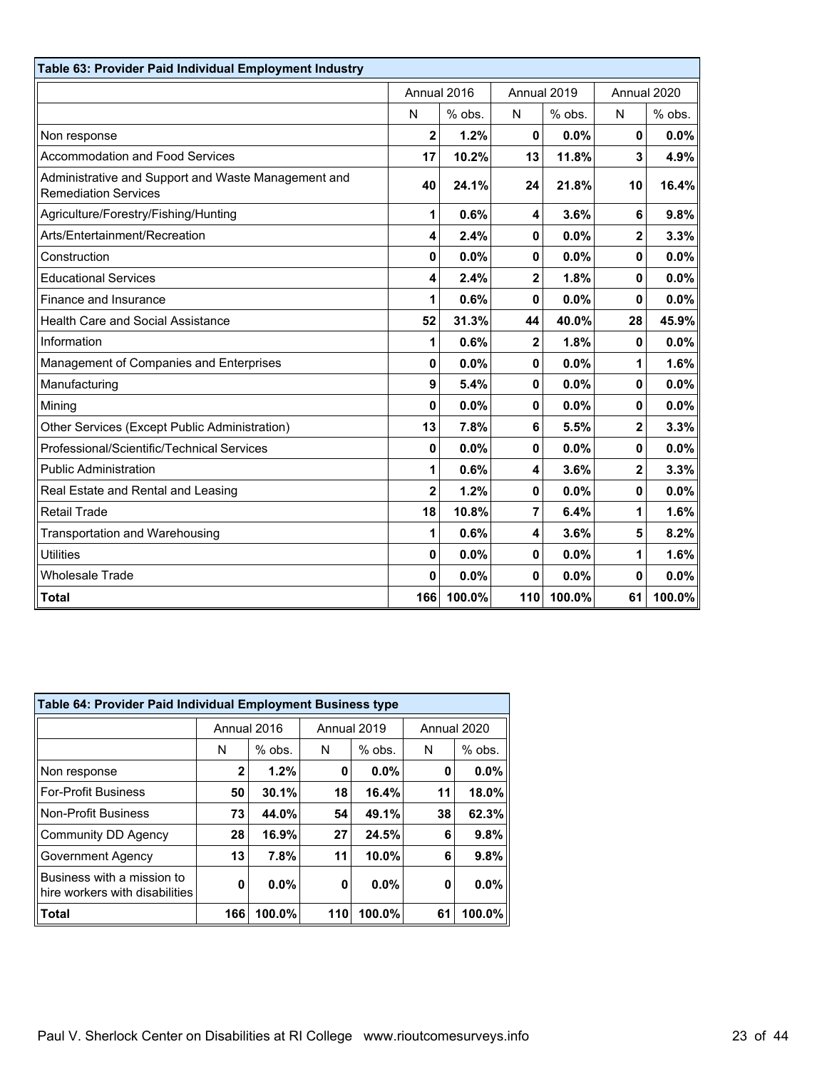**Table 63: Provider Paid Individual Employment Industry**

| | Annual 2016 | | Annual 2019 | | Annual 2020 | |
|---|---|---|---|---|---|---|
| | N | % obs. | N | % obs. | N | % obs. |
| Non response | **2** | **1.2%** | **0** | **0.0%** | **0** | **0.0%** |
| Accommodation and Food Services | **17** | **10.2%** | **13** | **11.8%** | **3** | **4.9%** |
| Administrative and Support and Waste Management and Remediation Services | **40** | **24.1%** | **24** | **21.8%** | **10** | **16.4%** |
| Agriculture/Forestry/Fishing/Hunting | **1** | **0.6%** | **4** | **3.6%** | **6** | **9.8%** |
| Arts/Entertainment/Recreation | **4** | **2.4%** | **0** | **0.0%** | **2** | **3.3%** |
| Construction | **0** | **0.0%** | **0** | **0.0%** | **0** | **0.0%** |
| Educational Services | **4** | **2.4%** | **2** | **1.8%** | **0** | **0.0%** |
| Finance and Insurance | **1** | **0.6%** | **0** | **0.0%** | **0** | **0.0%** |
| Health Care and Social Assistance | **52** | **31.3%** | **44** | **40.0%** | **28** | **45.9%** |
| Information | **1** | **0.6%** | **2** | **1.8%** | **0** | **0.0%** |
| Management of Companies and Enterprises | **0** | **0.0%** | **0** | **0.0%** | **1** | **1.6%** |
| Manufacturing | **9** | **5.4%** | **0** | **0.0%** | **0** | **0.0%** |
| Mining | **0** | **0.0%** | **0** | **0.0%** | **0** | **0.0%** |
| Other Services (Except Public Administration) | **13** | **7.8%** | **6** | **5.5%** | **2** | **3.3%** |
| Professional/Scientific/Technical Services | **0** | **0.0%** | **0** | **0.0%** | **0** | **0.0%** |
| Public Administration | **1** | **0.6%** | **4** | **3.6%** | **2** | **3.3%** |
| Real Estate and Rental and Leasing | **2** | **1.2%** | **0** | **0.0%** | **0** | **0.0%** |
| Retail Trade | **18** | **10.8%** | **7** | **6.4%** | **1** | **1.6%** |
| Transportation and Warehousing | **1** | **0.6%** | **4** | **3.6%** | **5** | **8.2%** |
| Utilities | **0** | **0.0%** | **0** | **0.0%** | **1** | **1.6%** |
| Wholesale Trade | **0** | **0.0%** | **0** | **0.0%** | **0** | **0.0%** |
| **Total** | 166 | 100.0% | 110 | 100.0% | 61 | 100.0% |

**Table 64: Provider Paid Individual Employment Business type**

| | Annual 2016 | | Annual 2019 | | Annual 2020 | |
|---|---|---|---|---|---|---|
| | N | % obs. | N | % obs. | N | % obs. |
| Non response | **2** | **1.2%** | **0** | **0.0%** | **0** | **0.0%** |
| For-Profit Business | **50** | **30.1%** | **18** | **16.4%** | **11** | **18.0%** |
| Non-Profit Business | **73** | **44.0%** | **54** | **49.1%** | **38** | **62.3%** |
| Community DD Agency | **28** | **16.9%** | **27** | **24.5%** | **6** | **9.8%** |
| Government Agency | **13** | **7.8%** | **11** | **10.0%** | **6** | **9.8%** |
| Business with a mission to hire workers with disabilities | **0** | **0.0%** | **0** | **0.0%** | **0** | **0.0%** |
| **Total** | 166 | 100.0% | 110 | 100.0% | 61 | 100.0% |

Paul V. Sherlock Center on Disabilities at RI College www.rioutcomesurveys.info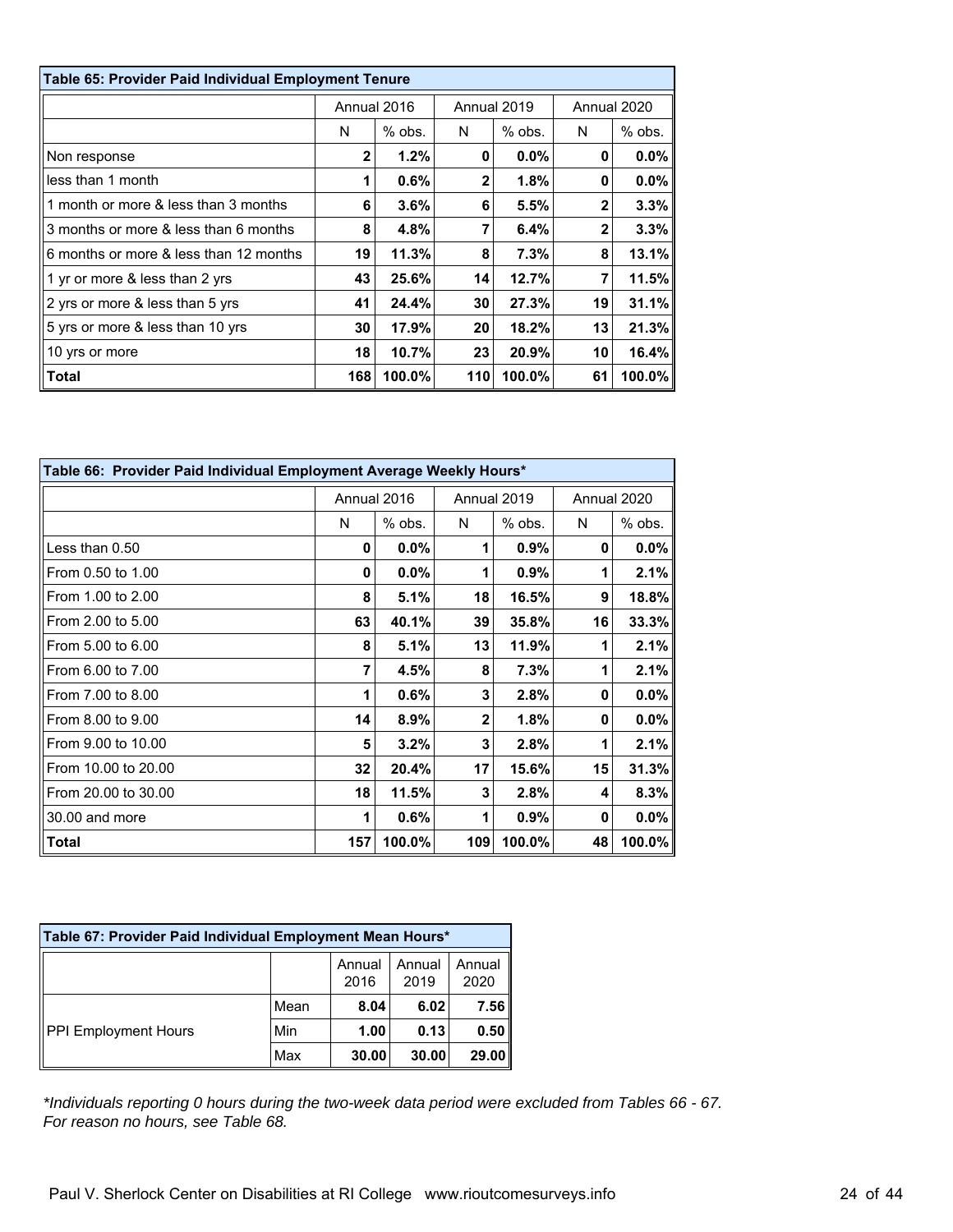**Table 65: Provider Paid Individual Employment Tenure**

| | Annual 2016 | | Annual 2019 | | Annual 2020 | |
|---|---|---|---|---|---|---|
| | N | % obs. | N | % obs. | N | % obs. |
| Non response | **2** | **1.2%** | **0** | **0.0%** | **0** | **0.0%** |
| less than 1 month | **1** | **0.6%** | **2** | **1.8%** | **0** | **0.0%** |
| 1 month or more & less than 3 months | **6** | **3.6%** | **6** | **5.5%** | **2** | **3.3%** |
| 3 months or more & less than 6 months | **8** | **4.8%** | **7** | **6.4%** | **2** | **3.3%** |
| 6 months or more & less than 12 months | **19** | **11.3%** | **8** | **7.3%** | **8** | **13.1%** |
| 1 yr or more & less than 2 yrs | **43** | **25.6%** | **14** | **12.7%** | **7** | **11.5%** |
| 2 yrs or more & less than 5 yrs | **41** | **24.4%** | **30** | **27.3%** | **19** | **31.1%** |
| 5 yrs or more & less than 10 yrs | **30** | **17.9%** | **20** | **18.2%** | **13** | **21.3%** |
| 10 yrs or more | **18** | **10.7%** | **23** | **20.9%** | **10** | **16.4%** |
| **Total** | **168** | **100.0%** | **110** | **100.0%** | **61** | **100.0%** |

**Table 66: Provider Paid Individual Employment Average Weekly Hours***

| | Annual 2016 | | Annual 2019 | | Annual 2020 | |
|---|---|---|---|---|---|---|
| | N | % obs. | N | % obs. | N | % obs. |
| Less than 0.50 | **0** | **0.0%** | **1** | **0.9%** | **0** | **0.0%** |
| From 0.50 to 1.00 | **0** | **0.0%** | **1** | **0.9%** | **1** | **2.1%** |
| From 1.00 to 2.00 | **8** | **5.1%** | **18** | **16.5%** | **9** | **18.8%** |
| From 2.00 to 5.00 | **63** | **40.1%** | **39** | **35.8%** | **16** | **33.3%** |
| From 5.00 to 6.00 | **8** | **5.1%** | **13** | **11.9%** | **1** | **2.1%** |
| From 6.00 to 7.00 | **7** | **4.5%** | **8** | **7.3%** | **1** | **2.1%** |
| From 7.00 to 8.00 | **1** | **0.6%** | **3** | **2.8%** | **0** | **0.0%** |
| From 8.00 to 9.00 | **14** | **8.9%** | **2** | **1.8%** | **0** | **0.0%** |
| From 9.00 to 10.00 | **5** | **3.2%** | **3** | **2.8%** | **1** | **2.1%** |
| From 10.00 to 20.00 | **32** | **20.4%** | **17** | **15.6%** | **15** | **31.3%** |
| From 20.00 to 30.00 | **18** | **11.5%** | **3** | **2.8%** | **4** | **8.3%** |
| 30.00 and more | **1** | **0.6%** | **1** | **0.9%** | **0** | **0.0%** |
| **Total** | **157** | **100.0%** | **109** | **100.0%** | **48** | **100.0%** |

**Table 67: Provider Paid Individual Employment Mean Hours***

| | | Annual 2016 | Annual 2019 | Annual 2020 |
|---|---|---|---|---|
| PPI Employment Hours | Mean | **8.04** | **6.02** | **7.56** |
| | Min | **1.00** | **0.13** | **0.50** |
| | Max | **30.00** | **30.00** | **29.00** |

*\*Individuals reporting 0 hours during the two-week data period were excluded from Tables 66 - 67. For reason no hours, see Table 68.*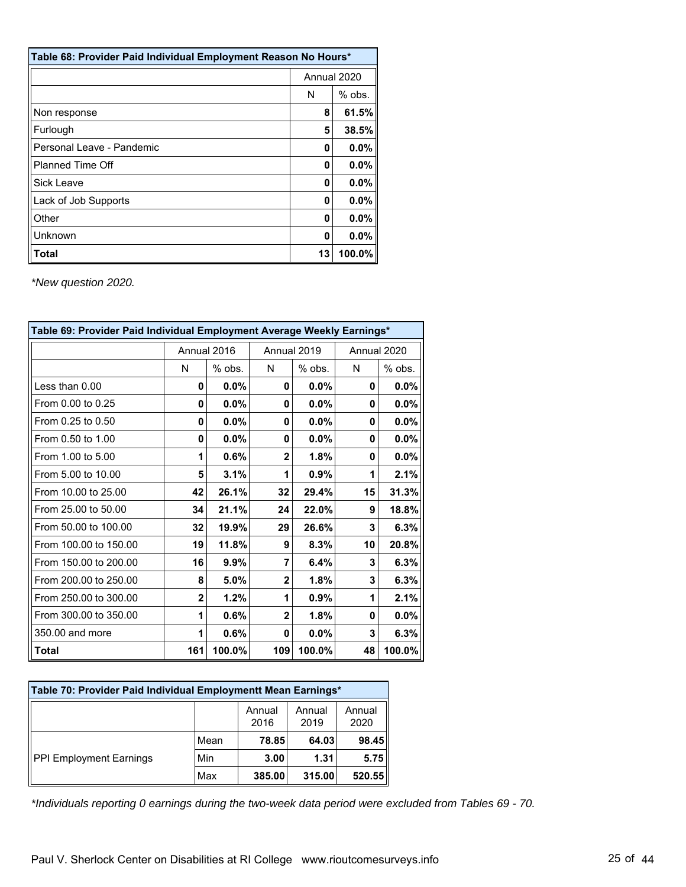| Table 68: Provider Paid Individual Employment Reason No Hours* | | |
|---|---|---|
| | Annual 2020 | |
| | N | % obs. |
| Non response | 8 | 61.5% |
| Furlough | 5 | 38.5% |
| Personal Leave - Pandemic | 0 | 0.0% |
| Planned Time Off | 0 | 0.0% |
| Sick Leave | 0 | 0.0% |
| Lack of Job Supports | 0 | 0.0% |
| Other | 0 | 0.0% |
| Unknown | 0 | 0.0% |
| **Total** | 13 | 100.0% |

*\*New question 2020.*

| Table 69: Provider Paid Individual Employment Average Weekly Earnings* | | | | | | |
|---|---|---|---|---|---|---|
| | Annual 2016 | | Annual 2019 | | Annual 2020 | |
| | N | % obs. | N | % obs. | N | % obs. |
| Less than 0.00 | 0 | 0.0% | 0 | 0.0% | 0 | 0.0% |
| From 0.00 to 0.25 | 0 | 0.0% | 0 | 0.0% | 0 | 0.0% |
| From 0.25 to 0.50 | 0 | 0.0% | 0 | 0.0% | 0 | 0.0% |
| From 0.50 to 1.00 | 0 | 0.0% | 0 | 0.0% | 0 | 0.0% |
| From 1.00 to 5.00 | 1 | 0.6% | 2 | 1.8% | 0 | 0.0% |
| From 5.00 to 10.00 | 5 | 3.1% | 1 | 0.9% | 1 | 2.1% |
| From 10.00 to 25.00 | 42 | 26.1% | 32 | 29.4% | 15 | 31.3% |
| From 25.00 to 50.00 | 34 | 21.1% | 24 | 22.0% | 9 | 18.8% |
| From 50.00 to 100.00 | 32 | 19.9% | 29 | 26.6% | 3 | 6.3% |
| From 100.00 to 150.00 | 19 | 11.8% | 9 | 8.3% | 10 | 20.8% |
| From 150.00 to 200.00 | 16 | 9.9% | 7 | 6.4% | 3 | 6.3% |
| From 200.00 to 250.00 | 8 | 5.0% | 2 | 1.8% | 3 | 6.3% |
| From 250.00 to 300.00 | 2 | 1.2% | 1 | 0.9% | 1 | 2.1% |
| From 300.00 to 350.00 | 1 | 0.6% | 2 | 1.8% | 0 | 0.0% |
| 350.00 and more | 1 | 0.6% | 0 | 0.0% | 3 | 6.3% |
| **Total** | 161 | 100.0% | 109 | 100.0% | 48 | 100.0% |

| Table 70: Provider Paid Individual Employmentt Mean Earnings* | | | | |
|---|---|---|---|---|
| | | Annual 2016 | Annual 2019 | Annual 2020 |
| PPI Employment Earnings | Mean | 78.85 | 64.03 | 98.45 |
| | Min | 3.00 | 1.31 | 5.75 |
| | Max | 385.00 | 315.00 | 520.55 |

*\*Individuals reporting 0 earnings during the two-week data period were excluded from Tables 69 - 70.*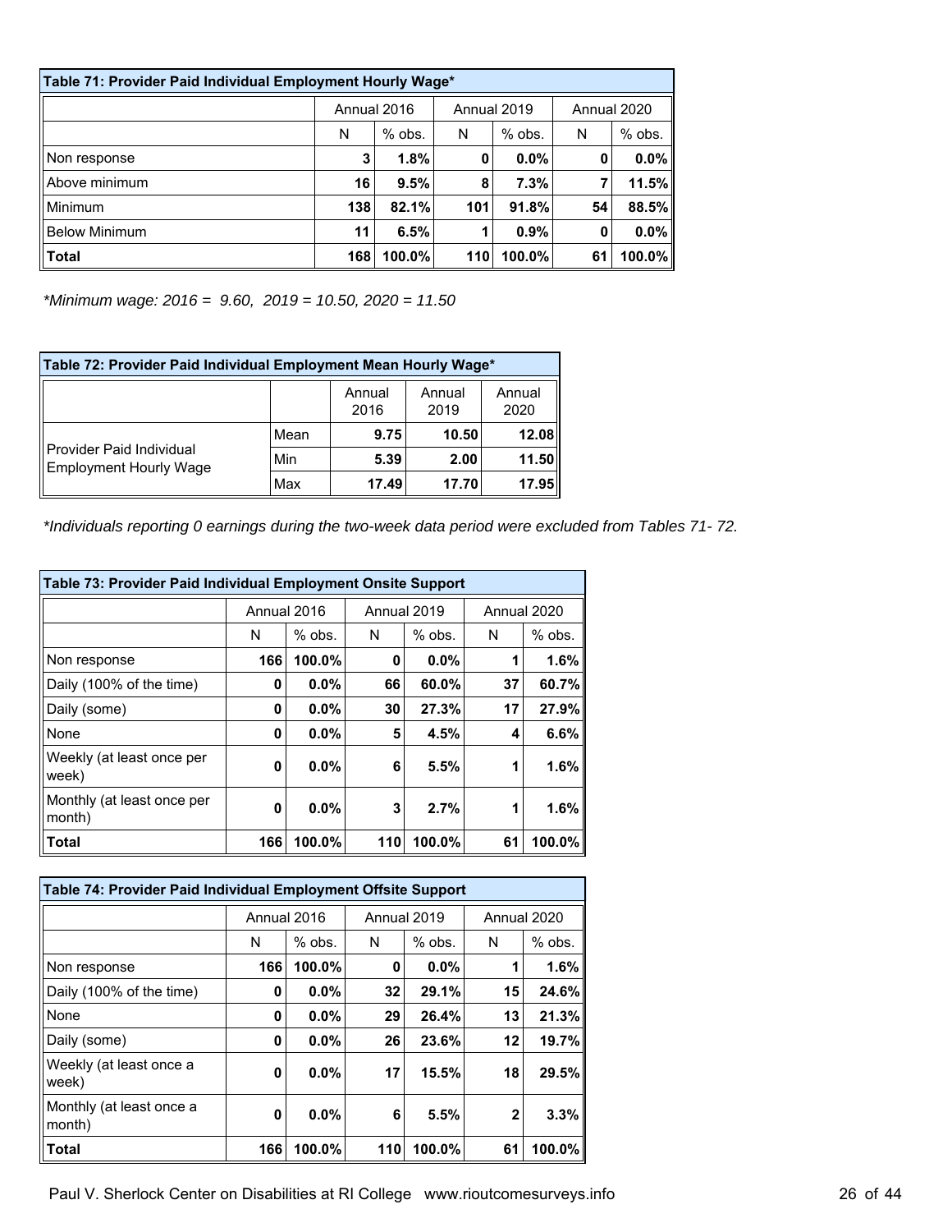| Table 71: Provider Paid Individual Employment Hourly Wage* | | | | | | |
|---|---|---|---|---|---|---|
| | Annual 2016 | | Annual 2019 | | Annual 2020 | |
| | N | % obs. | N | % obs. | N | % obs. |
| Non response | **3** | **1.8%** | **0** | **0.0%** | **0** | **0.0%** |
| Above minimum | **16** | **9.5%** | **8** | **7.3%** | **7** | **11.5%** |
| Minimum | **138** | **82.1%** | **101** | **91.8%** | **54** | **88.5%** |
| Below Minimum | **11** | **6.5%** | **1** | **0.9%** | **0** | **0.0%** |
| **Total** | **168** | **100.0%** | **110** | **100.0%** | **61** | **100.0%** |

*\*Minimum wage: 2016 = 9.60, 2019 = 10.50, 2020 = 11.50*

| Table 72: Provider Paid Individual Employment Mean Hourly Wage* | | | | |
|---|---|---|---|---|
| | | Annual 2016 | Annual 2019 | Annual 2020 |
| Provider Paid Individual Employment Hourly Wage | Mean | **9.75** | **10.50** | **12.08** |
| | Min | **5.39** | **2.00** | **11.50** |
| | Max | **17.49** | **17.70** | **17.95** |

*\*Individuals reporting 0 earnings during the two-week data period were excluded from Tables 71- 72.*

| Table 73: Provider Paid Individual Employment Onsite Support | | | | | | |
|---|---|---|---|---|---|---|
| | Annual 2016 | | Annual 2019 | | Annual 2020 | |
| | N | % obs. | N | % obs. | N | % obs. |
| Non response | **166** | **100.0%** | **0** | **0.0%** | **1** | **1.6%** |
| Daily (100% of the time) | **0** | **0.0%** | **66** | **60.0%** | **37** | **60.7%** |
| Daily (some) | **0** | **0.0%** | **30** | **27.3%** | **17** | **27.9%** |
| None | **0** | **0.0%** | **5** | **4.5%** | **4** | **6.6%** |
| Weekly (at least once per week) | **0** | **0.0%** | **6** | **5.5%** | **1** | **1.6%** |
| Monthly (at least once per month) | **0** | **0.0%** | **3** | **2.7%** | **1** | **1.6%** |
| **Total** | **166** | **100.0%** | **110** | **100.0%** | **61** | **100.0%** |

| Table 74: Provider Paid Individual Employment Offsite Support | | | | | | |
|---|---|---|---|---|---|---|
| | Annual 2016 | | Annual 2019 | | Annual 2020 | |
| | N | % obs. | N | % obs. | N | % obs. |
| Non response | **166** | **100.0%** | **0** | **0.0%** | **1** | **1.6%** |
| Daily (100% of the time) | **0** | **0.0%** | **32** | **29.1%** | **15** | **24.6%** |
| None | **0** | **0.0%** | **29** | **26.4%** | **13** | **21.3%** |
| Daily (some) | **0** | **0.0%** | **26** | **23.6%** | **12** | **19.7%** |
| Weekly (at least once a week) | **0** | **0.0%** | **17** | **15.5%** | **18** | **29.5%** |
| Monthly (at least once a month) | **0** | **0.0%** | **6** | **5.5%** | **2** | **3.3%** |
| **Total** | **166** | **100.0%** | **110** | **100.0%** | **61** | **100.0%** |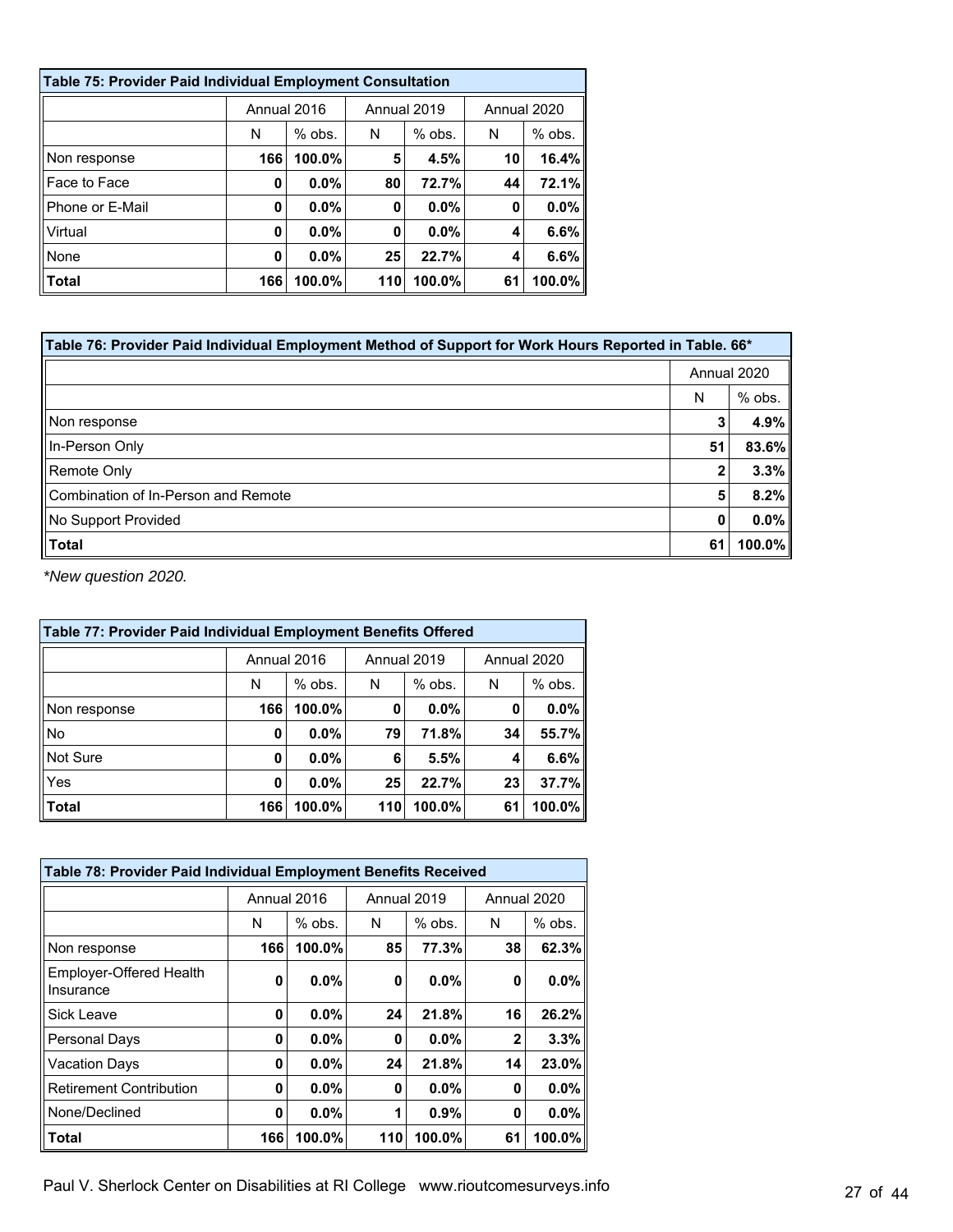| Table 75: Provider Paid Individual Employment Consultation | | | | | | |
|---|---|---|---|---|---|---|
| | Annual 2016 | | Annual 2019 | | Annual 2020 | |
| | N | % obs. | N | % obs. | N | % obs. |
| Non response | **166** | **100.0%** | **5** | **4.5%** | **10** | **16.4%** |
| Face to Face | **0** | **0.0%** | **80** | **72.7%** | **44** | **72.1%** |
| Phone or E-Mail | **0** | **0.0%** | **0** | **0.0%** | **0** | **0.0%** |
| Virtual | **0** | **0.0%** | **0** | **0.0%** | **4** | **6.6%** |
| None | **0** | **0.0%** | **25** | **22.7%** | **4** | **6.6%** |
| **Total** | 166 | 100.0% | 110 | 100.0% | 61 | 100.0% |

| Table 76: Provider Paid Individual Employment Method of Support for Work Hours Reported in Table. 66* | | |
|---|---|---|
| | Annual 2020 | |
| | N | % obs. |
| Non response | **3** | **4.9%** |
| In-Person Only | **51** | **83.6%** |
| Remote Only | **2** | **3.3%** |
| Combination of In-Person and Remote | **5** | **8.2%** |
| No Support Provided | **0** | **0.0%** |
| **Total** | 61 | 100.0% |

*\*New question 2020.*

| Table 77: Provider Paid Individual Employment Benefits Offered | | | | | | |
|---|---|---|---|---|---|---|
| | Annual 2016 | | Annual 2019 | | Annual 2020 | |
| | N | % obs. | N | % obs. | N | % obs. |
| Non response | **166** | **100.0%** | **0** | **0.0%** | **0** | **0.0%** |
| No | **0** | **0.0%** | **79** | **71.8%** | **34** | **55.7%** |
| Not Sure | **0** | **0.0%** | **6** | **5.5%** | **4** | **6.6%** |
| Yes | **0** | **0.0%** | **25** | **22.7%** | **23** | **37.7%** |
| **Total** | 166 | 100.0% | 110 | 100.0% | 61 | 100.0% |

| Table 78: Provider Paid Individual Employment Benefits Received | | | | | | |
|---|---|---|---|---|---|---|
| | Annual 2016 | | Annual 2019 | | Annual 2020 | |
| | N | % obs. | N | % obs. | N | % obs. |
| Non response | **166** | **100.0%** | **85** | **77.3%** | **38** | **62.3%** |
| Employer-Offered Health Insurance | **0** | **0.0%** | **0** | **0.0%** | **0** | **0.0%** |
| Sick Leave | **0** | **0.0%** | **24** | **21.8%** | **16** | **26.2%** |
| Personal Days | **0** | **0.0%** | **0** | **0.0%** | **2** | **3.3%** |
| Vacation Days | **0** | **0.0%** | **24** | **21.8%** | **14** | **23.0%** |
| Retirement Contribution | **0** | **0.0%** | **0** | **0.0%** | **0** | **0.0%** |
| None/Declined | **0** | **0.0%** | **1** | **0.9%** | **0** | **0.0%** |
| **Total** | 166 | 100.0% | 110 | 100.0% | 61 | 100.0% |

Paul V. Sherlock Center on Disabilities at RI College www.rioutcomesurveys.info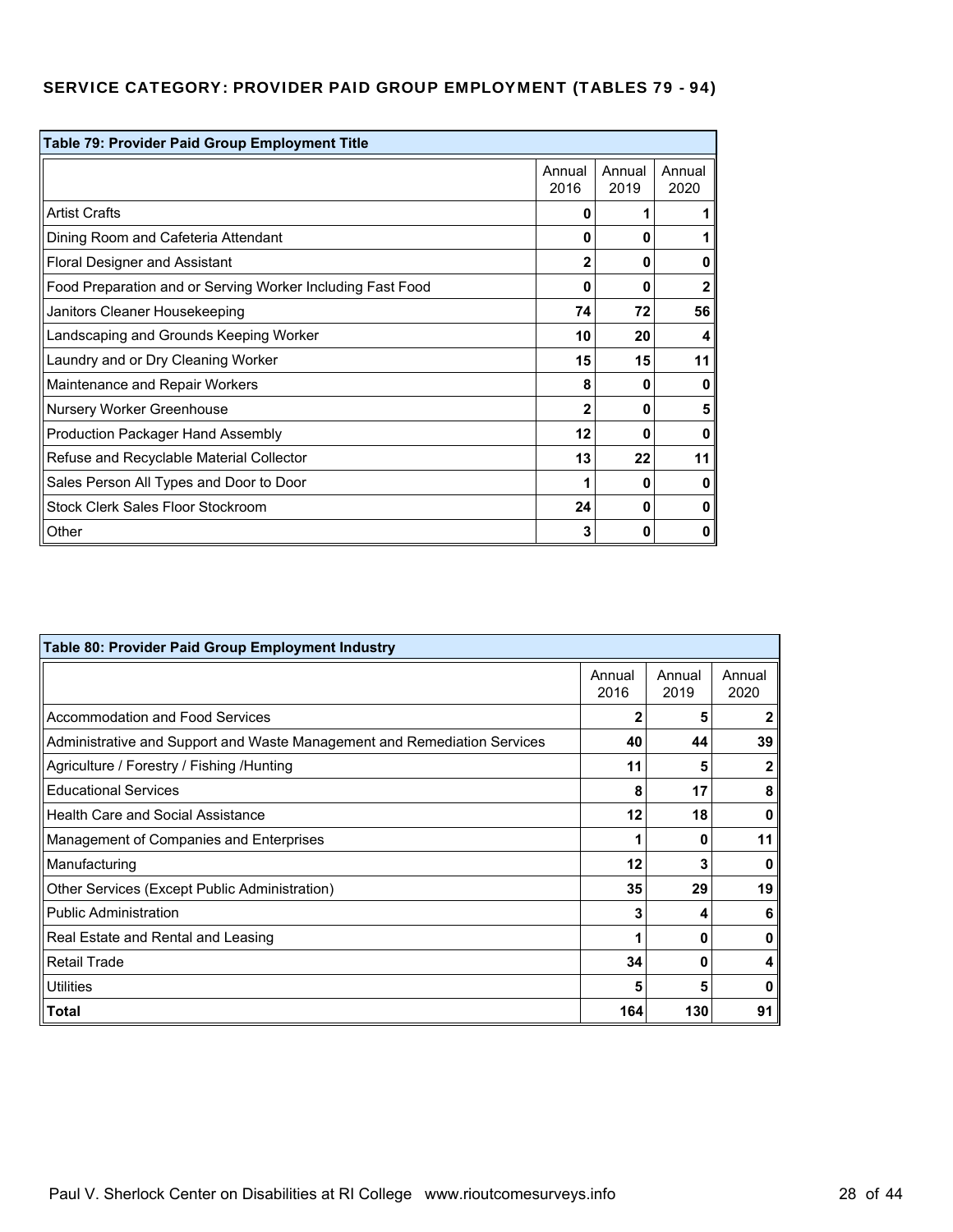## SERVICE CATEGORY: PROVIDER PAID GROUP EMPLOYMENT (TABLES 79 - 94)

**Table 79: Provider Paid Group Employment Title**

| | Annual 2016 | Annual 2019 | Annual 2020 |
|---|---|---|---|
| Artist Crafts | **0** | **1** | **1** |
| Dining Room and Cafeteria Attendant | **0** | **0** | **1** |
| Floral Designer and Assistant | **2** | **0** | **0** |
| Food Preparation and or Serving Worker Including Fast Food | **0** | **0** | **2** |
| Janitors Cleaner Housekeeping | **74** | **72** | **56** |
| Landscaping and Grounds Keeping Worker | **10** | **20** | **4** |
| Laundry and or Dry Cleaning Worker | **15** | **15** | **11** |
| Maintenance and Repair Workers | **8** | **0** | **0** |
| Nursery Worker Greenhouse | **2** | **0** | **5** |
| Production Packager Hand Assembly | **12** | **0** | **0** |
| Refuse and Recyclable Material Collector | **13** | **22** | **11** |
| Sales Person All Types and Door to Door | **1** | **0** | **0** |
| Stock Clerk Sales Floor Stockroom | **24** | **0** | **0** |
| Other | **3** | **0** | **0** |

**Table 80: Provider Paid Group Employment Industry**

| | Annual 2016 | Annual 2019 | Annual 2020 |
|---|---|---|---|
| Accommodation and Food Services | **2** | **5** | **2** |
| Administrative and Support and Waste Management and Remediation Services | **40** | **44** | **39** |
| Agriculture / Forestry / Fishing /Hunting | **11** | **5** | **2** |
| Educational Services | **8** | **17** | **8** |
| Health Care and Social Assistance | **12** | **18** | **0** |
| Management of Companies and Enterprises | **1** | **0** | **11** |
| Manufacturing | **12** | **3** | **0** |
| Other Services (Except Public Administration) | **35** | **29** | **19** |
| Public Administration | **3** | **4** | **6** |
| Real Estate and Rental and Leasing | **1** | **0** | **0** |
| Retail Trade | **34** | **0** | **4** |
| Utilities | **5** | **5** | **0** |
| **Total** | **164** | **130** | **91** |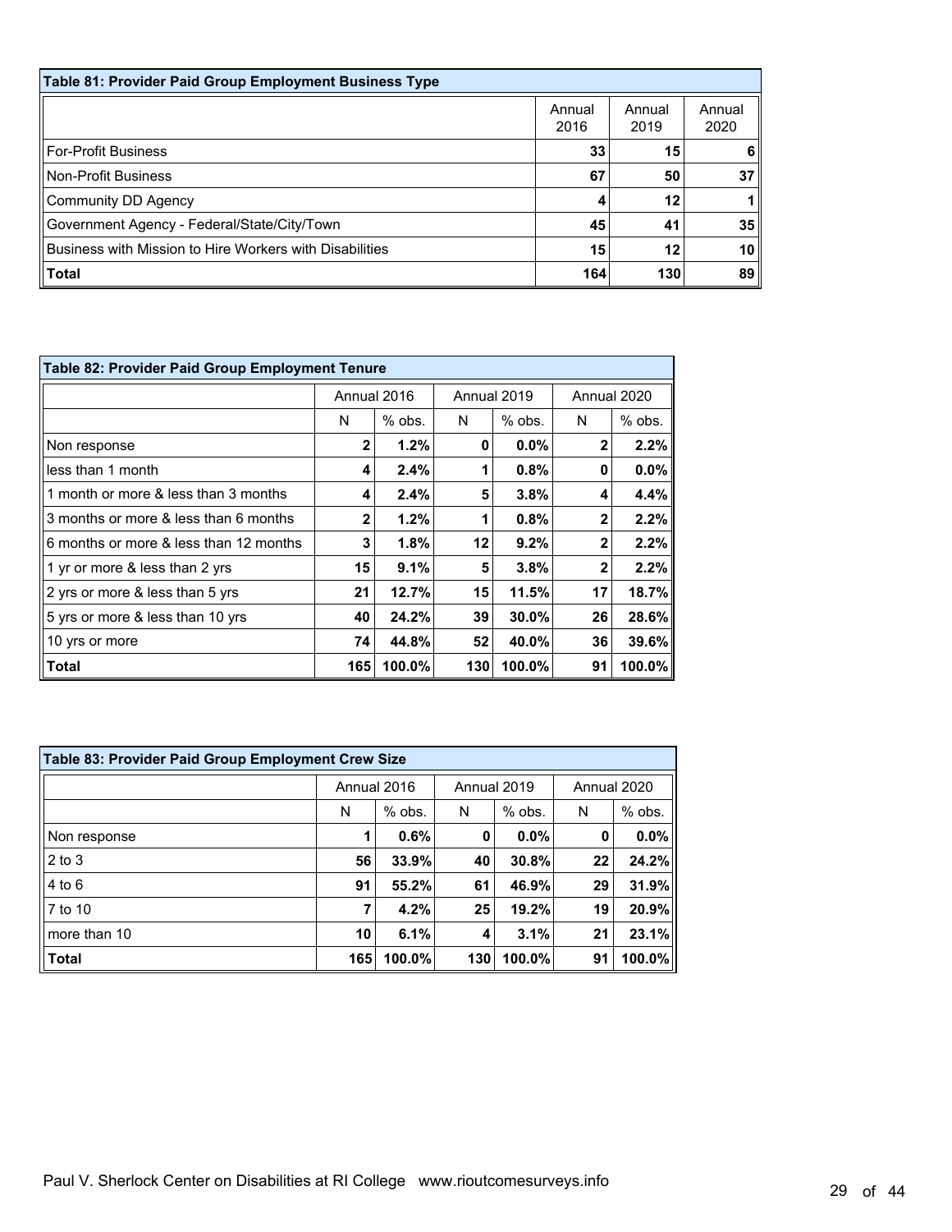| Table 81: Provider Paid Group Employment Business Type | | | |
|---|---|---|---|
| | Annual 2016 | Annual 2019 | Annual 2020 |
| For-Profit Business | **33** | **15** | **6** |
| Non-Profit Business | **67** | **50** | **37** |
| Community DD Agency | **4** | **12** | **1** |
| Government Agency - Federal/State/City/Town | **45** | **41** | **35** |
| Business with Mission to Hire Workers with Disabilities | **15** | **12** | **10** |
| **Total** | **164** | **130** | **89** |

| Table 82: Provider Paid Group Employment Tenure | | | | | | |
|---|---|---|---|---|---|---|
| | Annual 2016 | | Annual 2019 | | Annual 2020 | |
| | N | % obs. | N | % obs. | N | % obs. |
| Non response | **2** | **1.2%** | **0** | **0.0%** | **2** | **2.2%** |
| less than 1 month | **4** | **2.4%** | **1** | **0.8%** | **0** | **0.0%** |
| 1 month or more & less than 3 months | **4** | **2.4%** | **5** | **3.8%** | **4** | **4.4%** |
| 3 months or more & less than 6 months | **2** | **1.2%** | **1** | **0.8%** | **2** | **2.2%** |
| 6 months or more & less than 12 months | **3** | **1.8%** | **12** | **9.2%** | **2** | **2.2%** |
| 1 yr or more & less than 2 yrs | **15** | **9.1%** | **5** | **3.8%** | **2** | **2.2%** |
| 2 yrs or more & less than 5 yrs | **21** | **12.7%** | **15** | **11.5%** | **17** | **18.7%** |
| 5 yrs or more & less than 10 yrs | **40** | **24.2%** | **39** | **30.0%** | **26** | **28.6%** |
| 10 yrs or more | **74** | **44.8%** | **52** | **40.0%** | **36** | **39.6%** |
| **Total** | **165** | **100.0%** | **130** | **100.0%** | **91** | **100.0%** |

| Table 83: Provider Paid Group Employment Crew Size | | | | | | |
|---|---|---|---|---|---|---|
| | Annual 2016 | | Annual 2019 | | Annual 2020 | |
| | N | % obs. | N | % obs. | N | % obs. |
| Non response | **1** | **0.6%** | **0** | **0.0%** | **0** | **0.0%** |
| 2 to 3 | **56** | **33.9%** | **40** | **30.8%** | **22** | **24.2%** |
| 4 to 6 | **91** | **55.2%** | **61** | **46.9%** | **29** | **31.9%** |
| 7 to 10 | **7** | **4.2%** | **25** | **19.2%** | **19** | **20.9%** |
| more than 10 | **10** | **6.1%** | **4** | **3.1%** | **21** | **23.1%** |
| **Total** | **165** | **100.0%** | **130** | **100.0%** | **91** | **100.0%** |

Paul V. Sherlock Center on Disabilities at RI College www.rioutcomesurveys.info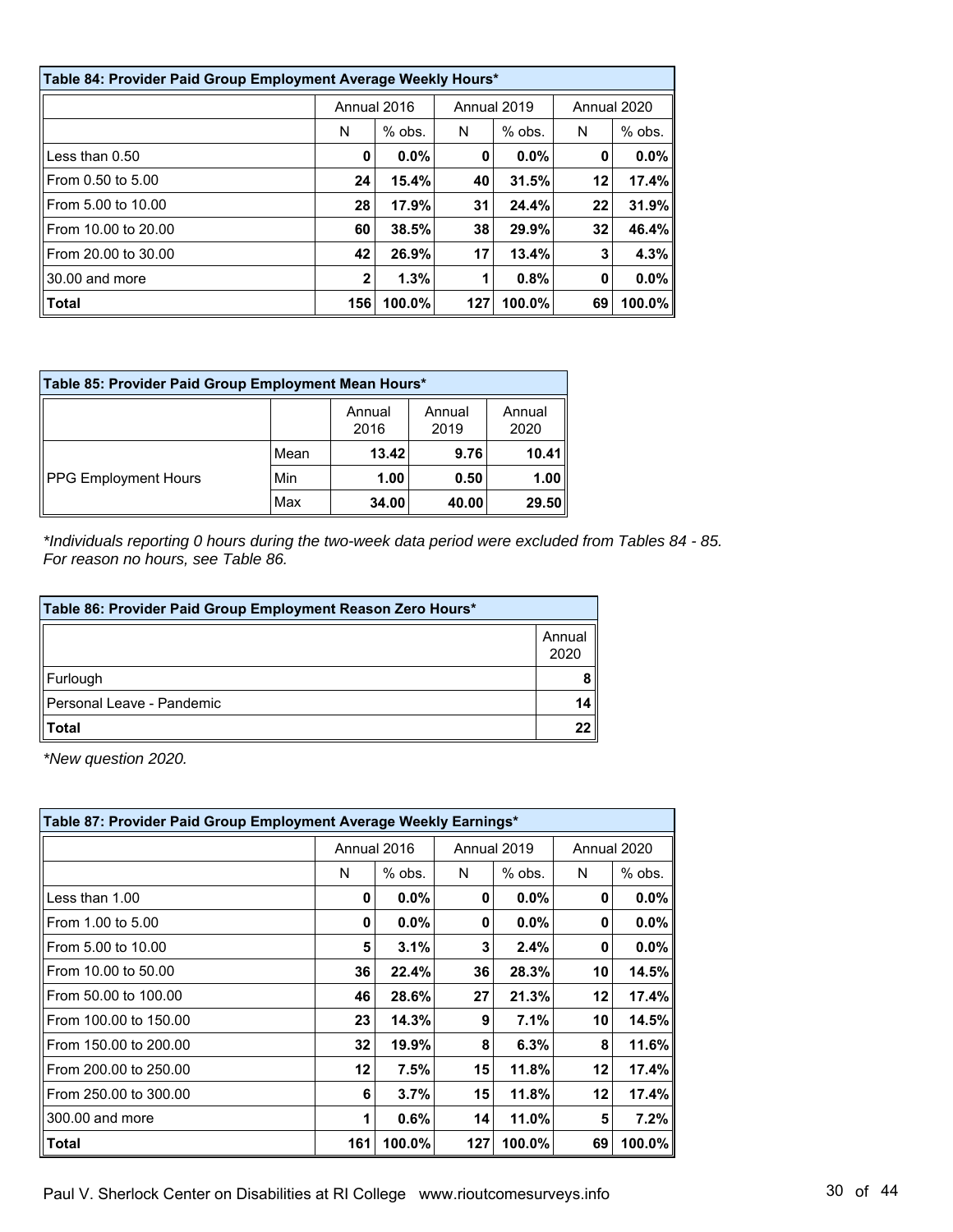| Table 84: Provider Paid Group Employment Average Weekly Hours* | | | | | | |
|---|---|---|---|---|---|---|
| | Annual 2016 | | Annual 2019 | | Annual 2020 | |
| | N | % obs. | N | % obs. | N | % obs. |
| Less than 0.50 | **0** | **0.0%** | **0** | **0.0%** | **0** | **0.0%** |
| From 0.50 to 5.00 | **24** | **15.4%** | **40** | **31.5%** | **12** | **17.4%** |
| From 5.00 to 10.00 | **28** | **17.9%** | **31** | **24.4%** | **22** | **31.9%** |
| From 10.00 to 20.00 | **60** | **38.5%** | **38** | **29.9%** | **32** | **46.4%** |
| From 20.00 to 30.00 | **42** | **26.9%** | **17** | **13.4%** | **3** | **4.3%** |
| 30.00 and more | **2** | **1.3%** | **1** | **0.8%** | **0** | **0.0%** |
| **Total** | **156** | **100.0%** | **127** | **100.0%** | **69** | **100.0%** |

| Table 85: Provider Paid Group Employment Mean Hours* | | | | |
|---|---|---|---|---|
| | | Annual 2016 | Annual 2019 | Annual 2020 |
| PPG Employment Hours | Mean | **13.42** | **9.76** | **10.41** |
| | Min | **1.00** | **0.50** | **1.00** |
| | Max | **34.00** | **40.00** | **29.50** |

*Individuals reporting 0 hours during the two-week data period were excluded from Tables 84 - 85. For reason no hours, see Table 86.*

| Table 86: Provider Paid Group Employment Reason Zero Hours* | |
|---|---|
| | Annual 2020 |
| Furlough | **8** |
| Personal Leave - Pandemic | **14** |
| **Total** | **22** |

*New question 2020.*

| Table 87: Provider Paid Group Employment Average Weekly Earnings* | | | | | | |
|---|---|---|---|---|---|---|
| | Annual 2016 | | Annual 2019 | | Annual 2020 | |
| | N | % obs. | N | % obs. | N | % obs. |
| Less than 1.00 | **0** | **0.0%** | **0** | **0.0%** | **0** | **0.0%** |
| From 1.00 to 5.00 | **0** | **0.0%** | **0** | **0.0%** | **0** | **0.0%** |
| From 5.00 to 10.00 | **5** | **3.1%** | **3** | **2.4%** | **0** | **0.0%** |
| From 10.00 to 50.00 | **36** | **22.4%** | **36** | **28.3%** | **10** | **14.5%** |
| From 50.00 to 100.00 | **46** | **28.6%** | **27** | **21.3%** | **12** | **17.4%** |
| From 100.00 to 150.00 | **23** | **14.3%** | **9** | **7.1%** | **10** | **14.5%** |
| From 150.00 to 200.00 | **32** | **19.9%** | **8** | **6.3%** | **8** | **11.6%** |
| From 200.00 to 250.00 | **12** | **7.5%** | **15** | **11.8%** | **12** | **17.4%** |
| From 250.00 to 300.00 | **6** | **3.7%** | **15** | **11.8%** | **12** | **17.4%** |
| 300.00 and more | **1** | **0.6%** | **14** | **11.0%** | **5** | **7.2%** |
| **Total** | **161** | **100.0%** | **127** | **100.0%** | **69** | **100.0%** |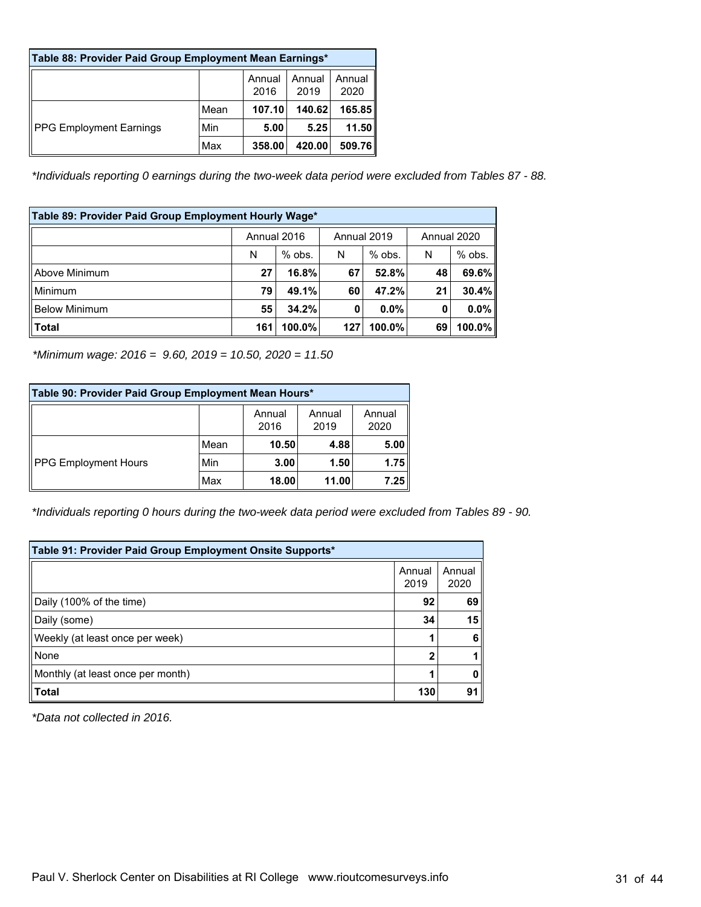| Table 88: Provider Paid Group Employment Mean Earnings* | | | | |
|---|---|---|---|---|
| | | Annual 2016 | Annual 2019 | Annual 2020 |
| PPG Employment Earnings | Mean | 107.10 | 140.62 | 165.85 |
| | Min | 5.00 | 5.25 | 11.50 |
| | Max | 358.00 | 420.00 | 509.76 |

*Individuals reporting 0 earnings during the two-week data period were excluded from Tables 87 - 88.*

| Table 89: Provider Paid Group Employment Hourly Wage* | | | | | | |
|---|---|---|---|---|---|---|
| | Annual 2016 | | Annual 2019 | | Annual 2020 | |
| | N | % obs. | N | % obs. | N | % obs. |
| Above Minimum | 27 | 16.8% | 67 | 52.8% | 48 | 69.6% |
| Minimum | 79 | 49.1% | 60 | 47.2% | 21 | 30.4% |
| Below Minimum | 55 | 34.2% | 0 | 0.0% | 0 | 0.0% |
| **Total** | 161 | 100.0% | 127 | 100.0% | 69 | 100.0% |

*Minimum wage: 2016 = 9.60, 2019 = 10.50, 2020 = 11.50*

| Table 90: Provider Paid Group Employment Mean Hours* | | | | |
|---|---|---|---|---|
| | | Annual 2016 | Annual 2019 | Annual 2020 |
| PPG Employment Hours | Mean | 10.50 | 4.88 | 5.00 |
| | Min | 3.00 | 1.50 | 1.75 |
| | Max | 18.00 | 11.00 | 7.25 |

*Individuals reporting 0 hours during the two-week data period were excluded from Tables 89 - 90.*

| Table 91: Provider Paid Group Employment Onsite Supports* | | |
|---|---|---|
| | Annual 2019 | Annual 2020 |
| Daily (100% of the time) | 92 | 69 |
| Daily (some) | 34 | 15 |
| Weekly (at least once per week) | 1 | 6 |
| None | 2 | 1 |
| Monthly (at least once per month) | 1 | 0 |
| **Total** | 130 | 91 |

*Data not collected in 2016.*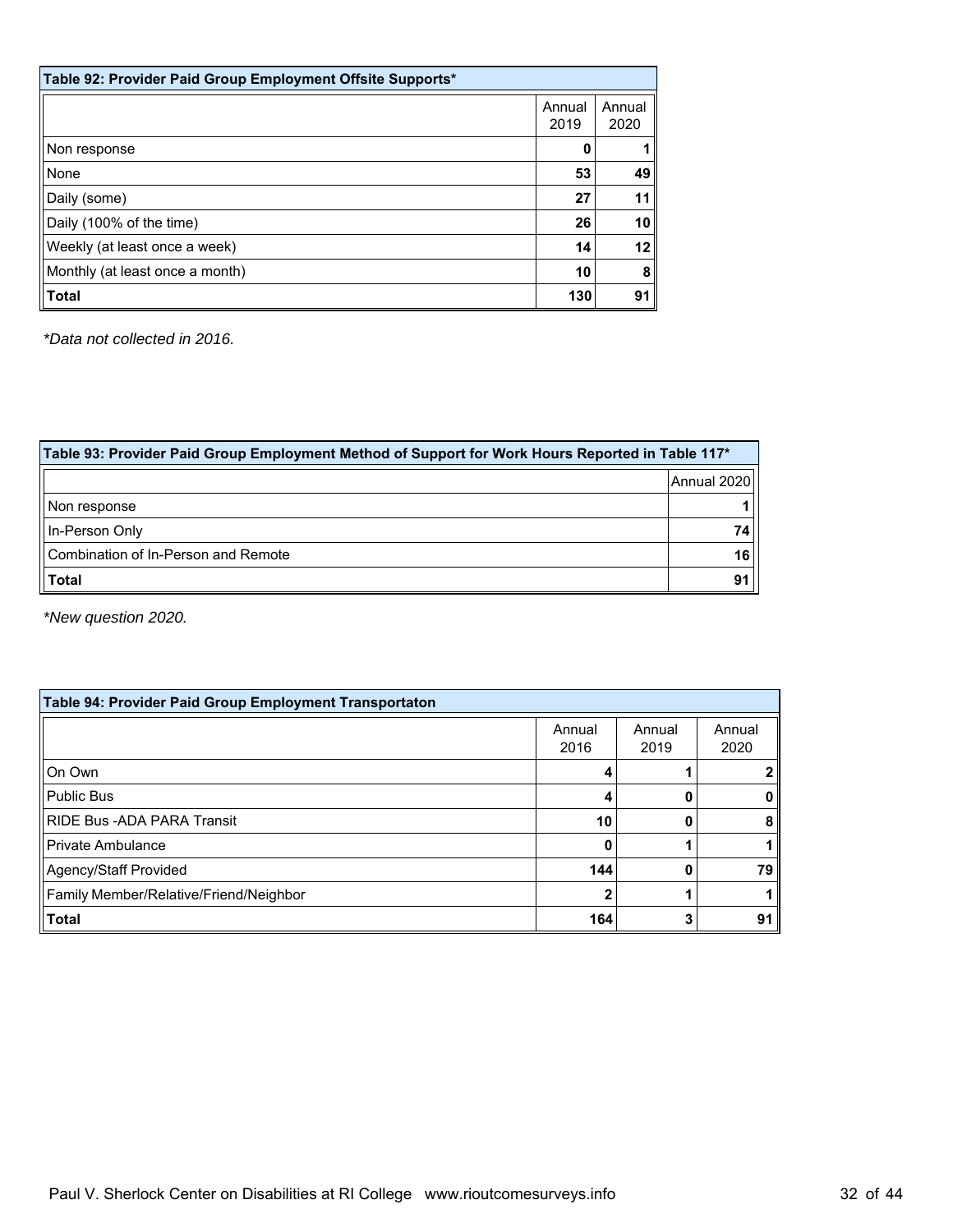**Table 92: Provider Paid Group Employment Offsite Supports***

| | Annual 2019 | Annual 2020 |
|---|---|---|
| Non response | 0 | 1 |
| None | 53 | 49 |
| Daily (some) | 27 | 11 |
| Daily (100% of the time) | 26 | 10 |
| Weekly (at least once a week) | 14 | 12 |
| Monthly (at least once a month) | 10 | 8 |
| **Total** | 130 | 91 |

*\*Data not collected in 2016.*

**Table 93: Provider Paid Group Employment Method of Support for Work Hours Reported in Table 117***

| | Annual 2020 |
|---|---|
| Non response | 1 |
| In-Person Only | 74 |
| Combination of In-Person and Remote | 16 |
| **Total** | 91 |

*\*New question 2020.*

**Table 94: Provider Paid Group Employment Transportaton**

| | Annual 2016 | Annual 2019 | Annual 2020 |
|---|---|---|---|
| On Own | 4 | 1 | 2 |
| Public Bus | 4 | 0 | 0 |
| RIDE Bus -ADA PARA Transit | 10 | 0 | 8 |
| Private Ambulance | 0 | 1 | 1 |
| Agency/Staff Provided | 144 | 0 | 79 |
| Family Member/Relative/Friend/Neighbor | 2 | 1 | 1 |
| **Total** | 164 | 3 | 91 |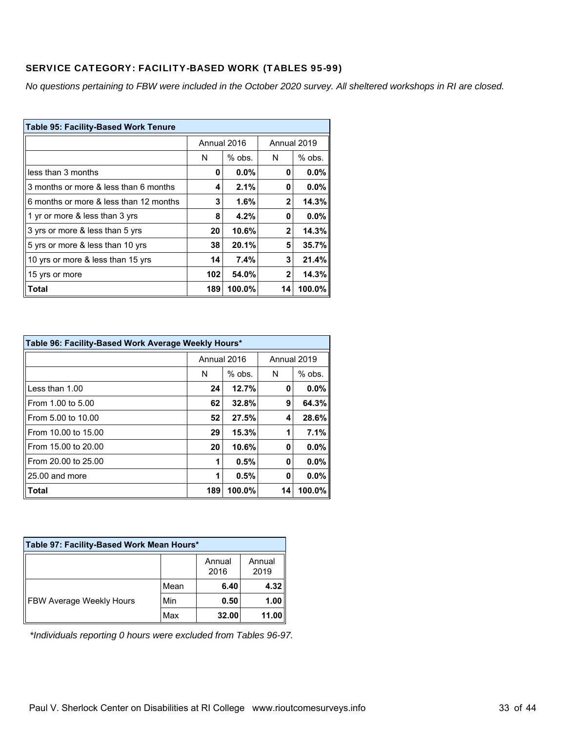## SERVICE CATEGORY: FACILITY-BASED WORK (TABLES 95-99)

*No questions pertaining to FBW were included in the October 2020 survey. All sheltered workshops in RI are closed.*

**Table 95: Facility-Based Work Tenure**

| | Annual 2016 | | Annual 2019 | |
|---|---|---|---|---|
| | N | % obs. | N | % obs. |
| less than 3 months | **0** | **0.0%** | **0** | **0.0%** |
| 3 months or more & less than 6 months | **4** | **2.1%** | **0** | **0.0%** |
| 6 months or more & less than 12 months | **3** | **1.6%** | **2** | **14.3%** |
| 1 yr or more & less than 3 yrs | **8** | **4.2%** | **0** | **0.0%** |
| 3 yrs or more & less than 5 yrs | **20** | **10.6%** | **2** | **14.3%** |
| 5 yrs or more & less than 10 yrs | **38** | **20.1%** | **5** | **35.7%** |
| 10 yrs or more & less than 15 yrs | **14** | **7.4%** | **3** | **21.4%** |
| 15 yrs or more | **102** | **54.0%** | **2** | **14.3%** |
| **Total** | **189** | **100.0%** | **14** | **100.0%** |

**Table 96: Facility-Based Work Average Weekly Hours***

| | Annual 2016 | | Annual 2019 | |
|---|---|---|---|---|
| | N | % obs. | N | % obs. |
| Less than 1.00 | **24** | **12.7%** | **0** | **0.0%** |
| From 1.00 to 5.00 | **62** | **32.8%** | **9** | **64.3%** |
| From 5.00 to 10.00 | **52** | **27.5%** | **4** | **28.6%** |
| From 10.00 to 15.00 | **29** | **15.3%** | **1** | **7.1%** |
| From 15.00 to 20.00 | **20** | **10.6%** | **0** | **0.0%** |
| From 20.00 to 25.00 | **1** | **0.5%** | **0** | **0.0%** |
| 25.00 and more | **1** | **0.5%** | **0** | **0.0%** |
| **Total** | **189** | **100.0%** | **14** | **100.0%** |

**Table 97: Facility-Based Work Mean Hours***

| | | Annual 2016 | Annual 2019 |
|---|---|---|---|
| FBW Average Weekly Hours | Mean | **6.40** | **4.32** |
| | Min | **0.50** | **1.00** |
| | Max | **32.00** | **11.00** |

*\*Individuals reporting 0 hours were excluded from Tables 96-97.*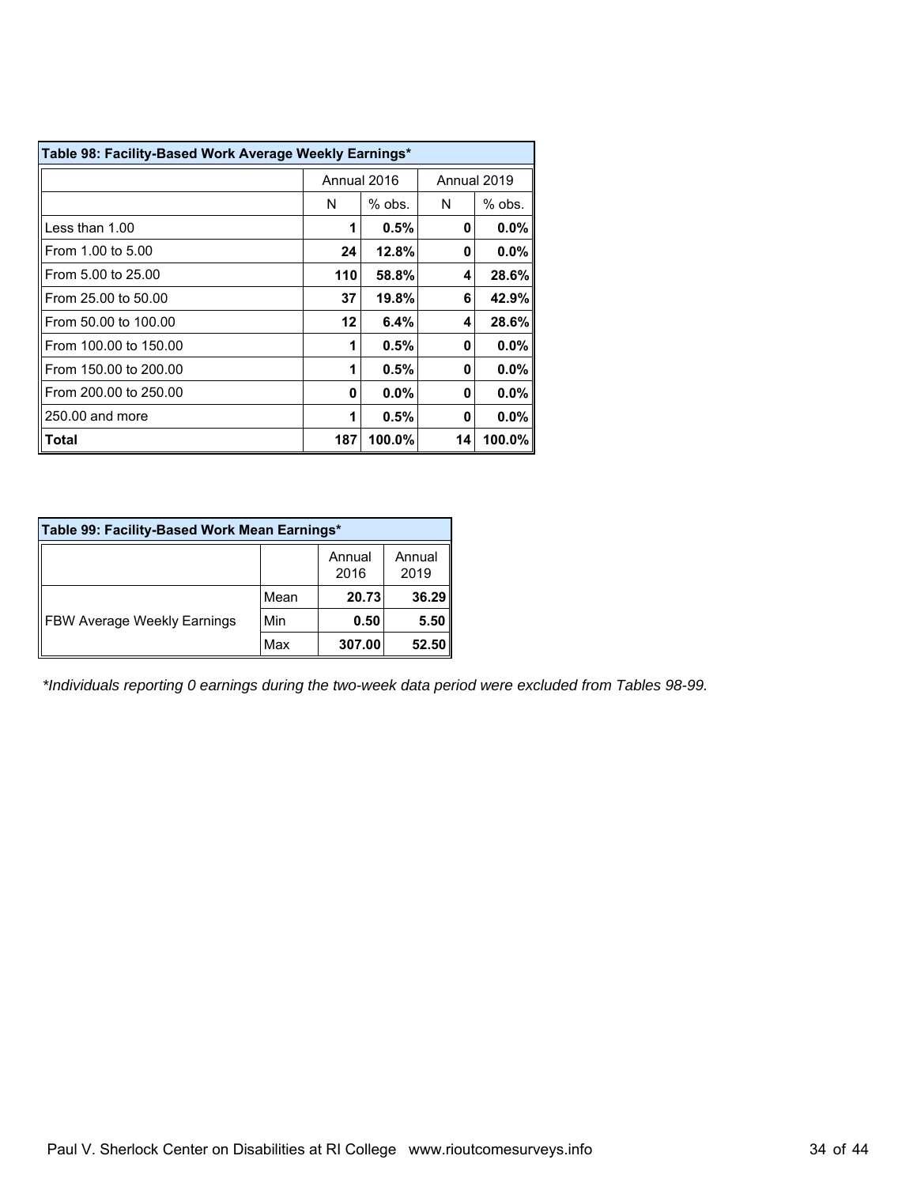**Table 98: Facility-Based Work Average Weekly Earnings***

| | Annual 2016 | | Annual 2019 | |
|---|---|---|---|---|
| | N | % obs. | N | % obs. |
| Less than 1.00 | **1** | **0.5%** | **0** | **0.0%** |
| From 1.00 to 5.00 | **24** | **12.8%** | **0** | **0.0%** |
| From 5.00 to 25.00 | **110** | **58.8%** | **4** | **28.6%** |
| From 25.00 to 50.00 | **37** | **19.8%** | **6** | **42.9%** |
| From 50.00 to 100.00 | **12** | **6.4%** | **4** | **28.6%** |
| From 100.00 to 150.00 | **1** | **0.5%** | **0** | **0.0%** |
| From 150.00 to 200.00 | **1** | **0.5%** | **0** | **0.0%** |
| From 200.00 to 250.00 | **0** | **0.0%** | **0** | **0.0%** |
| 250.00 and more | **1** | **0.5%** | **0** | **0.0%** |
| **Total** | **187** | **100.0%** | **14** | **100.0%** |

**Table 99: Facility-Based Work Mean Earnings***

| | | Annual 2016 | Annual 2019 |
|---|---|---|---|
| FBW Average Weekly Earnings | Mean | **20.73** | **36.29** |
| | Min | **0.50** | **5.50** |
| | Max | **307.00** | **52.50** |

*\*Individuals reporting 0 earnings during the two-week data period were excluded from Tables 98-99.*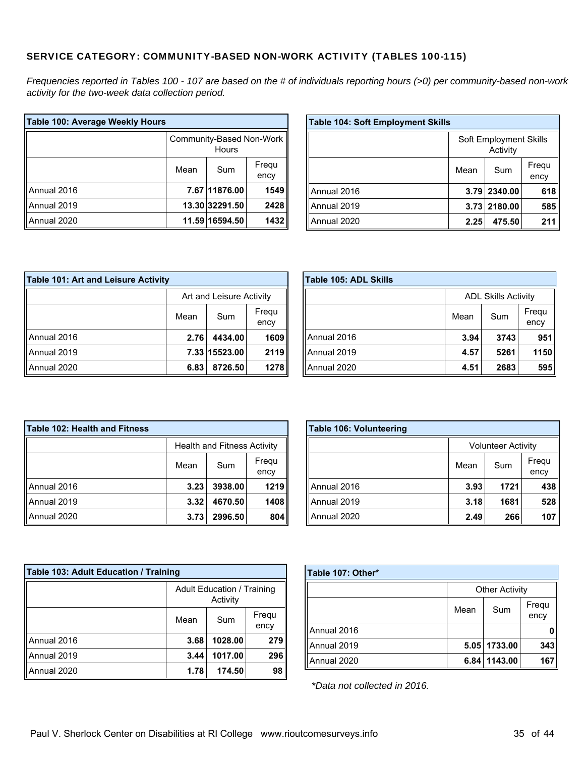## SERVICE CATEGORY: COMMUNITY-BASED NON-WORK ACTIVITY (TABLES 100-115)

*Frequencies reported in Tables 100 - 107 are based on the # of individuals reporting hours (>0) per community-based non-work activity for the two-week data collection period.*

**Table 100: Average Weekly Hours**

| | Community-Based Non-Work Hours | | |
|---|---|---|---|
| | Mean | Sum | Frequency |
| Annual 2016 | 7.67 | 11876.00 | 1549 |
| Annual 2019 | 13.30 | 32291.50 | 2428 |
| Annual 2020 | 11.59 | 16594.50 | 1432 |

**Table 101: Art and Leisure Activity**

| | Art and Leisure Activity | | |
|---|---|---|---|
| | Mean | Sum | Frequency |
| Annual 2016 | 2.76 | 4434.00 | 1609 |
| Annual 2019 | 7.33 | 15523.00 | 2119 |
| Annual 2020 | 6.83 | 8726.50 | 1278 |

**Table 102: Health and Fitness**

| | Health and Fitness Activity | | |
|---|---|---|---|
| | Mean | Sum | Frequency |
| Annual 2016 | 3.23 | 3938.00 | 1219 |
| Annual 2019 | 3.32 | 4670.50 | 1408 |
| Annual 2020 | 3.73 | 2996.50 | 804 |

**Table 103: Adult Education / Training**

| | Adult Education / Training Activity | | |
|---|---|---|---|
| | Mean | Sum | Frequency |
| Annual 2016 | 3.68 | 1028.00 | 279 |
| Annual 2019 | 3.44 | 1017.00 | 296 |
| Annual 2020 | 1.78 | 174.50 | 98 |

**Table 104: Soft Employment Skills**

| | Soft Employment Skills Activity | | |
|---|---|---|---|
| | Mean | Sum | Frequency |
| Annual 2016 | 3.79 | 2340.00 | 618 |
| Annual 2019 | 3.73 | 2180.00 | 585 |
| Annual 2020 | 2.25 | 475.50 | 211 |

**Table 105: ADL Skills**

| | ADL Skills Activity | | |
|---|---|---|---|
| | Mean | Sum | Frequency |
| Annual 2016 | 3.94 | 3743 | 951 |
| Annual 2019 | 4.57 | 5261 | 1150 |
| Annual 2020 | 4.51 | 2683 | 595 |

**Table 106: Volunteering**

| | Volunteer Activity | | |
|---|---|---|---|
| | Mean | Sum | Frequency |
| Annual 2016 | 3.93 | 1721 | 438 |
| Annual 2019 | 3.18 | 1681 | 528 |
| Annual 2020 | 2.49 | 266 | 107 |

**Table 107: Other***

| | Other Activity | | |
|---|---|---|---|
| | Mean | Sum | Frequency |
| Annual 2016 | | | 0 |
| Annual 2019 | 5.05 | 1733.00 | 343 |
| Annual 2020 | 6.84 | 1143.00 | 167 |

*\*Data not collected in 2016.*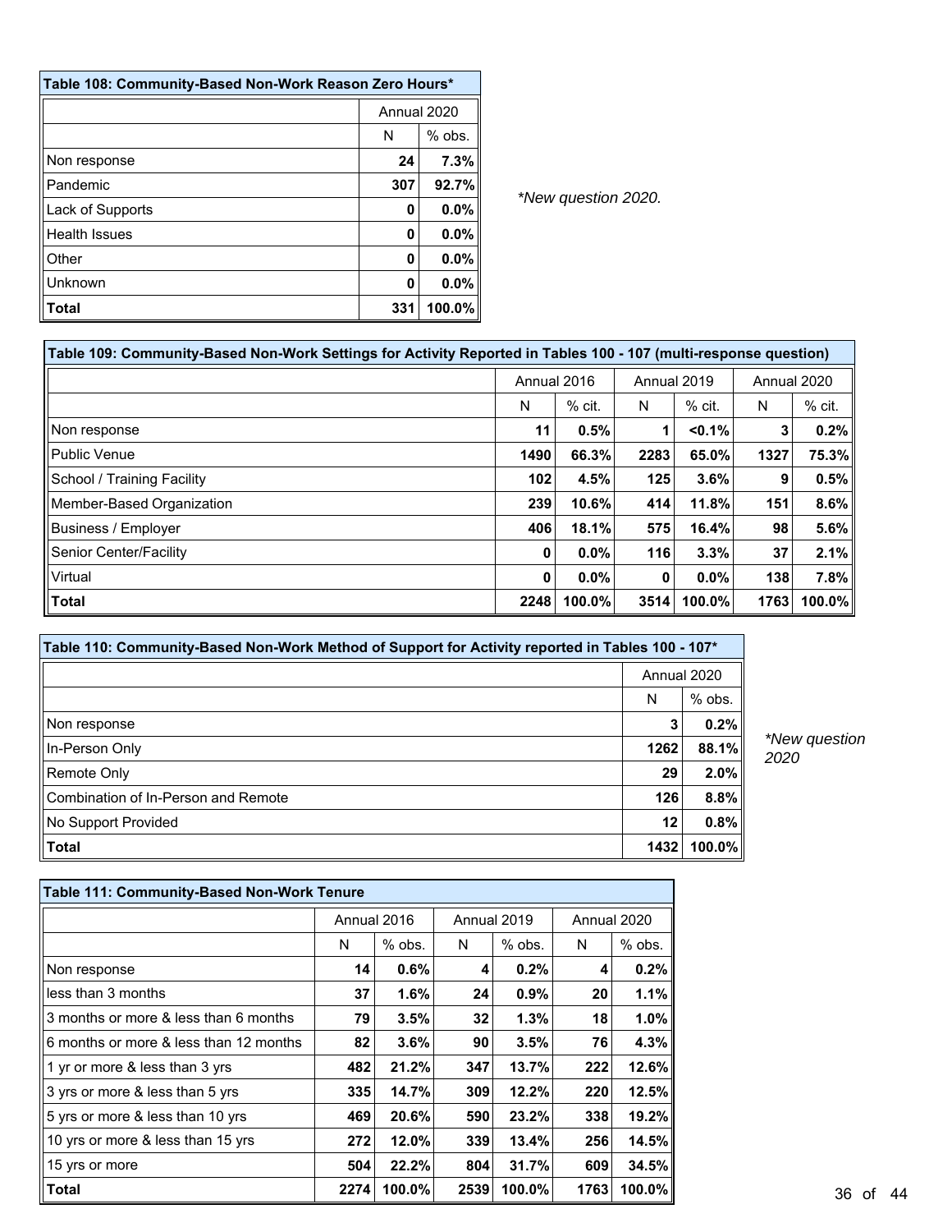**Table 108: Community-Based Non-Work Reason Zero Hours***

| | Annual 2020 | |
|---|---|---|
| | N | % obs. |
| Non response | 24 | 7.3% |
| Pandemic | 307 | 92.7% |
| Lack of Supports | 0 | 0.0% |
| Health Issues | 0 | 0.0% |
| Other | 0 | 0.0% |
| Unknown | 0 | 0.0% |
| **Total** | 331 | 100.0% |

*\*New question 2020.*

**Table 109: Community-Based Non-Work Settings for Activity Reported in Tables 100 - 107 (multi-response question)**

| | Annual 2016 | | Annual 2019 | | Annual 2020 | |
|---|---|---|---|---|---|---|
| | N | % cit. | N | % cit. | N | % cit. |
| Non response | 11 | 0.5% | 1 | <0.1% | 3 | 0.2% |
| Public Venue | 1490 | 66.3% | 2283 | 65.0% | 1327 | 75.3% |
| School / Training Facility | 102 | 4.5% | 125 | 3.6% | 9 | 0.5% |
| Member-Based Organization | 239 | 10.6% | 414 | 11.8% | 151 | 8.6% |
| Business / Employer | 406 | 18.1% | 575 | 16.4% | 98 | 5.6% |
| Senior Center/Facility | 0 | 0.0% | 116 | 3.3% | 37 | 2.1% |
| Virtual | 0 | 0.0% | 0 | 0.0% | 138 | 7.8% |
| **Total** | 2248 | 100.0% | 3514 | 100.0% | 1763 | 100.0% |

**Table 110: Community-Based Non-Work Method of Support for Activity reported in Tables 100 - 107***

| | Annual 2020 | |
|---|---|---|
| | N | % obs. |
| Non response | 3 | 0.2% |
| In-Person Only | 1262 | 88.1% |
| Remote Only | 29 | 2.0% |
| Combination of In-Person and Remote | 126 | 8.8% |
| No Support Provided | 12 | 0.8% |
| **Total** | 1432 | 100.0% |

*\*New question 2020*

**Table 111: Community-Based Non-Work Tenure**

| | Annual 2016 | | Annual 2019 | | Annual 2020 | |
|---|---|---|---|---|---|---|
| | N | % obs. | N | % obs. | N | % obs. |
| Non response | 14 | 0.6% | 4 | 0.2% | 4 | 0.2% |
| less than 3 months | 37 | 1.6% | 24 | 0.9% | 20 | 1.1% |
| 3 months or more & less than 6 months | 79 | 3.5% | 32 | 1.3% | 18 | 1.0% |
| 6 months or more & less than 12 months | 82 | 3.6% | 90 | 3.5% | 76 | 4.3% |
| 1 yr or more & less than 3 yrs | 482 | 21.2% | 347 | 13.7% | 222 | 12.6% |
| 3 yrs or more & less than 5 yrs | 335 | 14.7% | 309 | 12.2% | 220 | 12.5% |
| 5 yrs or more & less than 10 yrs | 469 | 20.6% | 590 | 23.2% | 338 | 19.2% |
| 10 yrs or more & less than 15 yrs | 272 | 12.0% | 339 | 13.4% | 256 | 14.5% |
| 15 yrs or more | 504 | 22.2% | 804 | 31.7% | 609 | 34.5% |
| **Total** | 2274 | 100.0% | 2539 | 100.0% | 1763 | 100.0% |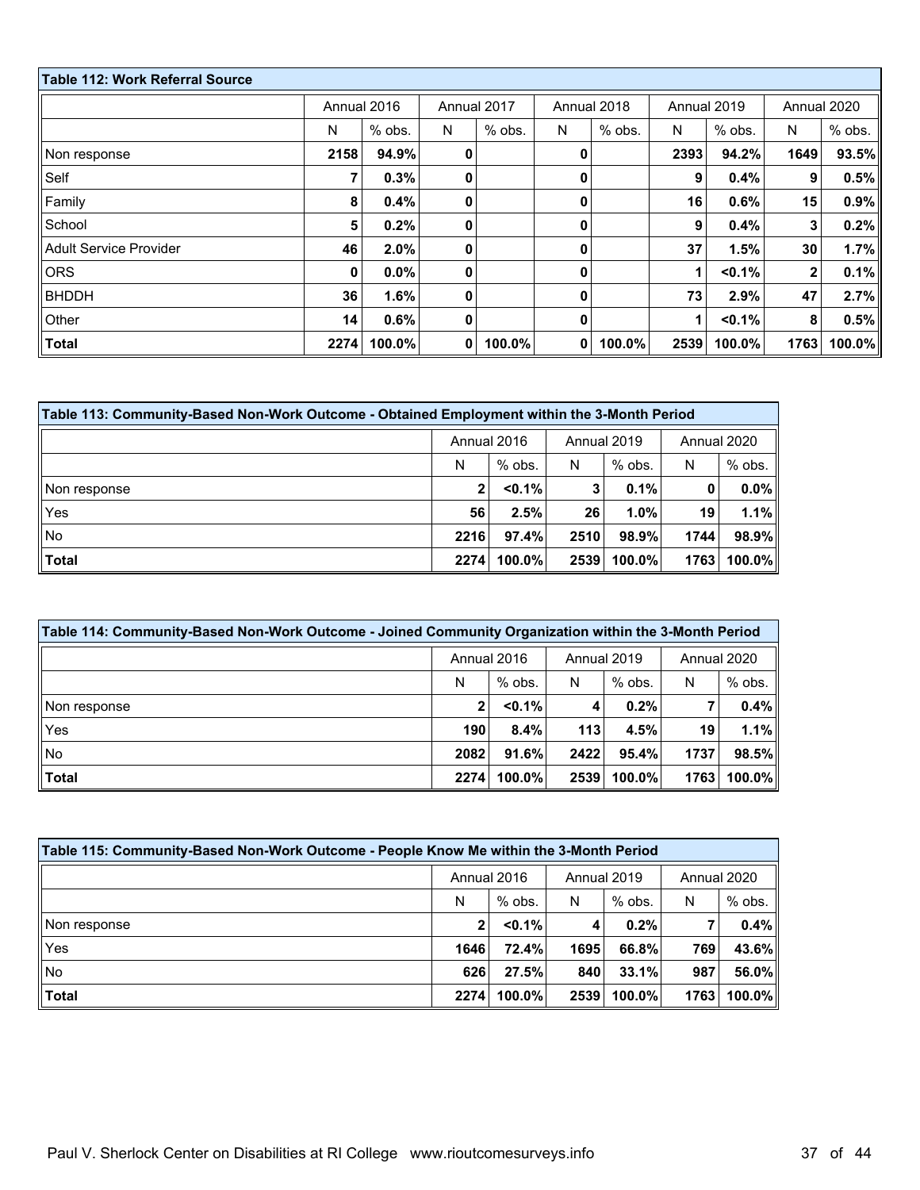**Table 112: Work Referral Source**

| | Annual 2016 | | Annual 2017 | | Annual 2018 | | Annual 2019 | | Annual 2020 | |
|---|---|---|---|---|---|---|---|---|---|---|
| | N | % obs. | N | % obs. | N | % obs. | N | % obs. | N | % obs. |
| Non response | 2158 | 94.9% | 0 | | 0 | | 2393 | 94.2% | 1649 | 93.5% |
| Self | 7 | 0.3% | 0 | | 0 | | 9 | 0.4% | 9 | 0.5% |
| Family | 8 | 0.4% | 0 | | 0 | | 16 | 0.6% | 15 | 0.9% |
| School | 5 | 0.2% | 0 | | 0 | | 9 | 0.4% | 3 | 0.2% |
| Adult Service Provider | 46 | 2.0% | 0 | | 0 | | 37 | 1.5% | 30 | 1.7% |
| ORS | 0 | 0.0% | 0 | | 0 | | 1 | <0.1% | 2 | 0.1% |
| BHDDH | 36 | 1.6% | 0 | | 0 | | 73 | 2.9% | 47 | 2.7% |
| Other | 14 | 0.6% | 0 | | 0 | | 1 | <0.1% | 8 | 0.5% |
| **Total** | 2274 | 100.0% | 0 | 100.0% | 0 | 100.0% | 2539 | 100.0% | 1763 | 100.0% |

**Table 113: Community-Based Non-Work Outcome - Obtained Employment within the 3-Month Period**

| | Annual 2016 | | Annual 2019 | | Annual 2020 | |
|---|---|---|---|---|---|---|
| | N | % obs. | N | % obs. | N | % obs. |
| Non response | 2 | <0.1% | 3 | 0.1% | 0 | 0.0% |
| Yes | 56 | 2.5% | 26 | 1.0% | 19 | 1.1% |
| No | 2216 | 97.4% | 2510 | 98.9% | 1744 | 98.9% |
| **Total** | 2274 | 100.0% | 2539 | 100.0% | 1763 | 100.0% |

**Table 114: Community-Based Non-Work Outcome - Joined Community Organization within the 3-Month Period**

| | Annual 2016 | | Annual 2019 | | Annual 2020 | |
|---|---|---|---|---|---|---|
| | N | % obs. | N | % obs. | N | % obs. |
| Non response | 2 | <0.1% | 4 | 0.2% | 7 | 0.4% |
| Yes | 190 | 8.4% | 113 | 4.5% | 19 | 1.1% |
| No | 2082 | 91.6% | 2422 | 95.4% | 1737 | 98.5% |
| **Total** | 2274 | 100.0% | 2539 | 100.0% | 1763 | 100.0% |

**Table 115: Community-Based Non-Work Outcome - People Know Me within the 3-Month Period**

| | Annual 2016 | | Annual 2019 | | Annual 2020 | |
|---|---|---|---|---|---|---|
| | N | % obs. | N | % obs. | N | % obs. |
| Non response | 2 | <0.1% | 4 | 0.2% | 7 | 0.4% |
| Yes | 1646 | 72.4% | 1695 | 66.8% | 769 | 43.6% |
| No | 626 | 27.5% | 840 | 33.1% | 987 | 56.0% |
| **Total** | 2274 | 100.0% | 2539 | 100.0% | 1763 | 100.0% |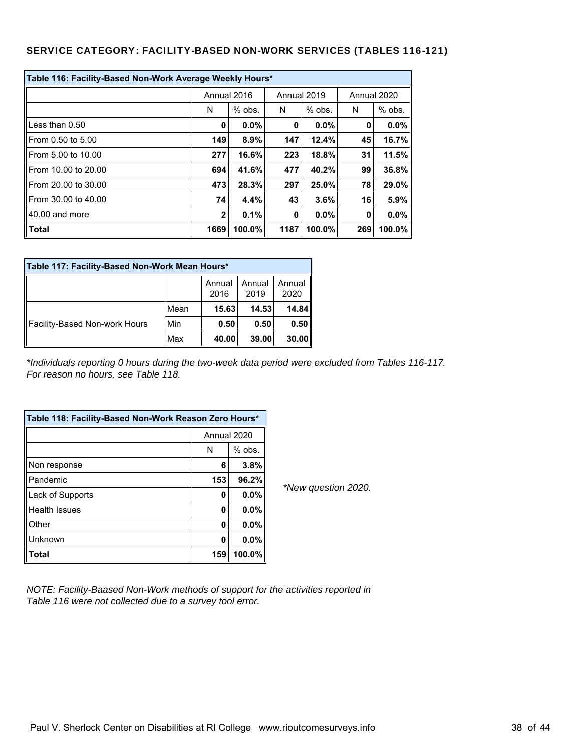## SERVICE CATEGORY: FACILITY-BASED NON-WORK SERVICES (TABLES 116-121)

| Table 116: Facility-Based Non-Work Average Weekly Hours* | Annual 2016 | | Annual 2019 | | Annual 2020 | |
|---|---|---|---|---|---|---|
| | N | % obs. | N | % obs. | N | % obs. |
| Less than 0.50 | **0** | **0.0%** | **0** | **0.0%** | **0** | **0.0%** |
| From 0.50 to 5.00 | **149** | **8.9%** | **147** | **12.4%** | **45** | **16.7%** |
| From 5.00 to 10.00 | **277** | **16.6%** | **223** | **18.8%** | **31** | **11.5%** |
| From 10.00 to 20.00 | **694** | **41.6%** | **477** | **40.2%** | **99** | **36.8%** |
| From 20.00 to 30.00 | **473** | **28.3%** | **297** | **25.0%** | **78** | **29.0%** |
| From 30.00 to 40.00 | **74** | **4.4%** | **43** | **3.6%** | **16** | **5.9%** |
| 40.00 and more | **2** | **0.1%** | **0** | **0.0%** | **0** | **0.0%** |
| **Total** | **1669** | **100.0%** | **1187** | **100.0%** | **269** | **100.0%** |

| Table 117: Facility-Based Non-Work Mean Hours* | | Annual 2016 | Annual 2019 | Annual 2020 |
|---|---|---|---|---|
| Facility-Based Non-work Hours | Mean | **15.63** | **14.53** | **14.84** |
| | Min | **0.50** | **0.50** | **0.50** |
| | Max | **40.00** | **39.00** | **30.00** |

*\*Individuals reporting 0 hours during the two-week data period were excluded from Tables 116-117. For reason no hours, see Table 118.*

| Table 118: Facility-Based Non-Work Reason Zero Hours* | Annual 2020 | |
|---|---|---|
| | N | % obs. |
| Non response | **6** | **3.8%** |
| Pandemic | **153** | **96.2%** |
| Lack of Supports | **0** | **0.0%** |
| Health Issues | **0** | **0.0%** |
| Other | **0** | **0.0%** |
| Unknown | **0** | **0.0%** |
| **Total** | **159** | **100.0%** |

*\*New question 2020.*

*NOTE: Facility-Baased Non-Work methods of support for the activities reported in Table 116 were not collected due to a survey tool error.*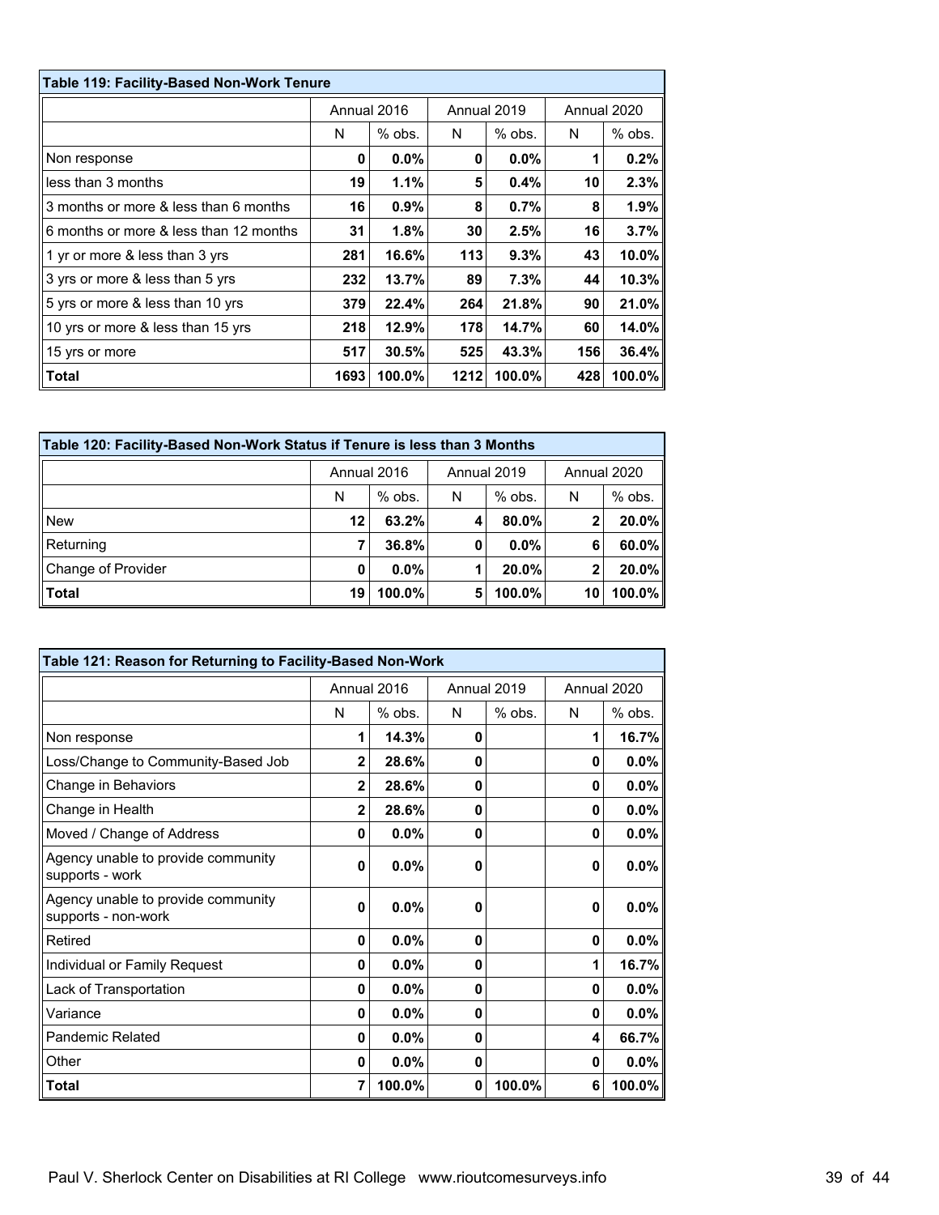| Table 119: Facility-Based Non-Work Tenure | | | | | | |
|---|---|---|---|---|---|---|
| | Annual 2016 | | Annual 2019 | | Annual 2020 | |
| | N | % obs. | N | % obs. | N | % obs. |
| Non response | **0** | **0.0%** | **0** | **0.0%** | **1** | **0.2%** |
| less than 3 months | **19** | **1.1%** | **5** | **0.4%** | **10** | **2.3%** |
| 3 months or more & less than 6 months | **16** | **0.9%** | **8** | **0.7%** | **8** | **1.9%** |
| 6 months or more & less than 12 months | **31** | **1.8%** | **30** | **2.5%** | **16** | **3.7%** |
| 1 yr or more & less than 3 yrs | **281** | **16.6%** | **113** | **9.3%** | **43** | **10.0%** |
| 3 yrs or more & less than 5 yrs | **232** | **13.7%** | **89** | **7.3%** | **44** | **10.3%** |
| 5 yrs or more & less than 10 yrs | **379** | **22.4%** | **264** | **21.8%** | **90** | **21.0%** |
| 10 yrs or more & less than 15 yrs | **218** | **12.9%** | **178** | **14.7%** | **60** | **14.0%** |
| 15 yrs or more | **517** | **30.5%** | **525** | **43.3%** | **156** | **36.4%** |
| **Total** | **1693** | **100.0%** | **1212** | **100.0%** | **428** | **100.0%** |

| Table 120: Facility-Based Non-Work Status if Tenure is less than 3 Months | | | | | | |
|---|---|---|---|---|---|---|
| | Annual 2016 | | Annual 2019 | | Annual 2020 | |
| | N | % obs. | N | % obs. | N | % obs. |
| New | **12** | **63.2%** | **4** | **80.0%** | **2** | **20.0%** |
| Returning | **7** | **36.8%** | **0** | **0.0%** | **6** | **60.0%** |
| Change of Provider | **0** | **0.0%** | **1** | **20.0%** | **2** | **20.0%** |
| **Total** | **19** | **100.0%** | **5** | **100.0%** | **10** | **100.0%** |

| Table 121: Reason for Returning to Facility-Based Non-Work | | | | | | |
|---|---|---|---|---|---|---|
| | Annual 2016 | | Annual 2019 | | Annual 2020 | |
| | N | % obs. | N | % obs. | N | % obs. |
| Non response | **1** | **14.3%** | **0** | | **1** | **16.7%** |
| Loss/Change to Community-Based Job | **2** | **28.6%** | **0** | | **0** | **0.0%** |
| Change in Behaviors | **2** | **28.6%** | **0** | | **0** | **0.0%** |
| Change in Health | **2** | **28.6%** | **0** | | **0** | **0.0%** |
| Moved / Change of Address | **0** | **0.0%** | **0** | | **0** | **0.0%** |
| Agency unable to provide community supports - work | **0** | **0.0%** | **0** | | **0** | **0.0%** |
| Agency unable to provide community supports - non-work | **0** | **0.0%** | **0** | | **0** | **0.0%** |
| Retired | **0** | **0.0%** | **0** | | **0** | **0.0%** |
| Individual or Family Request | **0** | **0.0%** | **0** | | **1** | **16.7%** |
| Lack of Transportation | **0** | **0.0%** | **0** | | **0** | **0.0%** |
| Variance | **0** | **0.0%** | **0** | | **0** | **0.0%** |
| Pandemic Related | **0** | **0.0%** | **0** | | **4** | **66.7%** |
| Other | **0** | **0.0%** | **0** | | **0** | **0.0%** |
| **Total** | **7** | **100.0%** | **0** | **100.0%** | **6** | **100.0%** |

Paul V. Sherlock Center on Disabilities at RI College www.rioutcomesurveys.info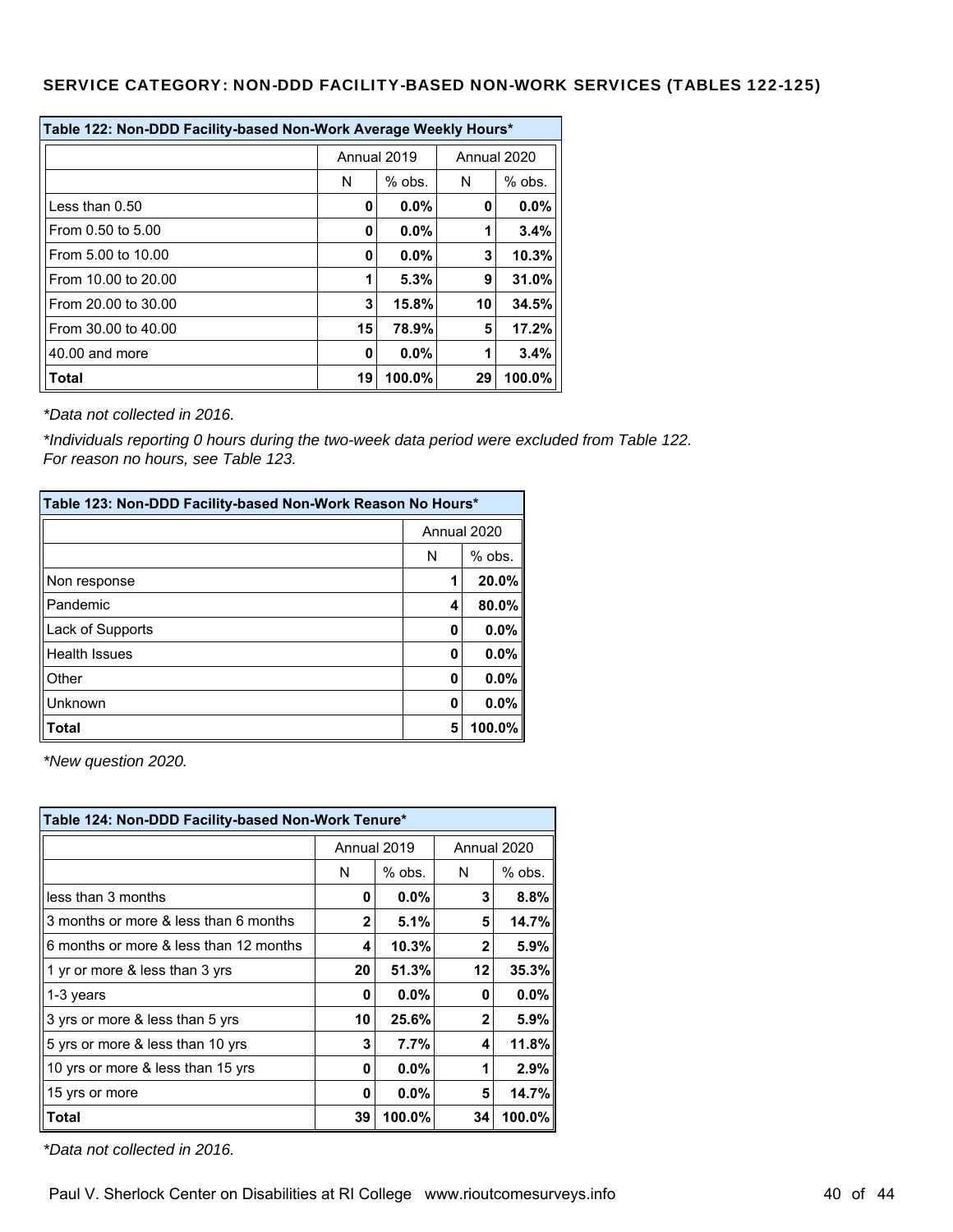## SERVICE CATEGORY: NON-DDD FACILITY-BASED NON-WORK SERVICES (TABLES 122-125)

**Table 122: Non-DDD Facility-based Non-Work Average Weekly Hours***

| | Annual 2019 | | Annual 2020 | |
|---|---|---|---|---|
| | N | % obs. | N | % obs. |
| Less than 0.50 | 0 | 0.0% | 0 | 0.0% |
| From 0.50 to 5.00 | 0 | 0.0% | 1 | 3.4% |
| From 5.00 to 10.00 | 0 | 0.0% | 3 | 10.3% |
| From 10.00 to 20.00 | 1 | 5.3% | 9 | 31.0% |
| From 20.00 to 30.00 | 3 | 15.8% | 10 | 34.5% |
| From 30.00 to 40.00 | 15 | 78.9% | 5 | 17.2% |
| 40.00 and more | 0 | 0.0% | 1 | 3.4% |
| **Total** | 19 | 100.0% | 29 | 100.0% |

*\*Data not collected in 2016.*

*\*Individuals reporting 0 hours during the two-week data period were excluded from Table 122. For reason no hours, see Table 123.*

**Table 123: Non-DDD Facility-based Non-Work Reason No Hours***

| | Annual 2020 | |
|---|---|---|
| | N | % obs. |
| Non response | 1 | 20.0% |
| Pandemic | 4 | 80.0% |
| Lack of Supports | 0 | 0.0% |
| Health Issues | 0 | 0.0% |
| Other | 0 | 0.0% |
| Unknown | 0 | 0.0% |
| **Total** | 5 | 100.0% |

*\*New question 2020.*

**Table 124: Non-DDD Facility-based Non-Work Tenure***

| | Annual 2019 | | Annual 2020 | |
|---|---|---|---|---|
| | N | % obs. | N | % obs. |
| less than 3 months | 0 | 0.0% | 3 | 8.8% |
| 3 months or more & less than 6 months | 2 | 5.1% | 5 | 14.7% |
| 6 months or more & less than 12 months | 4 | 10.3% | 2 | 5.9% |
| 1 yr or more & less than 3 yrs | 20 | 51.3% | 12 | 35.3% |
| 1-3 years | 0 | 0.0% | 0 | 0.0% |
| 3 yrs or more & less than 5 yrs | 10 | 25.6% | 2 | 5.9% |
| 5 yrs or more & less than 10 yrs | 3 | 7.7% | 4 | 11.8% |
| 10 yrs or more & less than 15 yrs | 0 | 0.0% | 1 | 2.9% |
| 15 yrs or more | 0 | 0.0% | 5 | 14.7% |
| **Total** | 39 | 100.0% | 34 | 100.0% |

*\*Data not collected in 2016.*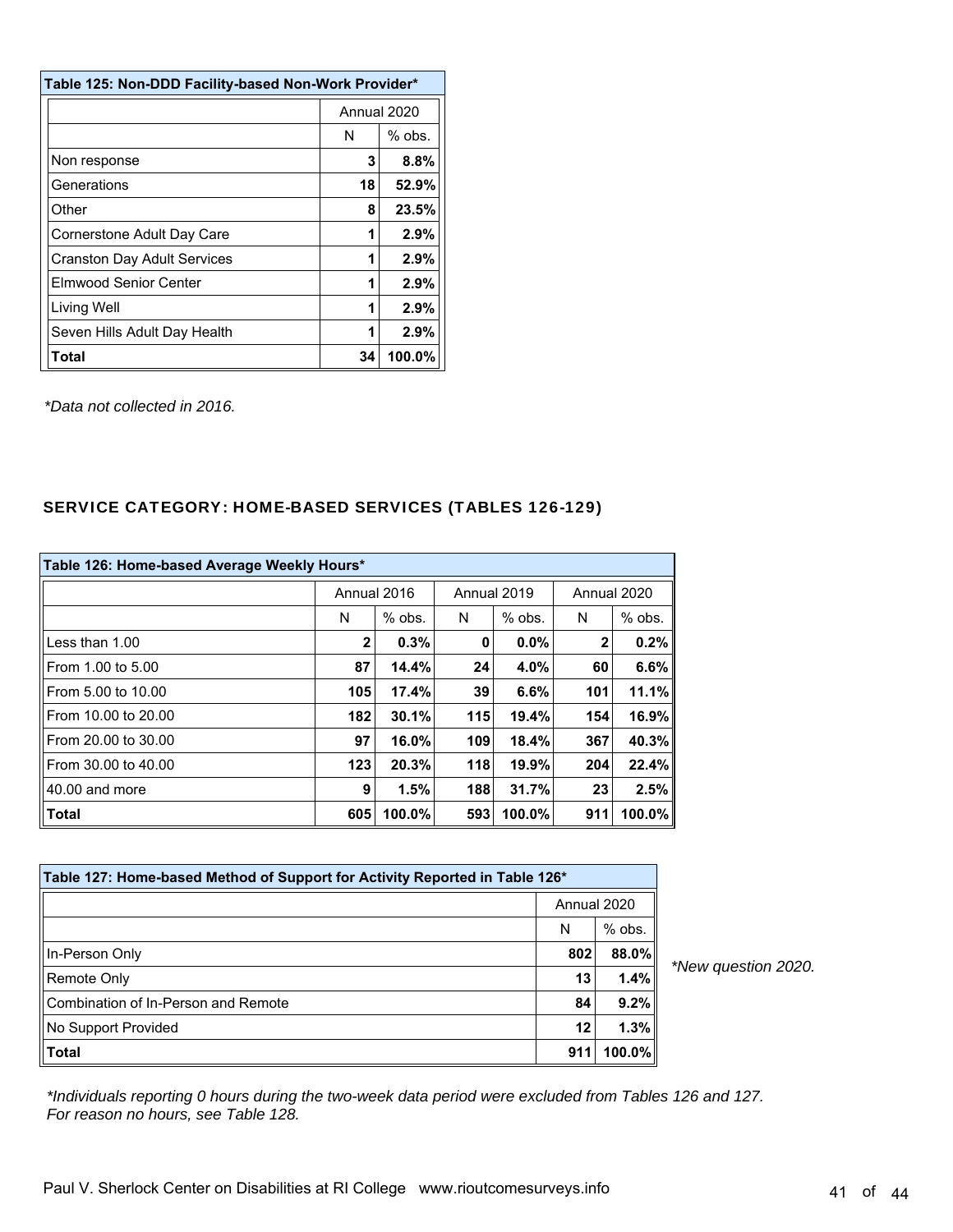| Table 125: Non-DDD Facility-based Non-Work Provider* | | |
|---|---|---|
| | Annual 2020 | |
| | N | % obs. |
| Non response | 3 | 8.8% |
| Generations | 18 | 52.9% |
| Other | 8 | 23.5% |
| Cornerstone Adult Day Care | 1 | 2.9% |
| Cranston Day Adult Services | 1 | 2.9% |
| Elmwood Senior Center | 1 | 2.9% |
| Living Well | 1 | 2.9% |
| Seven Hills Adult Day Health | 1 | 2.9% |
| **Total** | 34 | 100.0% |

*\*Data not collected in 2016.*

## SERVICE CATEGORY: HOME-BASED SERVICES (TABLES 126-129)

| Table 126: Home-based Average Weekly Hours* | | | | | | |
|---|---|---|---|---|---|---|
| | Annual 2016 | | Annual 2019 | | Annual 2020 | |
| | N | % obs. | N | % obs. | N | % obs. |
| Less than 1.00 | 2 | 0.3% | 0 | 0.0% | 2 | 0.2% |
| From 1.00 to 5.00 | 87 | 14.4% | 24 | 4.0% | 60 | 6.6% |
| From 5.00 to 10.00 | 105 | 17.4% | 39 | 6.6% | 101 | 11.1% |
| From 10.00 to 20.00 | 182 | 30.1% | 115 | 19.4% | 154 | 16.9% |
| From 20.00 to 30.00 | 97 | 16.0% | 109 | 18.4% | 367 | 40.3% |
| From 30.00 to 40.00 | 123 | 20.3% | 118 | 19.9% | 204 | 22.4% |
| 40.00 and more | 9 | 1.5% | 188 | 31.7% | 23 | 2.5% |
| **Total** | 605 | 100.0% | 593 | 100.0% | 911 | 100.0% |

| Table 127: Home-based Method of Support for Activity Reported in Table 126* | | |
|---|---|---|
| | Annual 2020 | |
| | N | % obs. |
| In-Person Only | 802 | 88.0% |
| Remote Only | 13 | 1.4% |
| Combination of In-Person and Remote | 84 | 9.2% |
| No Support Provided | 12 | 1.3% |
| **Total** | 911 | 100.0% |

*\*New question 2020.*

*\*Individuals reporting 0 hours during the two-week data period were excluded from Tables 126 and 127. For reason no hours, see Table 128.*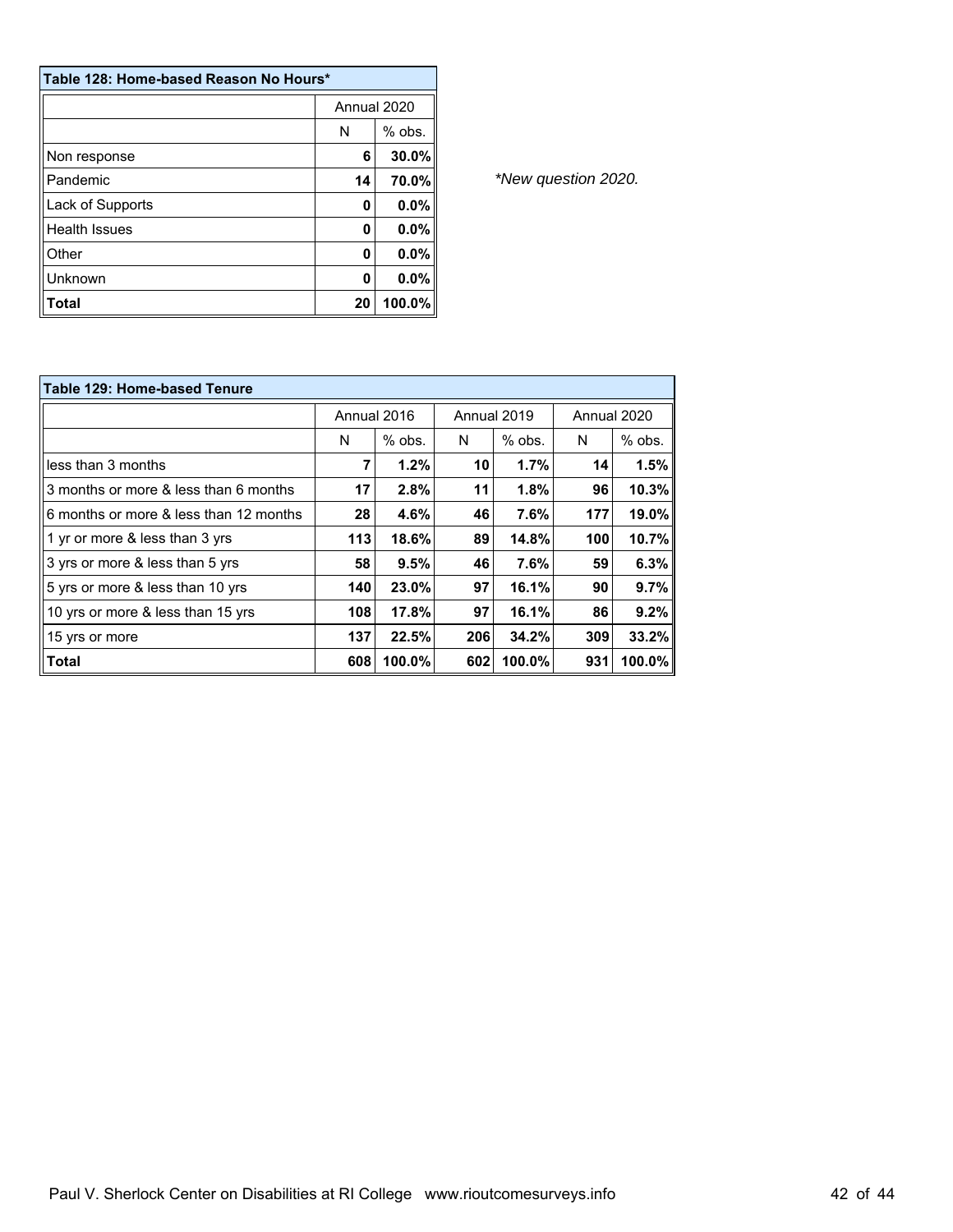**Table 128: Home-based Reason No Hours***

| | Annual 2020 | |
|---|---|---|
| | N | % obs. |
| Non response | **6** | **30.0%** |
| Pandemic | **14** | **70.0%** |
| Lack of Supports | **0** | **0.0%** |
| Health Issues | **0** | **0.0%** |
| Other | **0** | **0.0%** |
| Unknown | **0** | **0.0%** |
| **Total** | **20** | **100.0%** |

*\*New question 2020.*

**Table 129: Home-based Tenure**

| | Annual 2016 | | Annual 2019 | | Annual 2020 | |
|---|---|---|---|---|---|---|
| | N | % obs. | N | % obs. | N | % obs. |
| less than 3 months | **7** | **1.2%** | **10** | **1.7%** | **14** | **1.5%** |
| 3 months or more & less than 6 months | **17** | **2.8%** | **11** | **1.8%** | **96** | **10.3%** |
| 6 months or more & less than 12 months | **28** | **4.6%** | **46** | **7.6%** | **177** | **19.0%** |
| 1 yr or more & less than 3 yrs | **113** | **18.6%** | **89** | **14.8%** | **100** | **10.7%** |
| 3 yrs or more & less than 5 yrs | **58** | **9.5%** | **46** | **7.6%** | **59** | **6.3%** |
| 5 yrs or more & less than 10 yrs | **140** | **23.0%** | **97** | **16.1%** | **90** | **9.7%** |
| 10 yrs or more & less than 15 yrs | **108** | **17.8%** | **97** | **16.1%** | **86** | **9.2%** |
| 15 yrs or more | **137** | **22.5%** | **206** | **34.2%** | **309** | **33.2%** |
| **Total** | **608** | **100.0%** | **602** | **100.0%** | **931** | **100.0%** |

Paul V. Sherlock Center on Disabilities at RI College www.rioutcomesurveys.info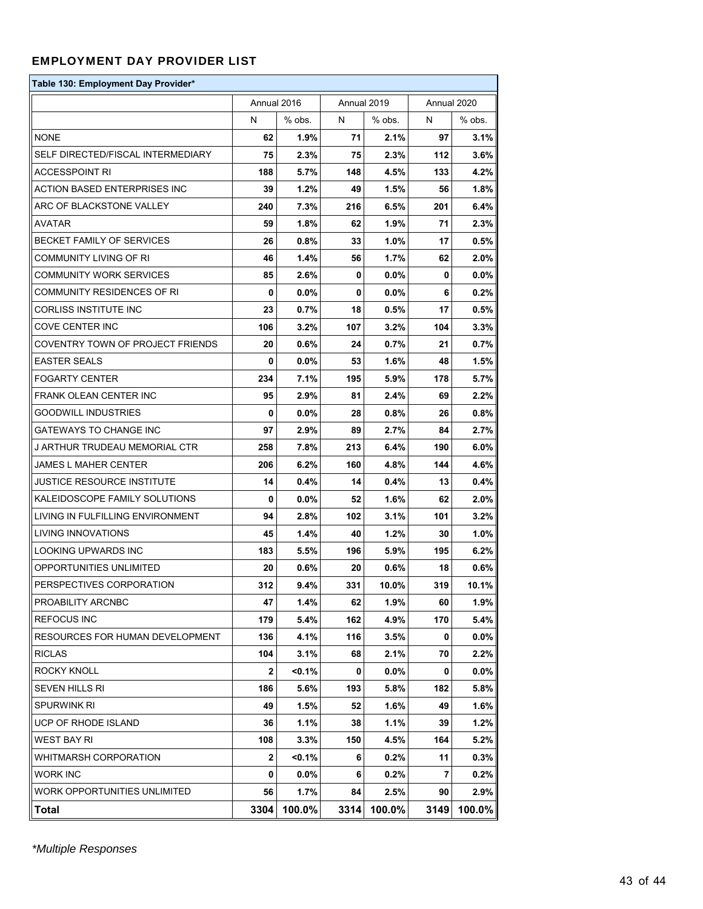## EMPLOYMENT DAY PROVIDER LIST

| Table 130: Employment Day Provider* | | | | | | |
|---|---|---|---|---|---|---|
| | Annual 2016 | | Annual 2019 | | Annual 2020 | |
| | N | % obs. | N | % obs. | N | % obs. |
| NONE | 62 | 1.9% | 71 | 2.1% | 97 | 3.1% |
| SELF DIRECTED/FISCAL INTERMEDIARY | 75 | 2.3% | 75 | 2.3% | 112 | 3.6% |
| ACCESSPOINT RI | 188 | 5.7% | 148 | 4.5% | 133 | 4.2% |
| ACTION BASED ENTERPRISES INC | 39 | 1.2% | 49 | 1.5% | 56 | 1.8% |
| ARC OF BLACKSTONE VALLEY | 240 | 7.3% | 216 | 6.5% | 201 | 6.4% |
| AVATAR | 59 | 1.8% | 62 | 1.9% | 71 | 2.3% |
| BECKET FAMILY OF SERVICES | 26 | 0.8% | 33 | 1.0% | 17 | 0.5% |
| COMMUNITY LIVING OF RI | 46 | 1.4% | 56 | 1.7% | 62 | 2.0% |
| COMMUNITY WORK SERVICES | 85 | 2.6% | 0 | 0.0% | 0 | 0.0% |
| COMMUNITY RESIDENCES OF RI | 0 | 0.0% | 0 | 0.0% | 6 | 0.2% |
| CORLISS INSTITUTE INC | 23 | 0.7% | 18 | 0.5% | 17 | 0.5% |
| COVE CENTER INC | 106 | 3.2% | 107 | 3.2% | 104 | 3.3% |
| COVENTRY TOWN OF PROJECT FRIENDS | 20 | 0.6% | 24 | 0.7% | 21 | 0.7% |
| EASTER SEALS | 0 | 0.0% | 53 | 1.6% | 48 | 1.5% |
| FOGARTY CENTER | 234 | 7.1% | 195 | 5.9% | 178 | 5.7% |
| FRANK OLEAN CENTER INC | 95 | 2.9% | 81 | 2.4% | 69 | 2.2% |
| GOODWILL INDUSTRIES | 0 | 0.0% | 28 | 0.8% | 26 | 0.8% |
| GATEWAYS TO CHANGE INC | 97 | 2.9% | 89 | 2.7% | 84 | 2.7% |
| J ARTHUR TRUDEAU MEMORIAL CTR | 258 | 7.8% | 213 | 6.4% | 190 | 6.0% |
| JAMES L MAHER CENTER | 206 | 6.2% | 160 | 4.8% | 144 | 4.6% |
| JUSTICE RESOURCE INSTITUTE | 14 | 0.4% | 14 | 0.4% | 13 | 0.4% |
| KALEIDOSCOPE FAMILY SOLUTIONS | 0 | 0.0% | 52 | 1.6% | 62 | 2.0% |
| LIVING IN FULFILLING ENVIRONMENT | 94 | 2.8% | 102 | 3.1% | 101 | 3.2% |
| LIVING INNOVATIONS | 45 | 1.4% | 40 | 1.2% | 30 | 1.0% |
| LOOKING UPWARDS INC | 183 | 5.5% | 196 | 5.9% | 195 | 6.2% |
| OPPORTUNITIES UNLIMITED | 20 | 0.6% | 20 | 0.6% | 18 | 0.6% |
| PERSPECTIVES CORPORATION | 312 | 9.4% | 331 | 10.0% | 319 | 10.1% |
| PROABILITY ARCNBC | 47 | 1.4% | 62 | 1.9% | 60 | 1.9% |
| REFOCUS INC | 179 | 5.4% | 162 | 4.9% | 170 | 5.4% |
| RESOURCES FOR HUMAN DEVELOPMENT | 136 | 4.1% | 116 | 3.5% | 0 | 0.0% |
| RICLAS | 104 | 3.1% | 68 | 2.1% | 70 | 2.2% |
| ROCKY KNOLL | 2 | <0.1% | 0 | 0.0% | 0 | 0.0% |
| SEVEN HILLS RI | 186 | 5.6% | 193 | 5.8% | 182 | 5.8% |
| SPURWINK RI | 49 | 1.5% | 52 | 1.6% | 49 | 1.6% |
| UCP OF RHODE ISLAND | 36 | 1.1% | 38 | 1.1% | 39 | 1.2% |
| WEST BAY RI | 108 | 3.3% | 150 | 4.5% | 164 | 5.2% |
| WHITMARSH CORPORATION | 2 | <0.1% | 6 | 0.2% | 11 | 0.3% |
| WORK INC | 0 | 0.0% | 6 | 0.2% | 7 | 0.2% |
| WORK OPPORTUNITIES UNLIMITED | 56 | 1.7% | 84 | 2.5% | 90 | 2.9% |
| **Total** | **3304** | **100.0%** | **3314** | **100.0%** | **3149** | **100.0%** |

*\*Multiple Responses*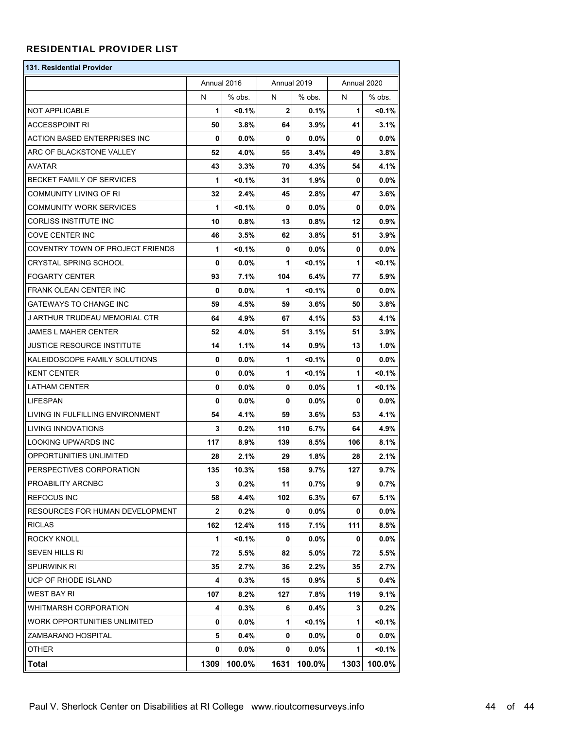## RESIDENTIAL PROVIDER LIST

| 131. Residential Provider | Annual 2016 | | Annual 2019 | | Annual 2020 | |
|---|---|---|---|---|---|---|
| | N | % obs. | N | % obs. | N | % obs. |
| NOT APPLICABLE | 1 | <0.1% | 2 | 0.1% | 1 | <0.1% |
| ACCESSPOINT RI | 50 | 3.8% | 64 | 3.9% | 41 | 3.1% |
| ACTION BASED ENTERPRISES INC | 0 | 0.0% | 0 | 0.0% | 0 | 0.0% |
| ARC OF BLACKSTONE VALLEY | 52 | 4.0% | 55 | 3.4% | 49 | 3.8% |
| AVATAR | 43 | 3.3% | 70 | 4.3% | 54 | 4.1% |
| BECKET FAMILY OF SERVICES | 1 | <0.1% | 31 | 1.9% | 0 | 0.0% |
| COMMUNITY LIVING OF RI | 32 | 2.4% | 45 | 2.8% | 47 | 3.6% |
| COMMUNITY WORK SERVICES | 1 | <0.1% | 0 | 0.0% | 0 | 0.0% |
| CORLISS INSTITUTE INC | 10 | 0.8% | 13 | 0.8% | 12 | 0.9% |
| COVE CENTER INC | 46 | 3.5% | 62 | 3.8% | 51 | 3.9% |
| COVENTRY TOWN OF PROJECT FRIENDS | 1 | <0.1% | 0 | 0.0% | 0 | 0.0% |
| CRYSTAL SPRING SCHOOL | 0 | 0.0% | 1 | <0.1% | 1 | <0.1% |
| FOGARTY CENTER | 93 | 7.1% | 104 | 6.4% | 77 | 5.9% |
| FRANK OLEAN CENTER INC | 0 | 0.0% | 1 | <0.1% | 0 | 0.0% |
| GATEWAYS TO CHANGE INC | 59 | 4.5% | 59 | 3.6% | 50 | 3.8% |
| J ARTHUR TRUDEAU MEMORIAL CTR | 64 | 4.9% | 67 | 4.1% | 53 | 4.1% |
| JAMES L MAHER CENTER | 52 | 4.0% | 51 | 3.1% | 51 | 3.9% |
| JUSTICE RESOURCE INSTITUTE | 14 | 1.1% | 14 | 0.9% | 13 | 1.0% |
| KALEIDOSCOPE FAMILY SOLUTIONS | 0 | 0.0% | 1 | <0.1% | 0 | 0.0% |
| KENT CENTER | 0 | 0.0% | 1 | <0.1% | 1 | <0.1% |
| LATHAM CENTER | 0 | 0.0% | 0 | 0.0% | 1 | <0.1% |
| LIFESPAN | 0 | 0.0% | 0 | 0.0% | 0 | 0.0% |
| LIVING IN FULFILLING ENVIRONMENT | 54 | 4.1% | 59 | 3.6% | 53 | 4.1% |
| LIVING INNOVATIONS | 3 | 0.2% | 110 | 6.7% | 64 | 4.9% |
| LOOKING UPWARDS INC | 117 | 8.9% | 139 | 8.5% | 106 | 8.1% |
| OPPORTUNITIES UNLIMITED | 28 | 2.1% | 29 | 1.8% | 28 | 2.1% |
| PERSPECTIVES CORPORATION | 135 | 10.3% | 158 | 9.7% | 127 | 9.7% |
| PROABILITY ARCNBC | 3 | 0.2% | 11 | 0.7% | 9 | 0.7% |
| REFOCUS INC | 58 | 4.4% | 102 | 6.3% | 67 | 5.1% |
| RESOURCES FOR HUMAN DEVELOPMENT | 2 | 0.2% | 0 | 0.0% | 0 | 0.0% |
| RICLAS | 162 | 12.4% | 115 | 7.1% | 111 | 8.5% |
| ROCKY KNOLL | 1 | <0.1% | 0 | 0.0% | 0 | 0.0% |
| SEVEN HILLS RI | 72 | 5.5% | 82 | 5.0% | 72 | 5.5% |
| SPURWINK RI | 35 | 2.7% | 36 | 2.2% | 35 | 2.7% |
| UCP OF RHODE ISLAND | 4 | 0.3% | 15 | 0.9% | 5 | 0.4% |
| WEST BAY RI | 107 | 8.2% | 127 | 7.8% | 119 | 9.1% |
| WHITMARSH CORPORATION | 4 | 0.3% | 6 | 0.4% | 3 | 0.2% |
| WORK OPPORTUNITIES UNLIMITED | 0 | 0.0% | 1 | <0.1% | 1 | <0.1% |
| ZAMBARANO HOSPITAL | 5 | 0.4% | 0 | 0.0% | 0 | 0.0% |
| OTHER | 0 | 0.0% | 0 | 0.0% | 1 | <0.1% |
| **Total** | 1309 | 100.0% | 1631 | 100.0% | 1303 | 100.0% |

Paul V. Sherlock Center on Disabilities at RI College www.rioutcomesurveys.info